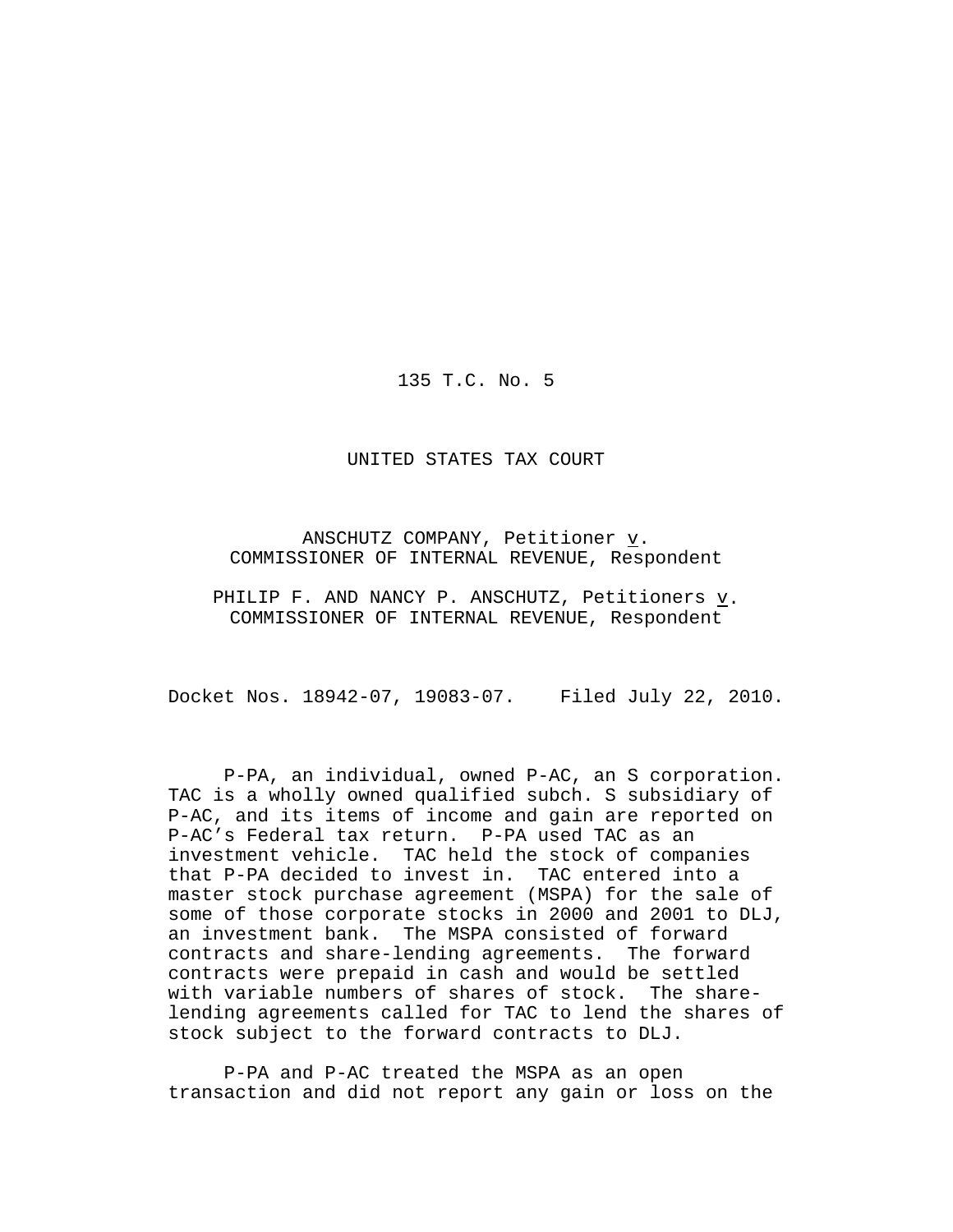135 T.C. No. 5

UNITED STATES TAX COURT

ANSCHUTZ COMPANY, Petitioner v.
COMMISSIONER OF INTERNAL REVENUE, Respondent

PHILIP F. AND NANCY P. ANSCHUTZ, Petitioners v.
COMMISSIONER OF INTERNAL REVENUE, Respondent

Docket Nos. 18942-07, 19083-07. Filed July 22, 2010.

P-PA, an individual, owned P-AC, an S corporation. TAC is a wholly owned qualified subch. S subsidiary of P-AC, and its items of income and gain are reported on P-AC's Federal tax return. P-PA used TAC as an investment vehicle. TAC held the stock of companies that P-PA decided to invest in. TAC entered into a master stock purchase agreement (MSPA) for the sale of some of those corporate stocks in 2000 and 2001 to DLJ, an investment bank. The MSPA consisted of forward contracts and share-lending agreements. The forward contracts were prepaid in cash and would be settled with variable numbers of shares of stock. The share-lending agreements called for TAC to lend the shares of stock subject to the forward contracts to DLJ.

P-PA and P-AC treated the MSPA as an open transaction and did not report any gain or loss on the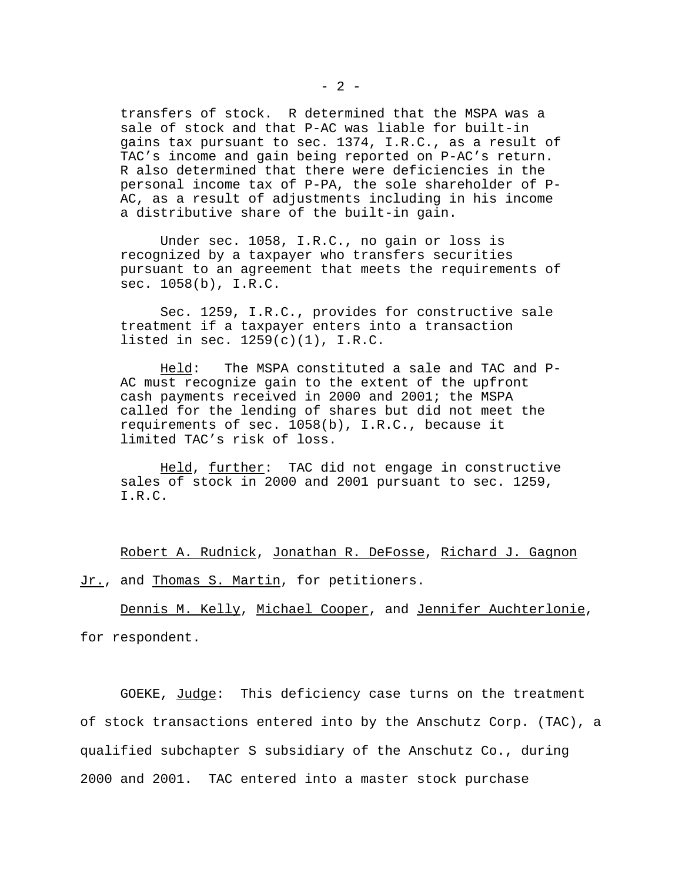transfers of stock. R determined that the MSPA was a sale of stock and that P-AC was liable for built-in gains tax pursuant to sec. 1374, I.R.C., as a result of TAC's income and gain being reported on P-AC's return. R also determined that there were deficiencies in the personal income tax of P-PA, the sole shareholder of P-AC, as a result of adjustments including in his income a distributive share of the built-in gain.

Under sec. 1058, I.R.C., no gain or loss is recognized by a taxpayer who transfers securities pursuant to an agreement that meets the requirements of sec. 1058(b), I.R.C.

Sec. 1259, I.R.C., provides for constructive sale treatment if a taxpayer enters into a transaction listed in sec. 1259(c)(1), I.R.C.

Held: The MSPA constituted a sale and TAC and P-AC must recognize gain to the extent of the upfront cash payments received in 2000 and 2001; the MSPA called for the lending of shares but did not meet the requirements of sec. 1058(b), I.R.C., because it limited TAC's risk of loss.

Held, further: TAC did not engage in constructive sales of stock in 2000 and 2001 pursuant to sec. 1259, I.R.C.

Robert A. Rudnick, Jonathan R. DeFosse, Richard J. Gagnon Jr., and Thomas S. Martin, for petitioners.

Dennis M. Kelly, Michael Cooper, and Jennifer Auchterlonie, for respondent.

GOEKE, Judge: This deficiency case turns on the treatment of stock transactions entered into by the Anschutz Corp. (TAC), a qualified subchapter S subsidiary of the Anschutz Co., during 2000 and 2001. TAC entered into a master stock purchase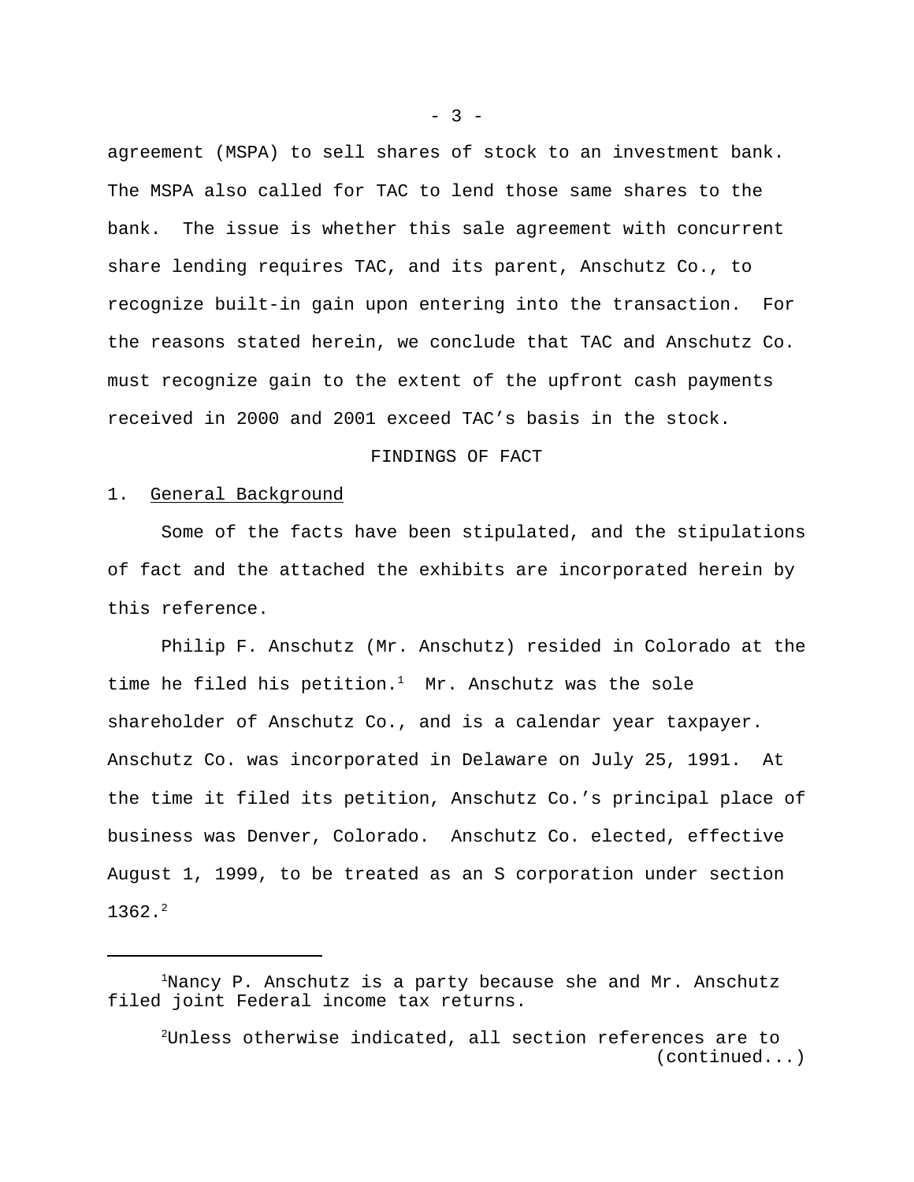agreement (MSPA) to sell shares of stock to an investment bank. The MSPA also called for TAC to lend those same shares to the bank. The issue is whether this sale agreement with concurrent share lending requires TAC, and its parent, Anschutz Co., to recognize built-in gain upon entering into the transaction. For the reasons stated herein, we conclude that TAC and Anschutz Co. must recognize gain to the extent of the upfront cash payments received in 2000 and 2001 exceed TAC's basis in the stock.

## FINDINGS OF FACT

1. General Background

Some of the facts have been stipulated, and the stipulations of fact and the attached the exhibits are incorporated herein by this reference.

Philip F. Anschutz (Mr. Anschutz) resided in Colorado at the time he filed his petition.[1] Mr. Anschutz was the sole shareholder of Anschutz Co., and is a calendar year taxpayer. Anschutz Co. was incorporated in Delaware on July 25, 1991. At the time it filed its petition, Anschutz Co.'s principal place of business was Denver, Colorado. Anschutz Co. elected, effective August 1, 1999, to be treated as an S corporation under section 1362.[2]

---

[1]Nancy P. Anschutz is a party because she and Mr. Anschutz filed joint Federal income tax returns.

[2]Unless otherwise indicated, all section references are to (continued...)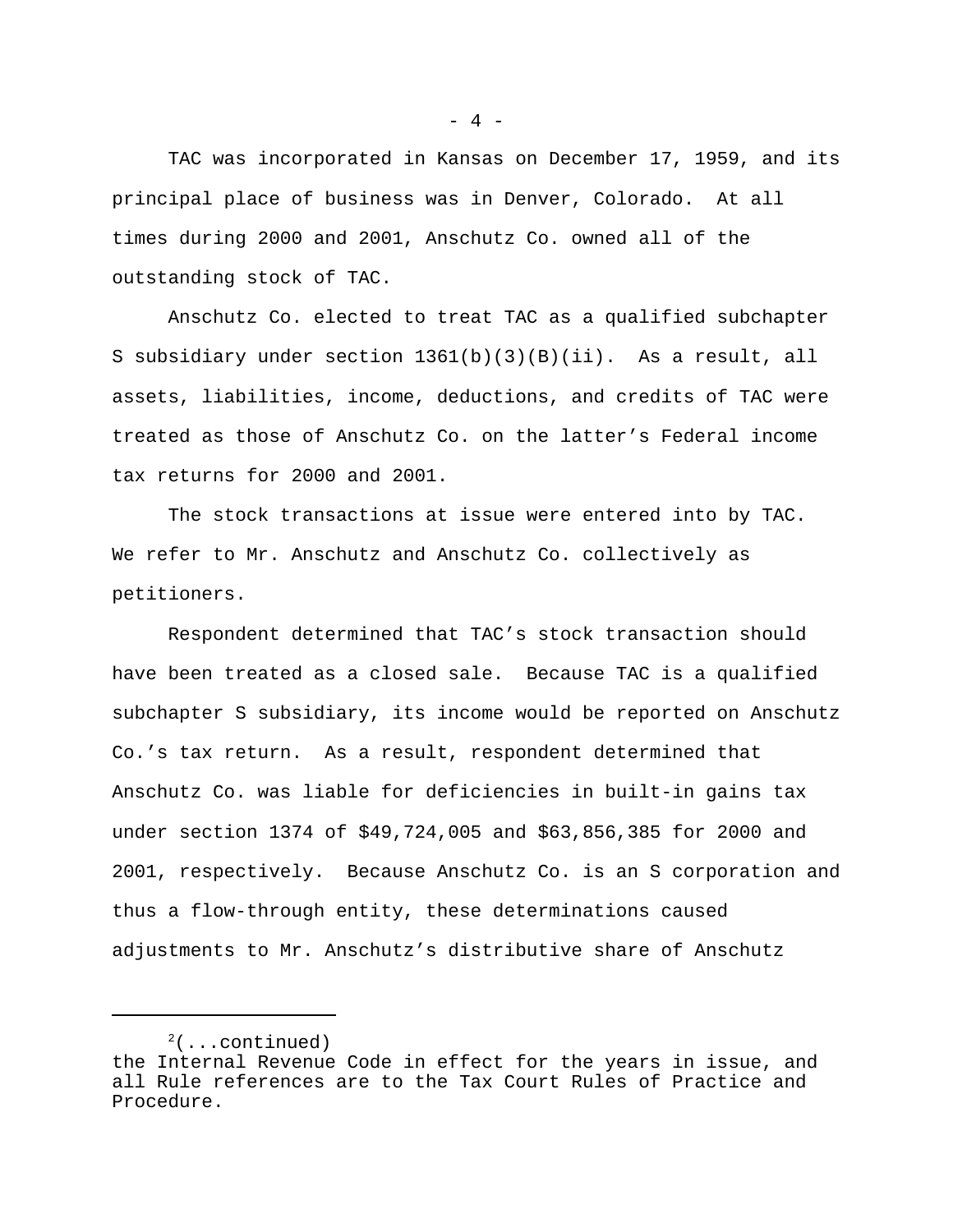TAC was incorporated in Kansas on December 17, 1959, and its principal place of business was in Denver, Colorado. At all times during 2000 and 2001, Anschutz Co. owned all of the outstanding stock of TAC.

Anschutz Co. elected to treat TAC as a qualified subchapter S subsidiary under section 1361(b)(3)(B)(ii). As a result, all assets, liabilities, income, deductions, and credits of TAC were treated as those of Anschutz Co. on the latter's Federal income tax returns for 2000 and 2001.

The stock transactions at issue were entered into by TAC. We refer to Mr. Anschutz and Anschutz Co. collectively as petitioners.

Respondent determined that TAC's stock transaction should have been treated as a closed sale. Because TAC is a qualified subchapter S subsidiary, its income would be reported on Anschutz Co.'s tax return. As a result, respondent determined that Anschutz Co. was liable for deficiencies in built-in gains tax under section 1374 of $49,724,005 and $63,856,385 for 2000 and 2001, respectively. Because Anschutz Co. is an S corporation and thus a flow-through entity, these determinations caused adjustments to Mr. Anschutz's distributive share of Anschutz

---

[2](...continued)
the Internal Revenue Code in effect for the years in issue, and all Rule references are to the Tax Court Rules of Practice and Procedure.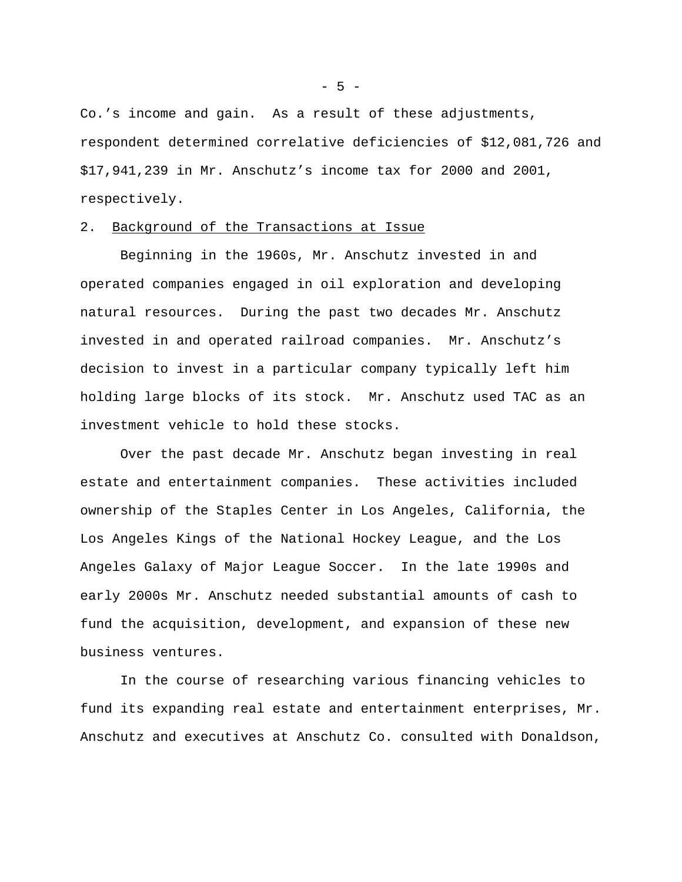Co.'s income and gain. As a result of these adjustments, respondent determined correlative deficiencies of $12,081,726 and $17,941,239 in Mr. Anschutz's income tax for 2000 and 2001, respectively.

## 2. <u>Background of the Transactions at Issue</u>

Beginning in the 1960s, Mr. Anschutz invested in and operated companies engaged in oil exploration and developing natural resources. During the past two decades Mr. Anschutz invested in and operated railroad companies. Mr. Anschutz's decision to invest in a particular company typically left him holding large blocks of its stock. Mr. Anschutz used TAC as an investment vehicle to hold these stocks.

Over the past decade Mr. Anschutz began investing in real estate and entertainment companies. These activities included ownership of the Staples Center in Los Angeles, California, the Los Angeles Kings of the National Hockey League, and the Los Angeles Galaxy of Major League Soccer. In the late 1990s and early 2000s Mr. Anschutz needed substantial amounts of cash to fund the acquisition, development, and expansion of these new business ventures.

In the course of researching various financing vehicles to fund its expanding real estate and entertainment enterprises, Mr. Anschutz and executives at Anschutz Co. consulted with Donaldson,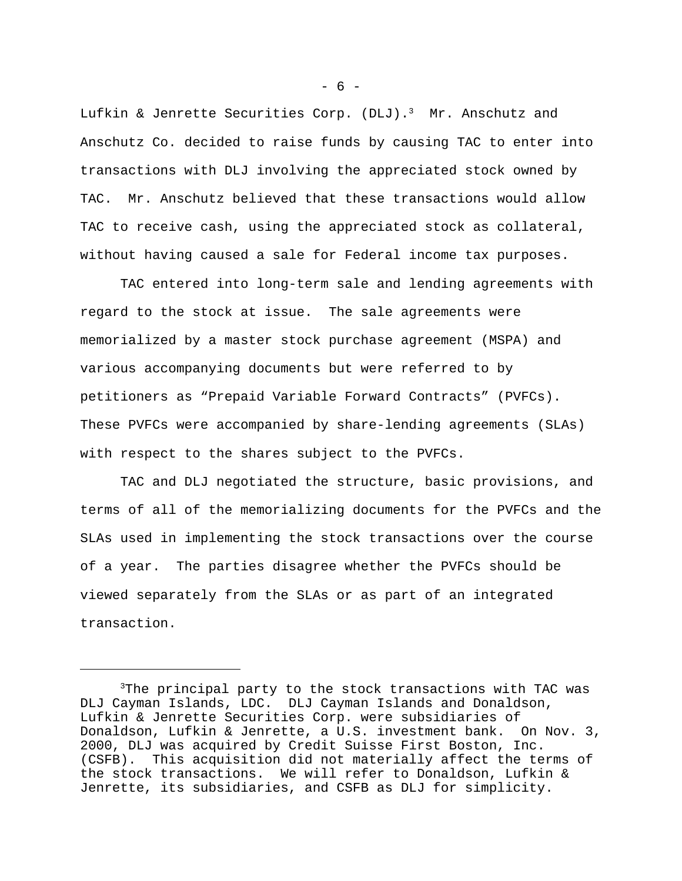Lufkin & Jenrette Securities Corp. (DLJ).[3] Mr. Anschutz and Anschutz Co. decided to raise funds by causing TAC to enter into transactions with DLJ involving the appreciated stock owned by TAC. Mr. Anschutz believed that these transactions would allow TAC to receive cash, using the appreciated stock as collateral, without having caused a sale for Federal income tax purposes.

TAC entered into long-term sale and lending agreements with regard to the stock at issue. The sale agreements were memorialized by a master stock purchase agreement (MSPA) and various accompanying documents but were referred to by petitioners as "Prepaid Variable Forward Contracts" (PVFCs). These PVFCs were accompanied by share-lending agreements (SLAs) with respect to the shares subject to the PVFCs.

TAC and DLJ negotiated the structure, basic provisions, and terms of all of the memorializing documents for the PVFCs and the SLAs used in implementing the stock transactions over the course of a year. The parties disagree whether the PVFCs should be viewed separately from the SLAs or as part of an integrated transaction.

---

[3]The principal party to the stock transactions with TAC was DLJ Cayman Islands, LDC. DLJ Cayman Islands and Donaldson, Lufkin & Jenrette Securities Corp. were subsidiaries of Donaldson, Lufkin & Jenrette, a U.S. investment bank. On Nov. 3, 2000, DLJ was acquired by Credit Suisse First Boston, Inc. (CSFB). This acquisition did not materially affect the terms of the stock transactions. We will refer to Donaldson, Lufkin & Jenrette, its subsidiaries, and CSFB as DLJ for simplicity.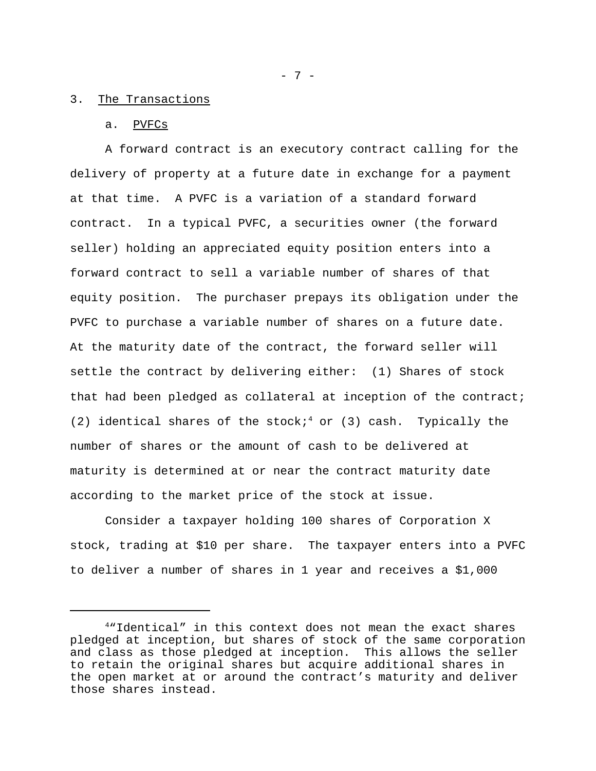3. The Transactions

a. PVFCs

A forward contract is an executory contract calling for the delivery of property at a future date in exchange for a payment at that time. A PVFC is a variation of a standard forward contract. In a typical PVFC, a securities owner (the forward seller) holding an appreciated equity position enters into a forward contract to sell a variable number of shares of that equity position. The purchaser prepays its obligation under the PVFC to purchase a variable number of shares on a future date. At the maturity date of the contract, the forward seller will settle the contract by delivering either: (1) Shares of stock that had been pledged as collateral at inception of the contract; (2) identical shares of the stock;[4] or (3) cash. Typically the number of shares or the amount of cash to be delivered at maturity is determined at or near the contract maturity date according to the market price of the stock at issue.

Consider a taxpayer holding 100 shares of Corporation X stock, trading at $10 per share. The taxpayer enters into a PVFC to deliver a number of shares in 1 year and receives a $1,000

[4] "Identical" in this context does not mean the exact shares pledged at inception, but shares of stock of the same corporation and class as those pledged at inception. This allows the seller to retain the original shares but acquire additional shares in the open market at or around the contract's maturity and deliver those shares instead.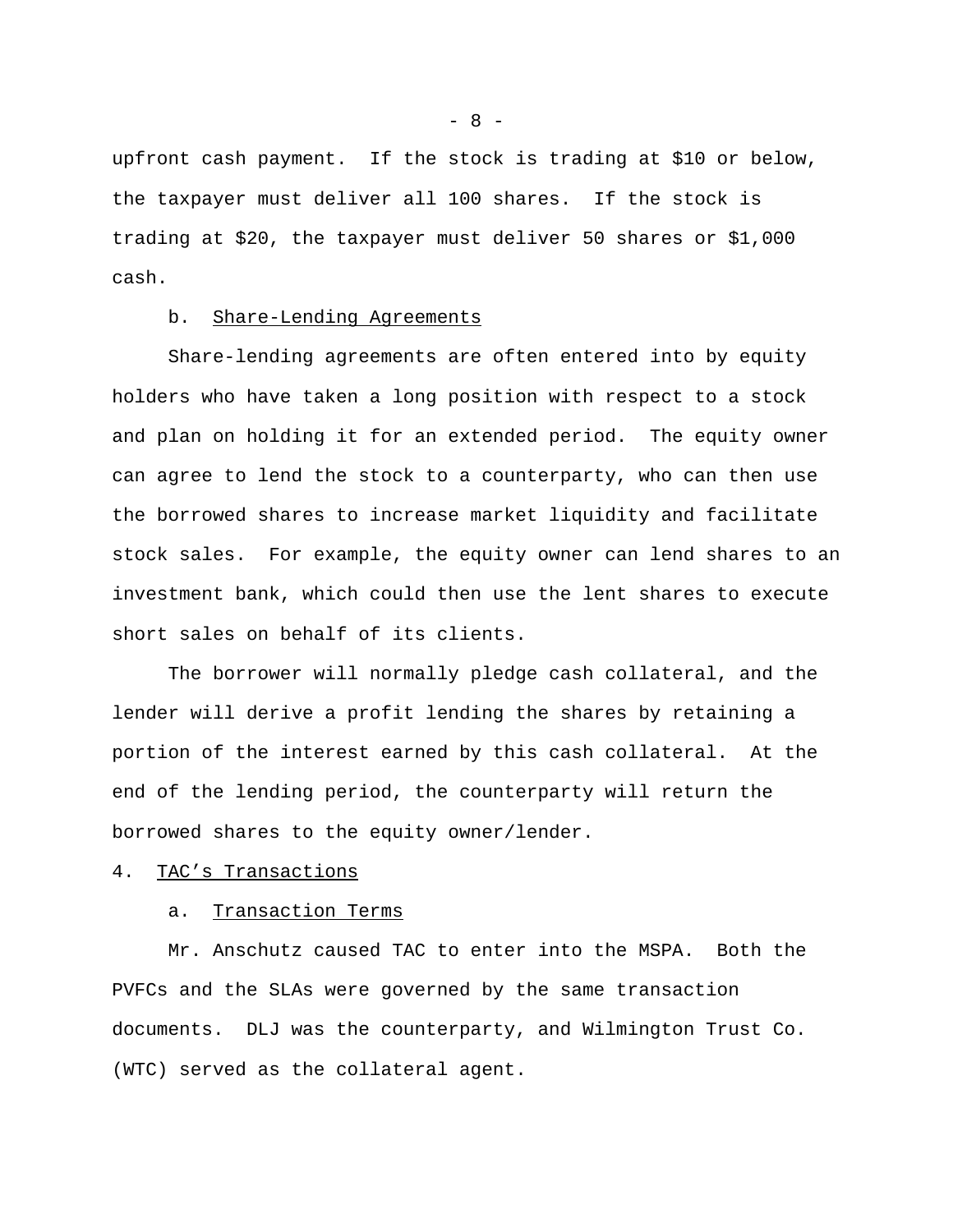upfront cash payment. If the stock is trading at $10 or below, the taxpayer must deliver all 100 shares. If the stock is trading at $20, the taxpayer must deliver 50 shares or $1,000 cash.

b. Share-Lending Agreements

Share-lending agreements are often entered into by equity holders who have taken a long position with respect to a stock and plan on holding it for an extended period. The equity owner can agree to lend the stock to a counterparty, who can then use the borrowed shares to increase market liquidity and facilitate stock sales. For example, the equity owner can lend shares to an investment bank, which could then use the lent shares to execute short sales on behalf of its clients.

The borrower will normally pledge cash collateral, and the lender will derive a profit lending the shares by retaining a portion of the interest earned by this cash collateral. At the end of the lending period, the counterparty will return the borrowed shares to the equity owner/lender.

4. TAC's Transactions

a. Transaction Terms

Mr. Anschutz caused TAC to enter into the MSPA. Both the PVFCs and the SLAs were governed by the same transaction documents. DLJ was the counterparty, and Wilmington Trust Co. (WTC) served as the collateral agent.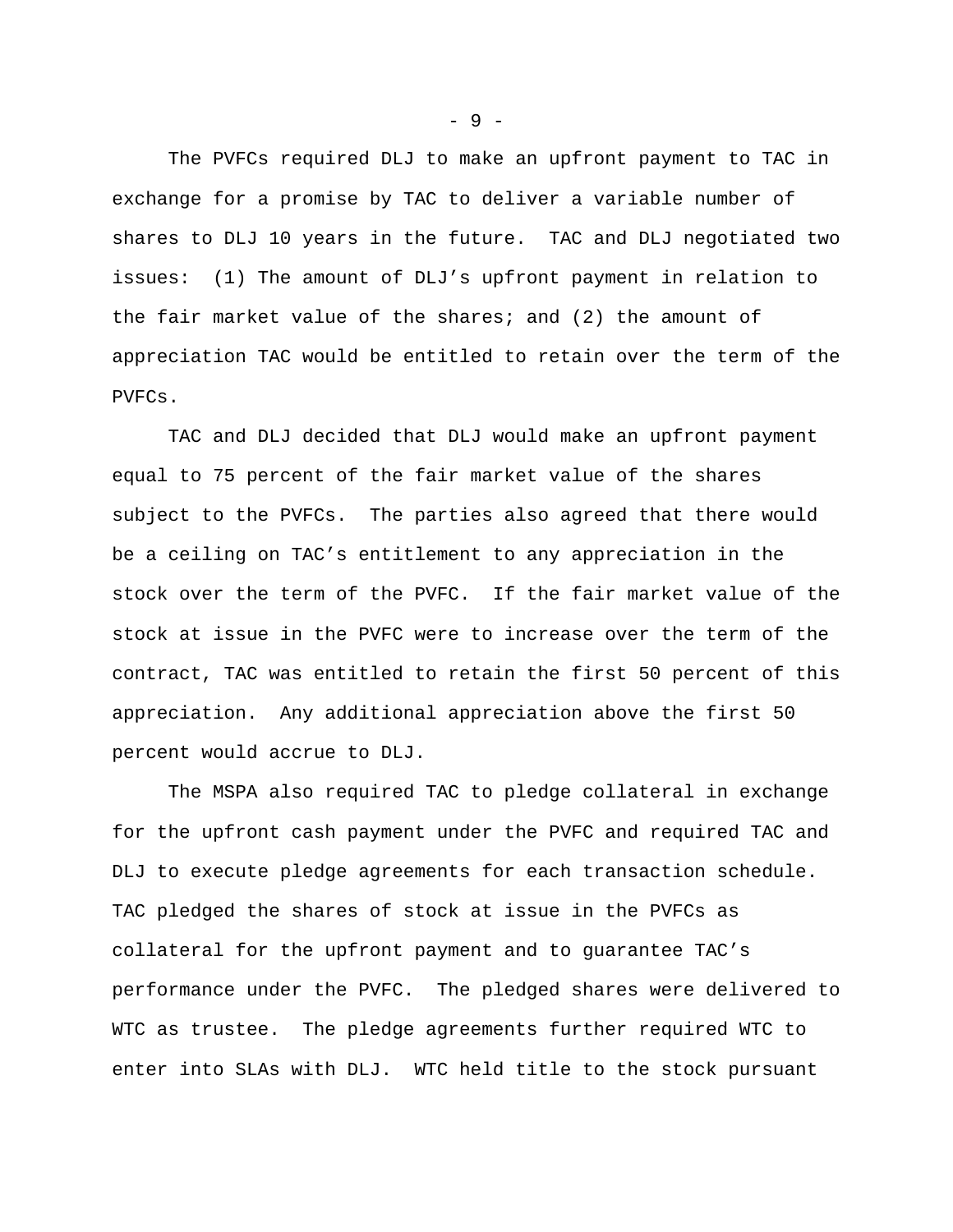The PVFCs required DLJ to make an upfront payment to TAC in exchange for a promise by TAC to deliver a variable number of shares to DLJ 10 years in the future. TAC and DLJ negotiated two issues: (1) The amount of DLJ's upfront payment in relation to the fair market value of the shares; and (2) the amount of appreciation TAC would be entitled to retain over the term of the PVFCs.

TAC and DLJ decided that DLJ would make an upfront payment equal to 75 percent of the fair market value of the shares subject to the PVFCs. The parties also agreed that there would be a ceiling on TAC's entitlement to any appreciation in the stock over the term of the PVFC. If the fair market value of the stock at issue in the PVFC were to increase over the term of the contract, TAC was entitled to retain the first 50 percent of this appreciation. Any additional appreciation above the first 50 percent would accrue to DLJ.

The MSPA also required TAC to pledge collateral in exchange for the upfront cash payment under the PVFC and required TAC and DLJ to execute pledge agreements for each transaction schedule. TAC pledged the shares of stock at issue in the PVFCs as collateral for the upfront payment and to guarantee TAC's performance under the PVFC. The pledged shares were delivered to WTC as trustee. The pledge agreements further required WTC to enter into SLAs with DLJ. WTC held title to the stock pursuant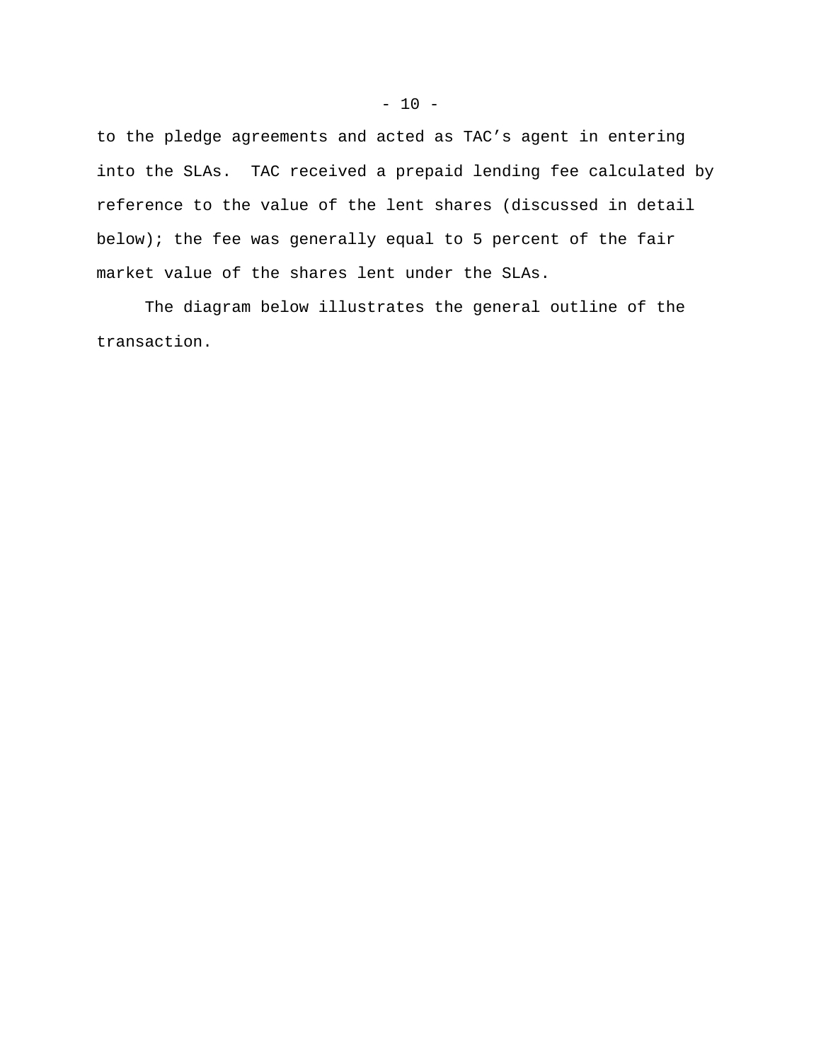to the pledge agreements and acted as TAC's agent in entering into the SLAs. TAC received a prepaid lending fee calculated by reference to the value of the lent shares (discussed in detail below); the fee was generally equal to 5 percent of the fair market value of the shares lent under the SLAs.

The diagram below illustrates the general outline of the transaction.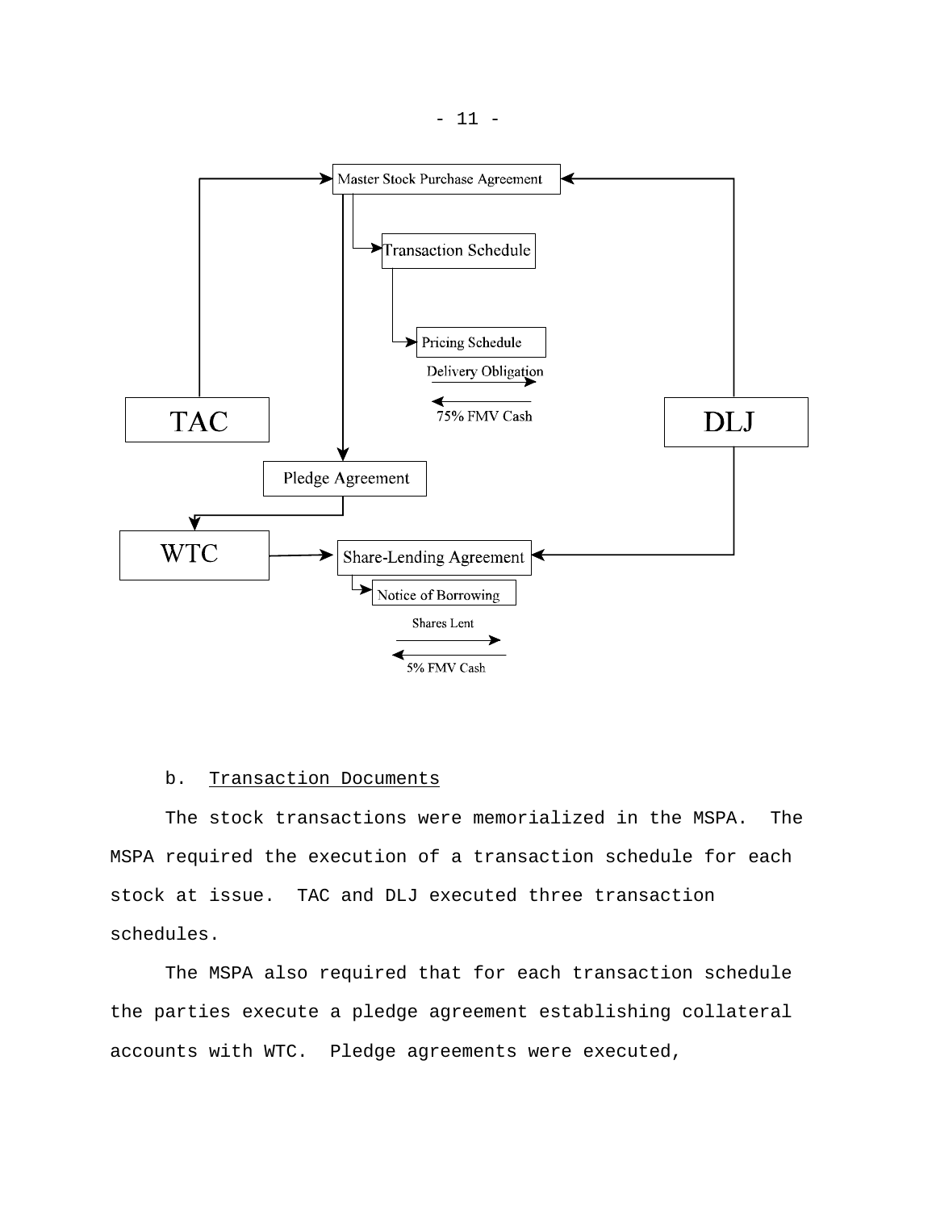Master Stock Purchase Agreement

Transaction Schedule

Pricing Schedule

Delivery Obligation

75% FMV Cash

TAC

DLJ

Pledge Agreement

WTC

Share-Lending Agreement

Notice of Borrowing

Shares Lent

5% FMV Cash

b. Transaction Documents

The stock transactions were memorialized in the MSPA. The MSPA required the execution of a transaction schedule for each stock at issue. TAC and DLJ executed three transaction schedules.

The MSPA also required that for each transaction schedule the parties execute a pledge agreement establishing collateral accounts with WTC. Pledge agreements were executed,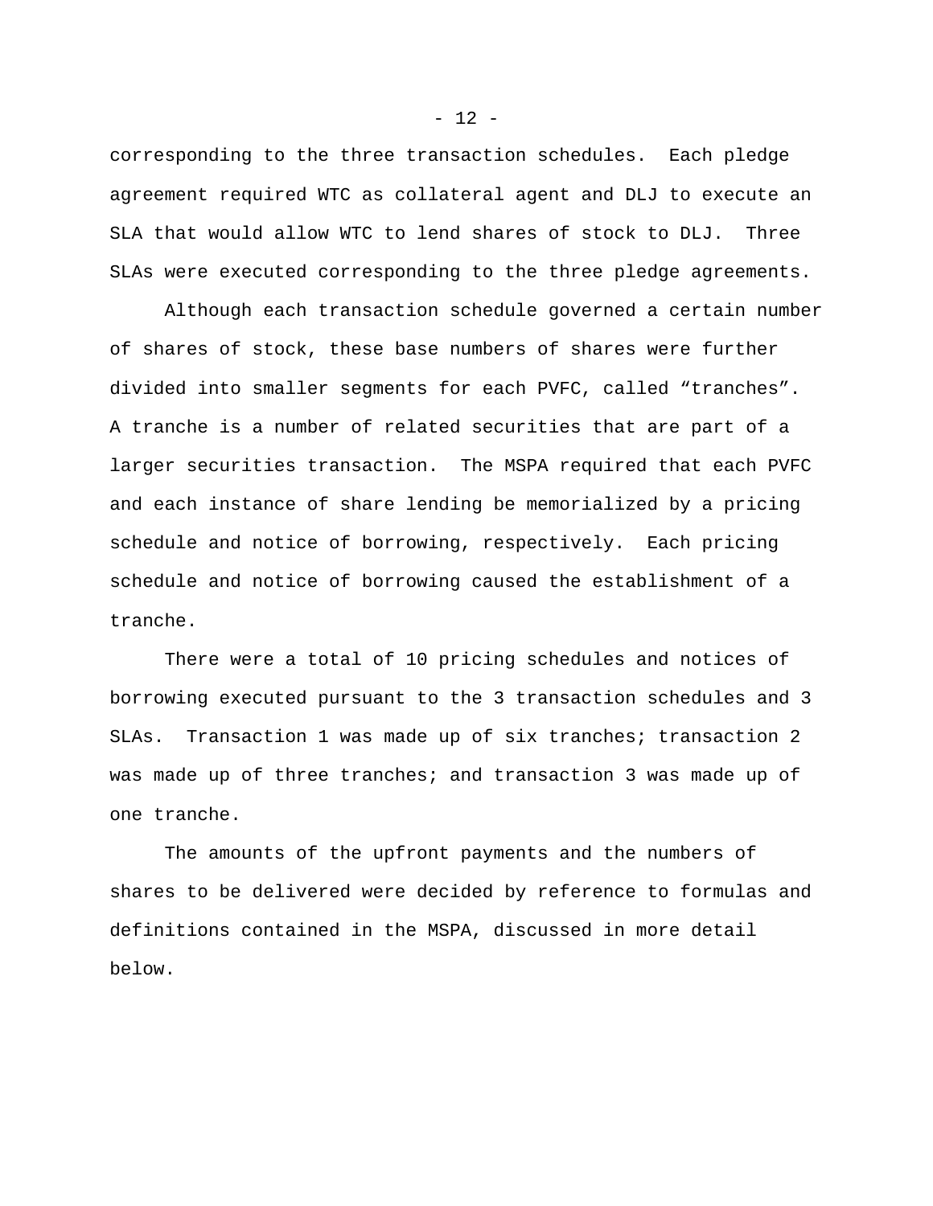corresponding to the three transaction schedules. Each pledge agreement required WTC as collateral agent and DLJ to execute an SLA that would allow WTC to lend shares of stock to DLJ. Three SLAs were executed corresponding to the three pledge agreements.

Although each transaction schedule governed a certain number of shares of stock, these base numbers of shares were further divided into smaller segments for each PVFC, called "tranches". A tranche is a number of related securities that are part of a larger securities transaction. The MSPA required that each PVFC and each instance of share lending be memorialized by a pricing schedule and notice of borrowing, respectively. Each pricing schedule and notice of borrowing caused the establishment of a tranche.

There were a total of 10 pricing schedules and notices of borrowing executed pursuant to the 3 transaction schedules and 3 SLAs. Transaction 1 was made up of six tranches; transaction 2 was made up of three tranches; and transaction 3 was made up of one tranche.

The amounts of the upfront payments and the numbers of shares to be delivered were decided by reference to formulas and definitions contained in the MSPA, discussed in more detail below.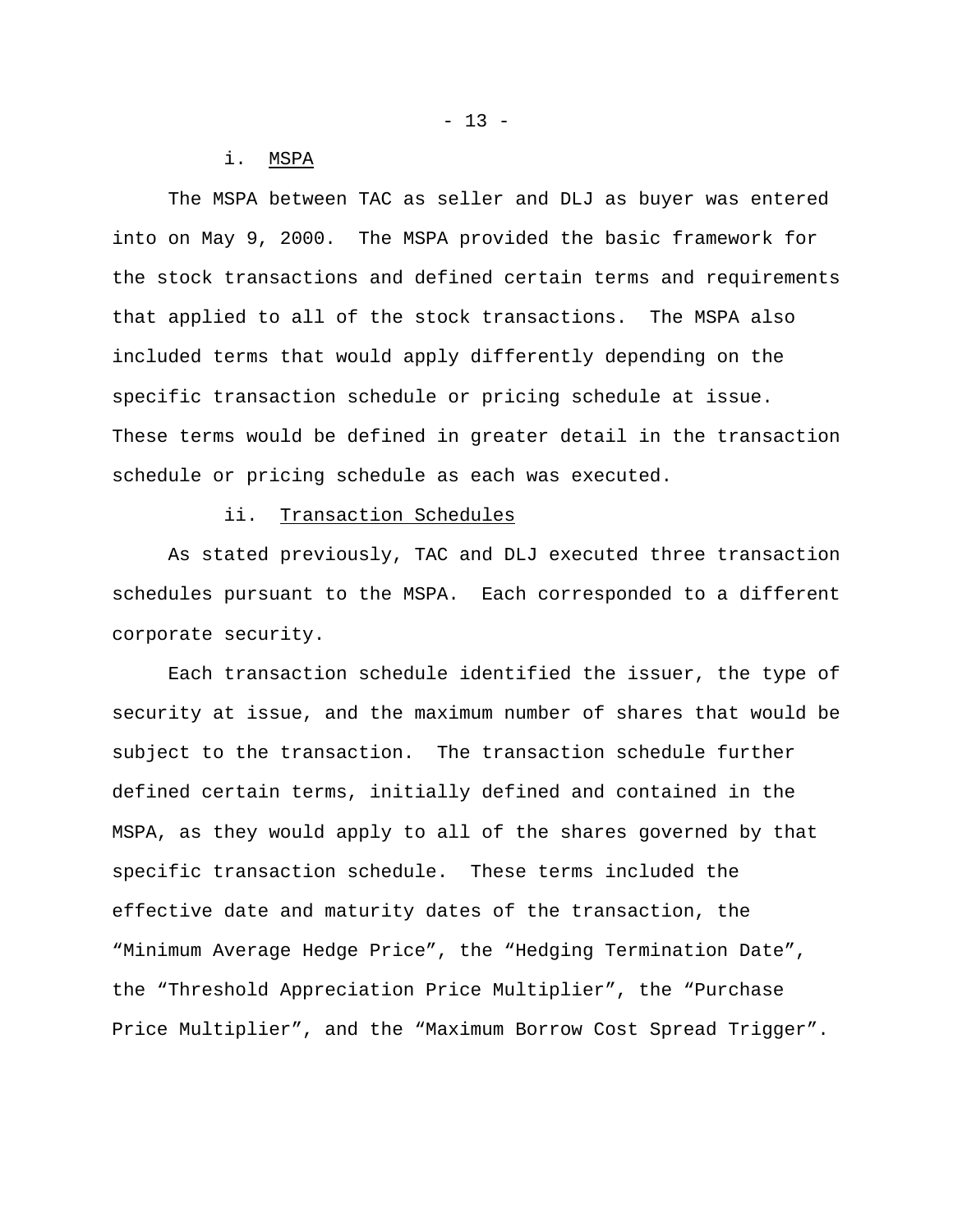i. MSPA

The MSPA between TAC as seller and DLJ as buyer was entered into on May 9, 2000. The MSPA provided the basic framework for the stock transactions and defined certain terms and requirements that applied to all of the stock transactions. The MSPA also included terms that would apply differently depending on the specific transaction schedule or pricing schedule at issue. These terms would be defined in greater detail in the transaction schedule or pricing schedule as each was executed.

ii. Transaction Schedules

As stated previously, TAC and DLJ executed three transaction schedules pursuant to the MSPA. Each corresponded to a different corporate security.

Each transaction schedule identified the issuer, the type of security at issue, and the maximum number of shares that would be subject to the transaction. The transaction schedule further defined certain terms, initially defined and contained in the MSPA, as they would apply to all of the shares governed by that specific transaction schedule. These terms included the effective date and maturity dates of the transaction, the “Minimum Average Hedge Price”, the “Hedging Termination Date”, the “Threshold Appreciation Price Multiplier”, the “Purchase Price Multiplier”, and the “Maximum Borrow Cost Spread Trigger”.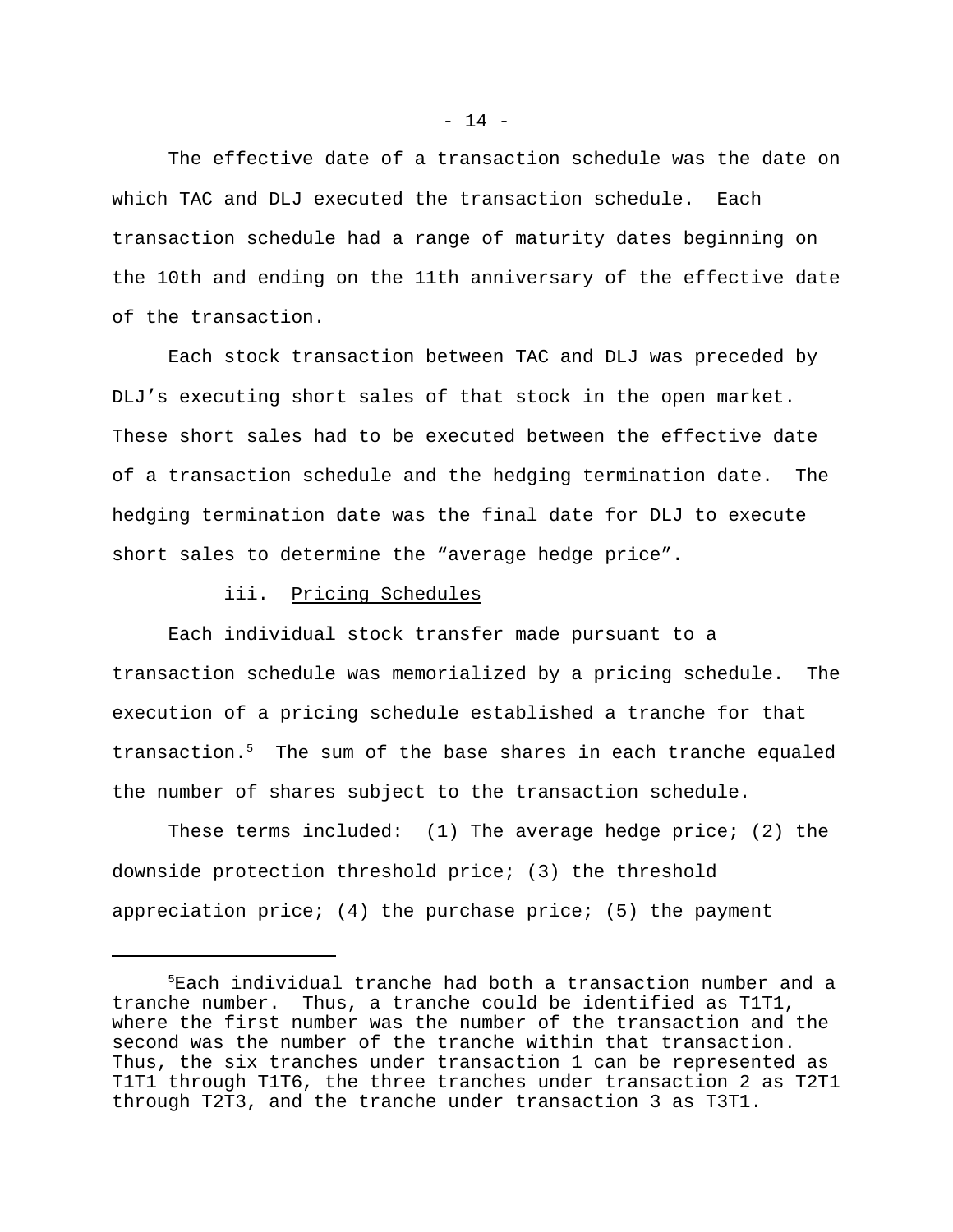The effective date of a transaction schedule was the date on which TAC and DLJ executed the transaction schedule. Each transaction schedule had a range of maturity dates beginning on the 10th and ending on the 11th anniversary of the effective date of the transaction.

Each stock transaction between TAC and DLJ was preceded by DLJ's executing short sales of that stock in the open market. These short sales had to be executed between the effective date of a transaction schedule and the hedging termination date. The hedging termination date was the final date for DLJ to execute short sales to determine the "average hedge price".

iii. Pricing Schedules

Each individual stock transfer made pursuant to a transaction schedule was memorialized by a pricing schedule. The execution of a pricing schedule established a tranche for that transaction.[5] The sum of the base shares in each tranche equaled the number of shares subject to the transaction schedule.

These terms included: (1) The average hedge price; (2) the downside protection threshold price; (3) the threshold appreciation price; (4) the purchase price; (5) the payment

---

[5]Each individual tranche had both a transaction number and a tranche number. Thus, a tranche could be identified as T1T1, where the first number was the number of the transaction and the second was the number of the tranche within that transaction. Thus, the six tranches under transaction 1 can be represented as T1T1 through T1T6, the three tranches under transaction 2 as T2T1 through T2T3, and the tranche under transaction 3 as T3T1.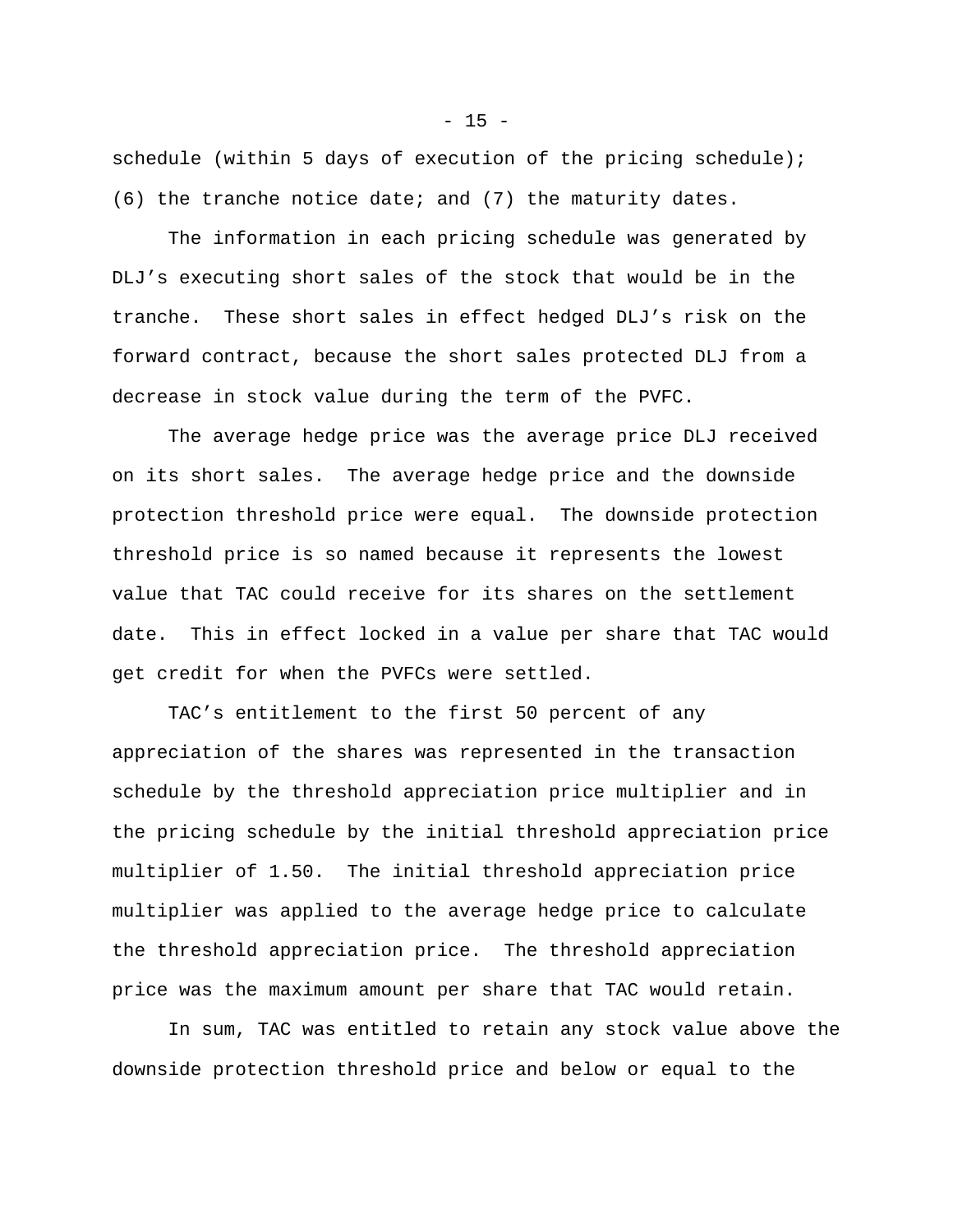schedule (within 5 days of execution of the pricing schedule); (6) the tranche notice date; and (7) the maturity dates.

The information in each pricing schedule was generated by DLJ's executing short sales of the stock that would be in the tranche. These short sales in effect hedged DLJ's risk on the forward contract, because the short sales protected DLJ from a decrease in stock value during the term of the PVFC.

The average hedge price was the average price DLJ received on its short sales. The average hedge price and the downside protection threshold price were equal. The downside protection threshold price is so named because it represents the lowest value that TAC could receive for its shares on the settlement date. This in effect locked in a value per share that TAC would get credit for when the PVFCs were settled.

TAC's entitlement to the first 50 percent of any appreciation of the shares was represented in the transaction schedule by the threshold appreciation price multiplier and in the pricing schedule by the initial threshold appreciation price multiplier of 1.50. The initial threshold appreciation price multiplier was applied to the average hedge price to calculate the threshold appreciation price. The threshold appreciation price was the maximum amount per share that TAC would retain.

In sum, TAC was entitled to retain any stock value above the downside protection threshold price and below or equal to the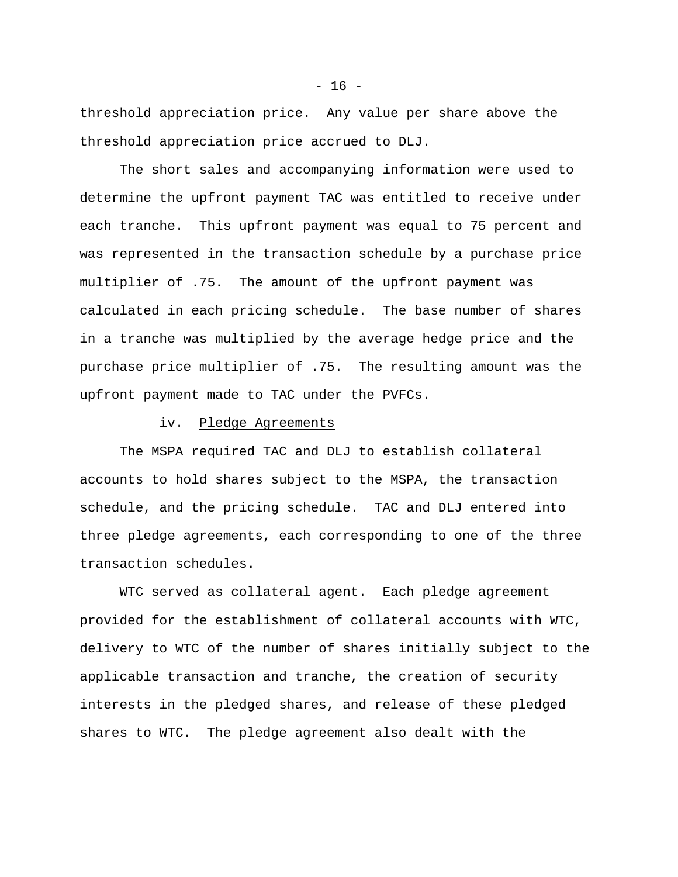threshold appreciation price. Any value per share above the threshold appreciation price accrued to DLJ.

The short sales and accompanying information were used to determine the upfront payment TAC was entitled to receive under each tranche. This upfront payment was equal to 75 percent and was represented in the transaction schedule by a purchase price multiplier of .75. The amount of the upfront payment was calculated in each pricing schedule. The base number of shares in a tranche was multiplied by the average hedge price and the purchase price multiplier of .75. The resulting amount was the upfront payment made to TAC under the PVFCs.

iv. Pledge Agreements

The MSPA required TAC and DLJ to establish collateral accounts to hold shares subject to the MSPA, the transaction schedule, and the pricing schedule. TAC and DLJ entered into three pledge agreements, each corresponding to one of the three transaction schedules.

WTC served as collateral agent. Each pledge agreement provided for the establishment of collateral accounts with WTC, delivery to WTC of the number of shares initially subject to the applicable transaction and tranche, the creation of security interests in the pledged shares, and release of these pledged shares to WTC. The pledge agreement also dealt with the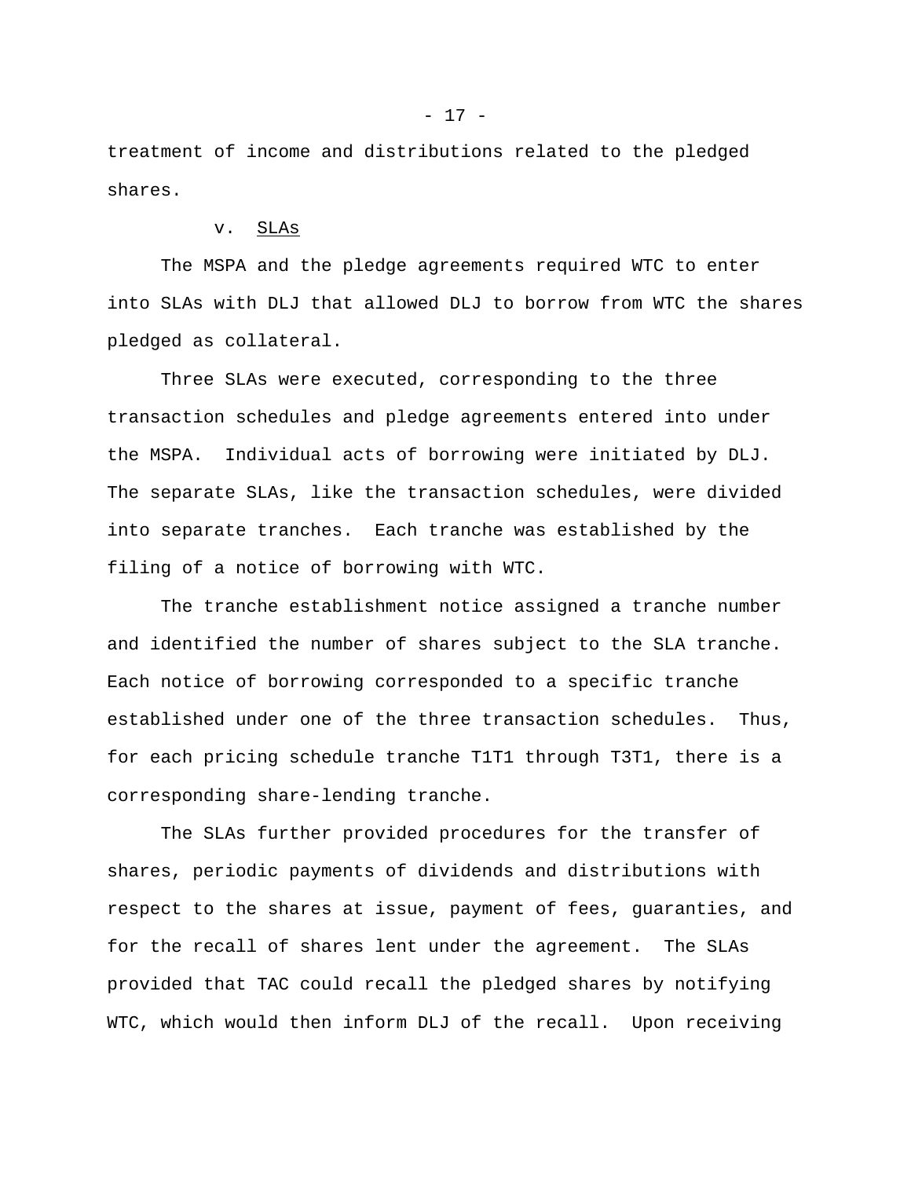treatment of income and distributions related to the pledged shares.

v. <u>SLAs</u>

The MSPA and the pledge agreements required WTC to enter into SLAs with DLJ that allowed DLJ to borrow from WTC the shares pledged as collateral.

Three SLAs were executed, corresponding to the three transaction schedules and pledge agreements entered into under the MSPA. Individual acts of borrowing were initiated by DLJ. The separate SLAs, like the transaction schedules, were divided into separate tranches. Each tranche was established by the filing of a notice of borrowing with WTC.

The tranche establishment notice assigned a tranche number and identified the number of shares subject to the SLA tranche. Each notice of borrowing corresponded to a specific tranche established under one of the three transaction schedules. Thus, for each pricing schedule tranche T1T1 through T3T1, there is a corresponding share-lending tranche.

The SLAs further provided procedures for the transfer of shares, periodic payments of dividends and distributions with respect to the shares at issue, payment of fees, guaranties, and for the recall of shares lent under the agreement. The SLAs provided that TAC could recall the pledged shares by notifying WTC, which would then inform DLJ of the recall. Upon receiving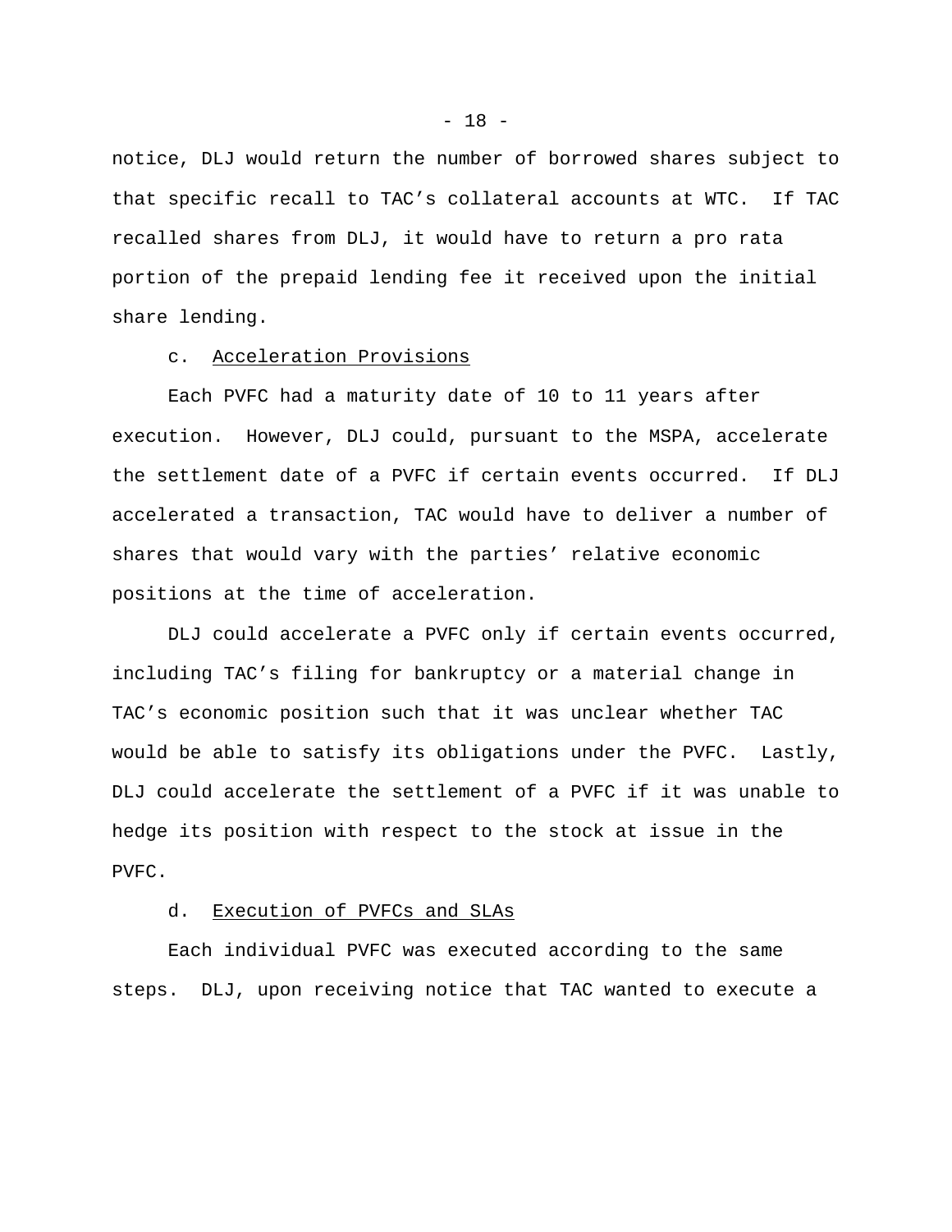notice, DLJ would return the number of borrowed shares subject to that specific recall to TAC's collateral accounts at WTC. If TAC recalled shares from DLJ, it would have to return a pro rata portion of the prepaid lending fee it received upon the initial share lending.

c. Acceleration Provisions

Each PVFC had a maturity date of 10 to 11 years after execution. However, DLJ could, pursuant to the MSPA, accelerate the settlement date of a PVFC if certain events occurred. If DLJ accelerated a transaction, TAC would have to deliver a number of shares that would vary with the parties' relative economic positions at the time of acceleration.

DLJ could accelerate a PVFC only if certain events occurred, including TAC's filing for bankruptcy or a material change in TAC's economic position such that it was unclear whether TAC would be able to satisfy its obligations under the PVFC. Lastly, DLJ could accelerate the settlement of a PVFC if it was unable to hedge its position with respect to the stock at issue in the PVFC.

d. Execution of PVFCs and SLAs

Each individual PVFC was executed according to the same steps. DLJ, upon receiving notice that TAC wanted to execute a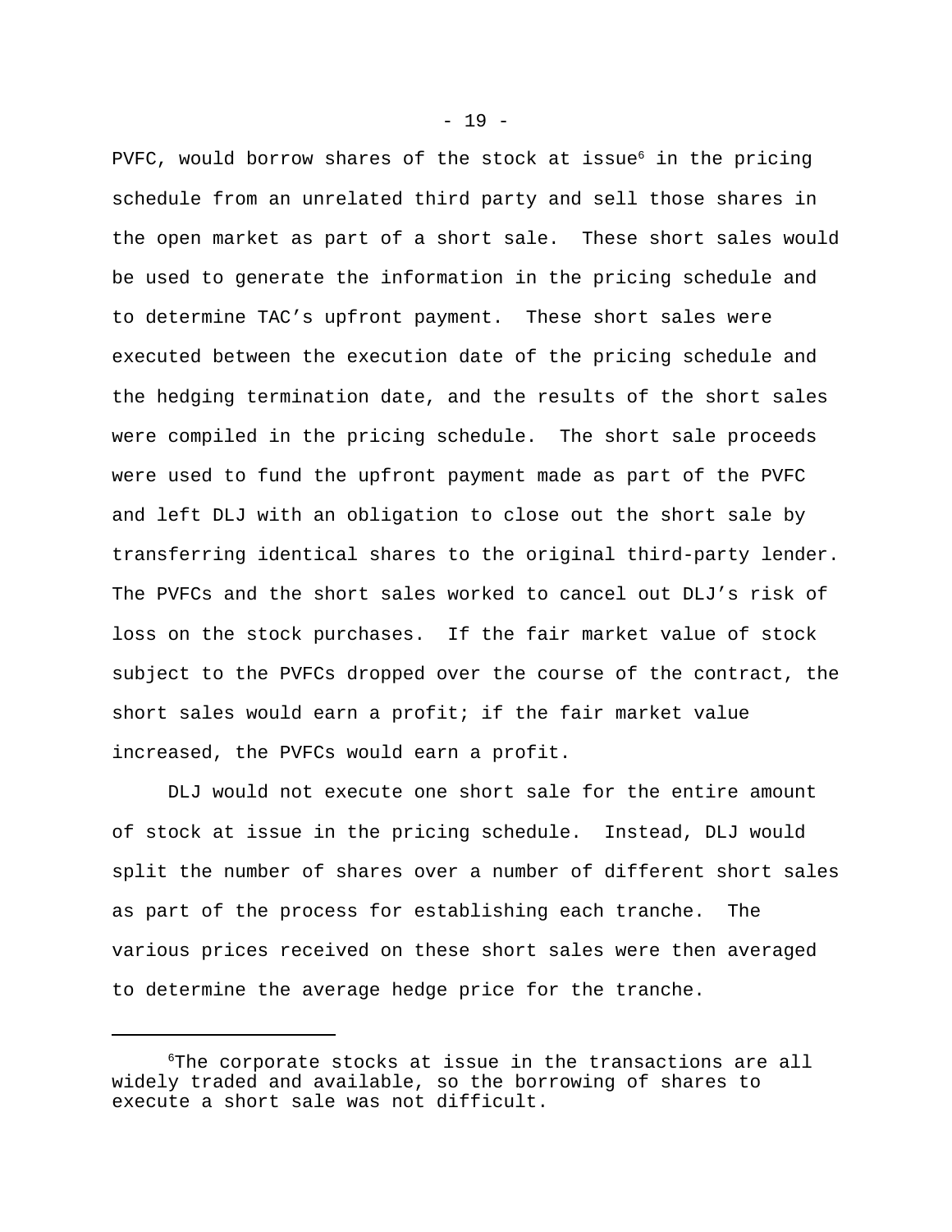PVFC, would borrow shares of the stock at issue[6] in the pricing schedule from an unrelated third party and sell those shares in the open market as part of a short sale. These short sales would be used to generate the information in the pricing schedule and to determine TAC's upfront payment. These short sales were executed between the execution date of the pricing schedule and the hedging termination date, and the results of the short sales were compiled in the pricing schedule. The short sale proceeds were used to fund the upfront payment made as part of the PVFC and left DLJ with an obligation to close out the short sale by transferring identical shares to the original third-party lender. The PVFCs and the short sales worked to cancel out DLJ's risk of loss on the stock purchases. If the fair market value of stock subject to the PVFCs dropped over the course of the contract, the short sales would earn a profit; if the fair market value increased, the PVFCs would earn a profit.

DLJ would not execute one short sale for the entire amount of stock at issue in the pricing schedule. Instead, DLJ would split the number of shares over a number of different short sales as part of the process for establishing each tranche. The various prices received on these short sales were then averaged to determine the average hedge price for the tranche.

---

[6]The corporate stocks at issue in the transactions are all widely traded and available, so the borrowing of shares to execute a short sale was not difficult.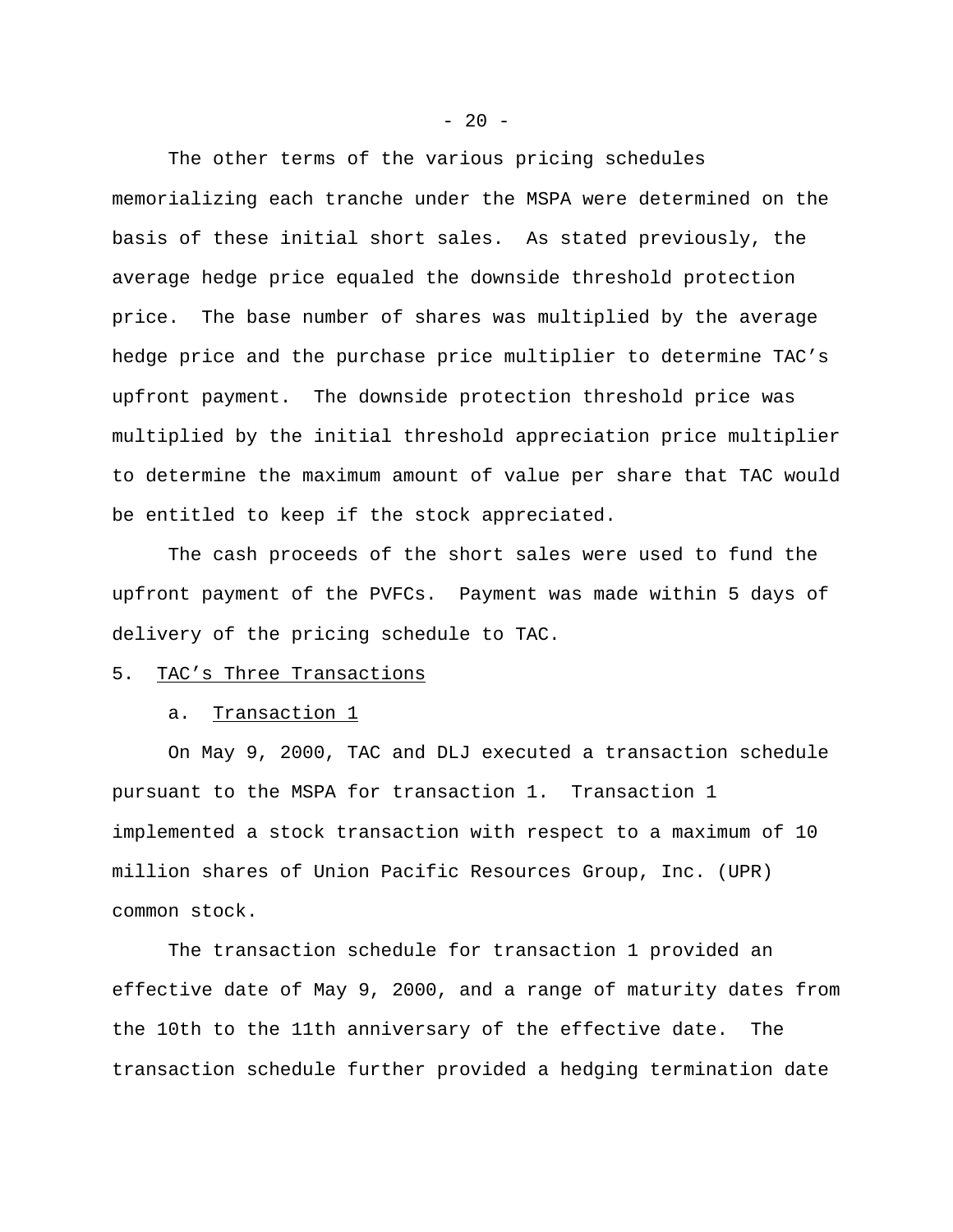The other terms of the various pricing schedules memorializing each tranche under the MSPA were determined on the basis of these initial short sales. As stated previously, the average hedge price equaled the downside threshold protection price. The base number of shares was multiplied by the average hedge price and the purchase price multiplier to determine TAC's upfront payment. The downside protection threshold price was multiplied by the initial threshold appreciation price multiplier to determine the maximum amount of value per share that TAC would be entitled to keep if the stock appreciated.

The cash proceeds of the short sales were used to fund the upfront payment of the PVFCs. Payment was made within 5 days of delivery of the pricing schedule to TAC.

5. <u>TAC's Three Transactions</u>

a. <u>Transaction 1</u>

On May 9, 2000, TAC and DLJ executed a transaction schedule pursuant to the MSPA for transaction 1. Transaction 1 implemented a stock transaction with respect to a maximum of 10 million shares of Union Pacific Resources Group, Inc. (UPR) common stock.

The transaction schedule for transaction 1 provided an effective date of May 9, 2000, and a range of maturity dates from the 10th to the 11th anniversary of the effective date. The transaction schedule further provided a hedging termination date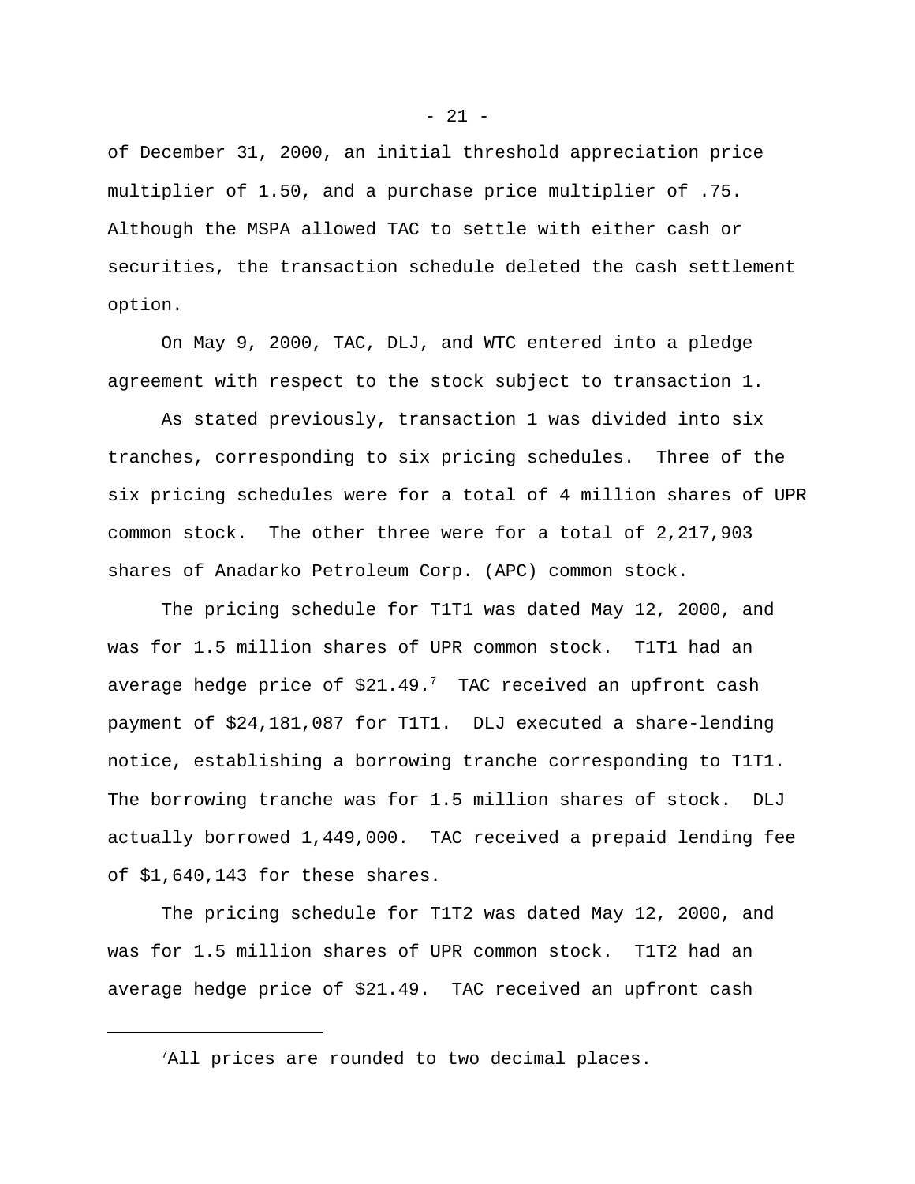of December 31, 2000, an initial threshold appreciation price multiplier of 1.50, and a purchase price multiplier of .75. Although the MSPA allowed TAC to settle with either cash or securities, the transaction schedule deleted the cash settlement option.

On May 9, 2000, TAC, DLJ, and WTC entered into a pledge agreement with respect to the stock subject to transaction 1.

As stated previously, transaction 1 was divided into six tranches, corresponding to six pricing schedules. Three of the six pricing schedules were for a total of 4 million shares of UPR common stock. The other three were for a total of 2,217,903 shares of Anadarko Petroleum Corp. (APC) common stock.

The pricing schedule for T1T1 was dated May 12, 2000, and was for 1.5 million shares of UPR common stock. T1T1 had an average hedge price of $21.49.[7] TAC received an upfront cash payment of $24,181,087 for T1T1. DLJ executed a share-lending notice, establishing a borrowing tranche corresponding to T1T1. The borrowing tranche was for 1.5 million shares of stock. DLJ actually borrowed 1,449,000. TAC received a prepaid lending fee of $1,640,143 for these shares.

The pricing schedule for T1T2 was dated May 12, 2000, and was for 1.5 million shares of UPR common stock. T1T2 had an average hedge price of $21.49. TAC received an upfront cash

[7] All prices are rounded to two decimal places.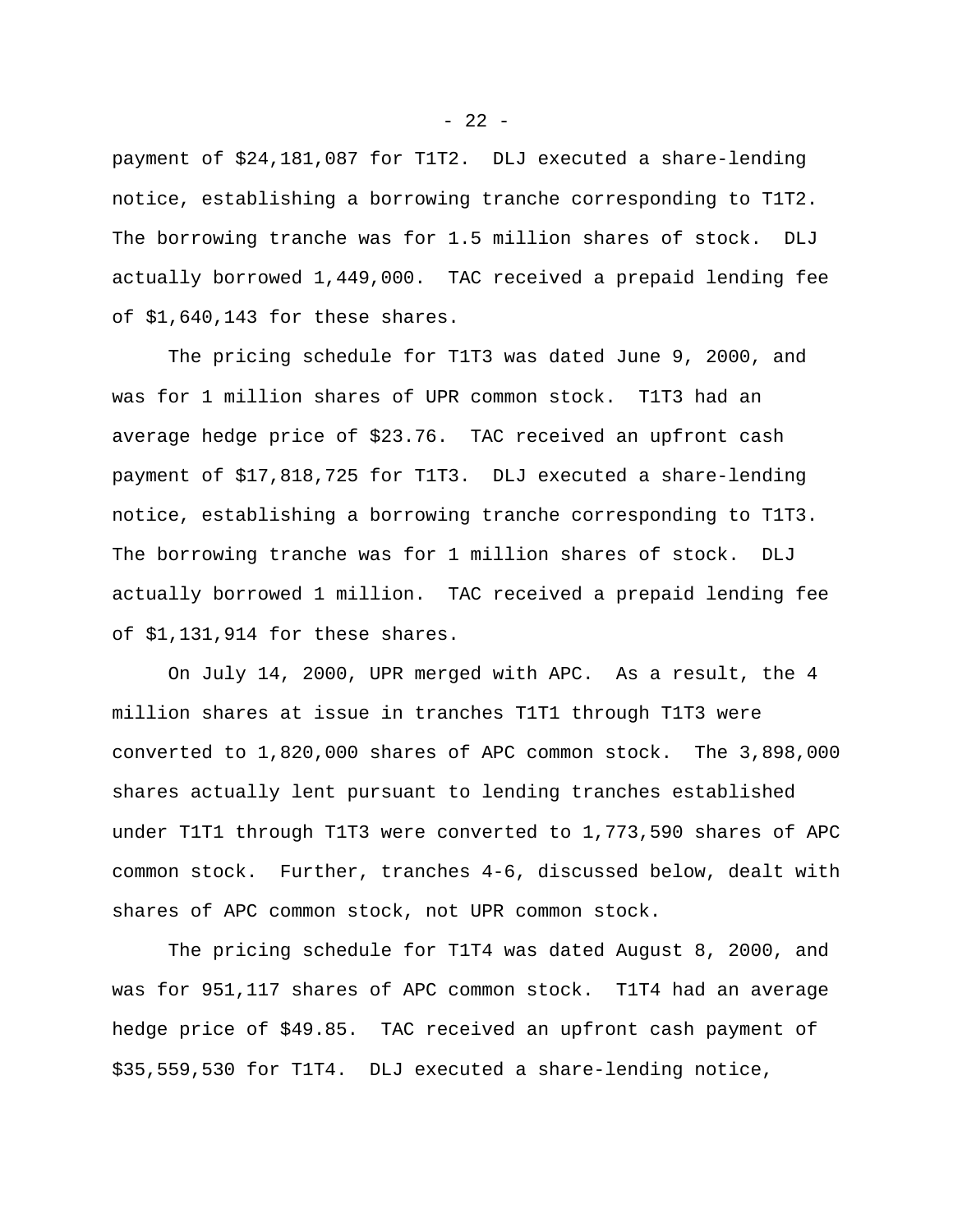payment of $24,181,087 for T1T2. DLJ executed a share-lending notice, establishing a borrowing tranche corresponding to T1T2. The borrowing tranche was for 1.5 million shares of stock. DLJ actually borrowed 1,449,000. TAC received a prepaid lending fee of $1,640,143 for these shares.

The pricing schedule for T1T3 was dated June 9, 2000, and was for 1 million shares of UPR common stock. T1T3 had an average hedge price of $23.76. TAC received an upfront cash payment of $17,818,725 for T1T3. DLJ executed a share-lending notice, establishing a borrowing tranche corresponding to T1T3. The borrowing tranche was for 1 million shares of stock. DLJ actually borrowed 1 million. TAC received a prepaid lending fee of $1,131,914 for these shares.

On July 14, 2000, UPR merged with APC. As a result, the 4 million shares at issue in tranches T1T1 through T1T3 were converted to 1,820,000 shares of APC common stock. The 3,898,000 shares actually lent pursuant to lending tranches established under T1T1 through T1T3 were converted to 1,773,590 shares of APC common stock. Further, tranches 4-6, discussed below, dealt with shares of APC common stock, not UPR common stock.

The pricing schedule for T1T4 was dated August 8, 2000, and was for 951,117 shares of APC common stock. T1T4 had an average hedge price of $49.85. TAC received an upfront cash payment of $35,559,530 for T1T4. DLJ executed a share-lending notice,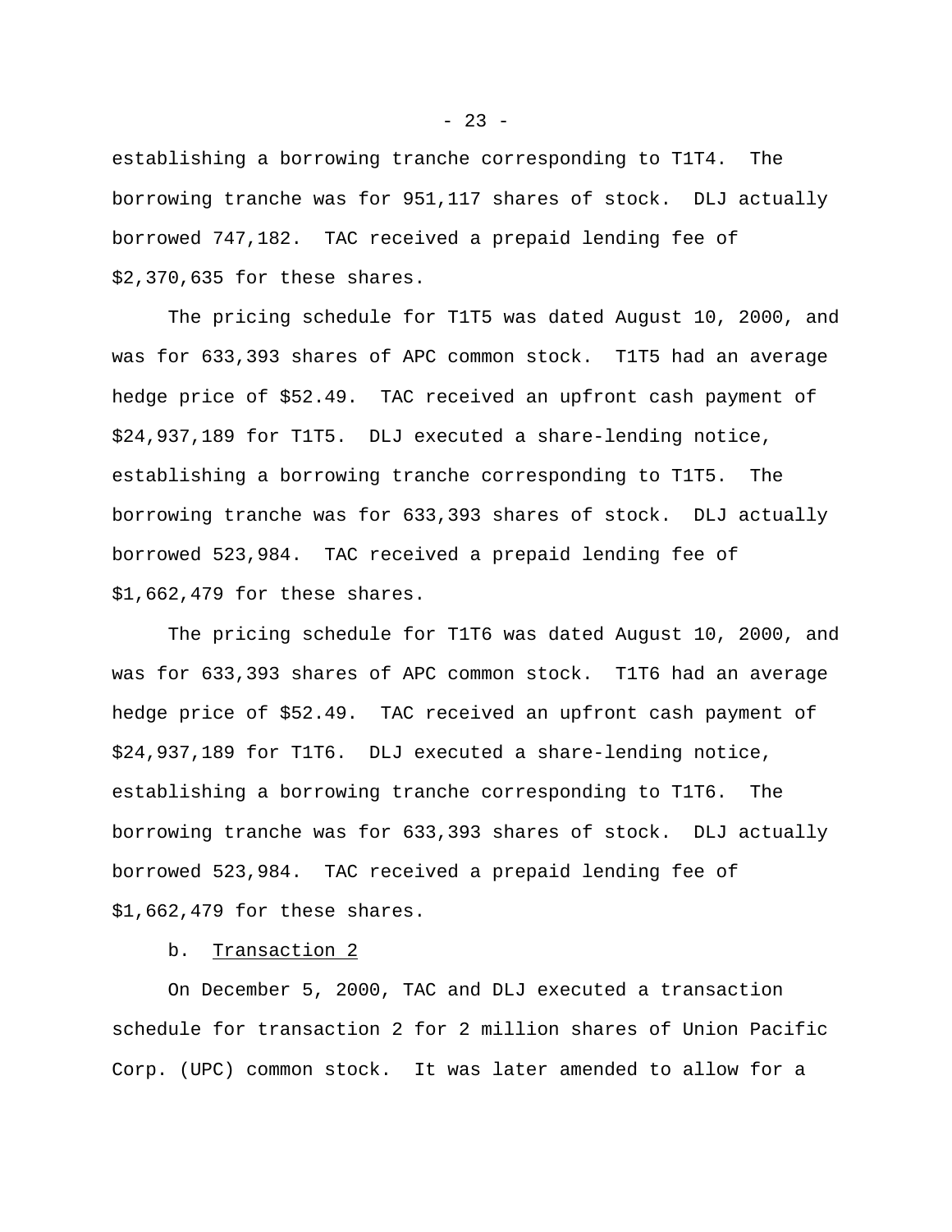establishing a borrowing tranche corresponding to T1T4. The borrowing tranche was for 951,117 shares of stock. DLJ actually borrowed 747,182. TAC received a prepaid lending fee of $2,370,635 for these shares.

The pricing schedule for T1T5 was dated August 10, 2000, and was for 633,393 shares of APC common stock. T1T5 had an average hedge price of $52.49. TAC received an upfront cash payment of $24,937,189 for T1T5. DLJ executed a share-lending notice, establishing a borrowing tranche corresponding to T1T5. The borrowing tranche was for 633,393 shares of stock. DLJ actually borrowed 523,984. TAC received a prepaid lending fee of $1,662,479 for these shares.

The pricing schedule for T1T6 was dated August 10, 2000, and was for 633,393 shares of APC common stock. T1T6 had an average hedge price of $52.49. TAC received an upfront cash payment of $24,937,189 for T1T6. DLJ executed a share-lending notice, establishing a borrowing tranche corresponding to T1T6. The borrowing tranche was for 633,393 shares of stock. DLJ actually borrowed 523,984. TAC received a prepaid lending fee of $1,662,479 for these shares.

b. Transaction 2

On December 5, 2000, TAC and DLJ executed a transaction schedule for transaction 2 for 2 million shares of Union Pacific Corp. (UPC) common stock. It was later amended to allow for a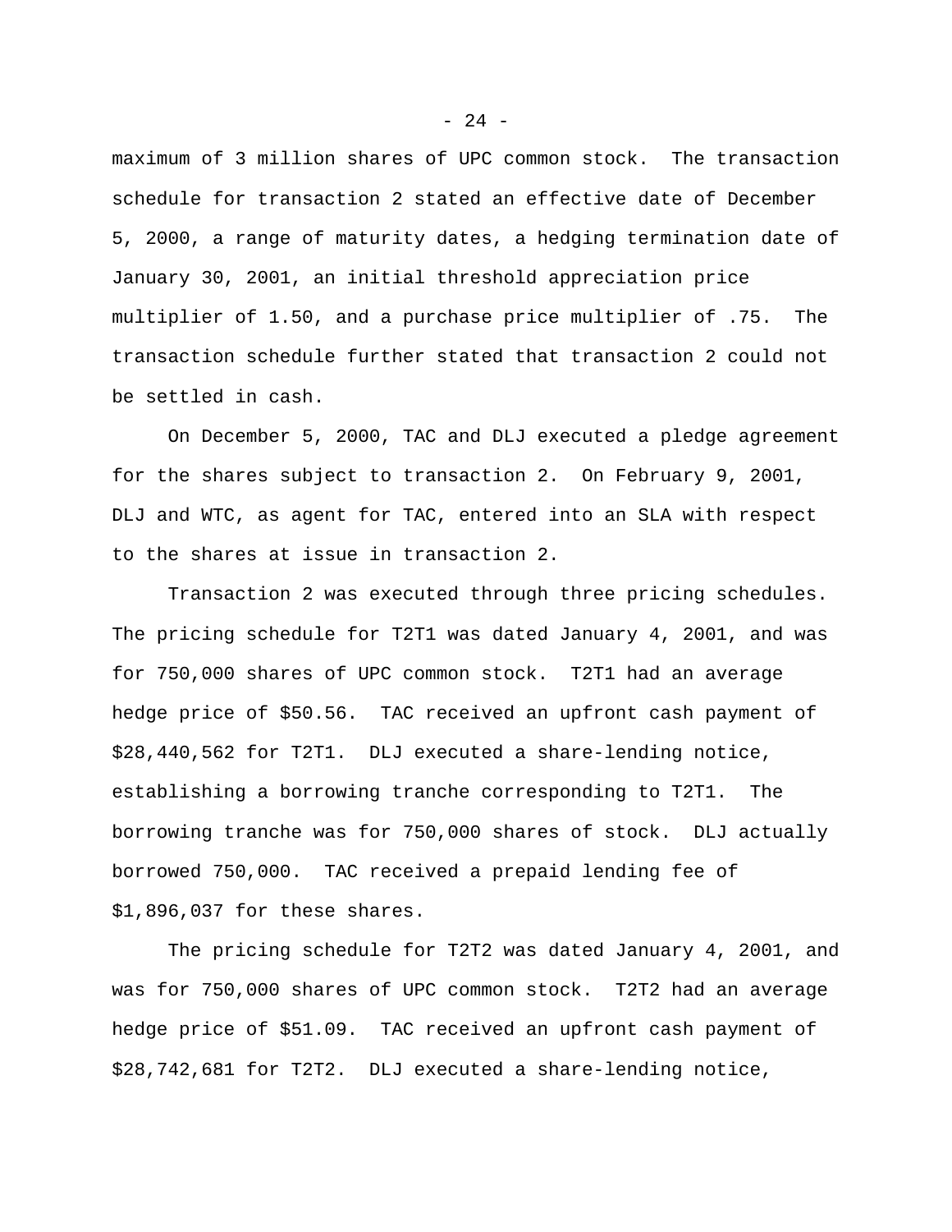maximum of 3 million shares of UPC common stock. The transaction schedule for transaction 2 stated an effective date of December 5, 2000, a range of maturity dates, a hedging termination date of January 30, 2001, an initial threshold appreciation price multiplier of 1.50, and a purchase price multiplier of .75. The transaction schedule further stated that transaction 2 could not be settled in cash.

On December 5, 2000, TAC and DLJ executed a pledge agreement for the shares subject to transaction 2. On February 9, 2001, DLJ and WTC, as agent for TAC, entered into an SLA with respect to the shares at issue in transaction 2.

Transaction 2 was executed through three pricing schedules. The pricing schedule for T2T1 was dated January 4, 2001, and was for 750,000 shares of UPC common stock. T2T1 had an average hedge price of $50.56. TAC received an upfront cash payment of $28,440,562 for T2T1. DLJ executed a share-lending notice, establishing a borrowing tranche corresponding to T2T1. The borrowing tranche was for 750,000 shares of stock. DLJ actually borrowed 750,000. TAC received a prepaid lending fee of $1,896,037 for these shares.

The pricing schedule for T2T2 was dated January 4, 2001, and was for 750,000 shares of UPC common stock. T2T2 had an average hedge price of $51.09. TAC received an upfront cash payment of $28,742,681 for T2T2. DLJ executed a share-lending notice,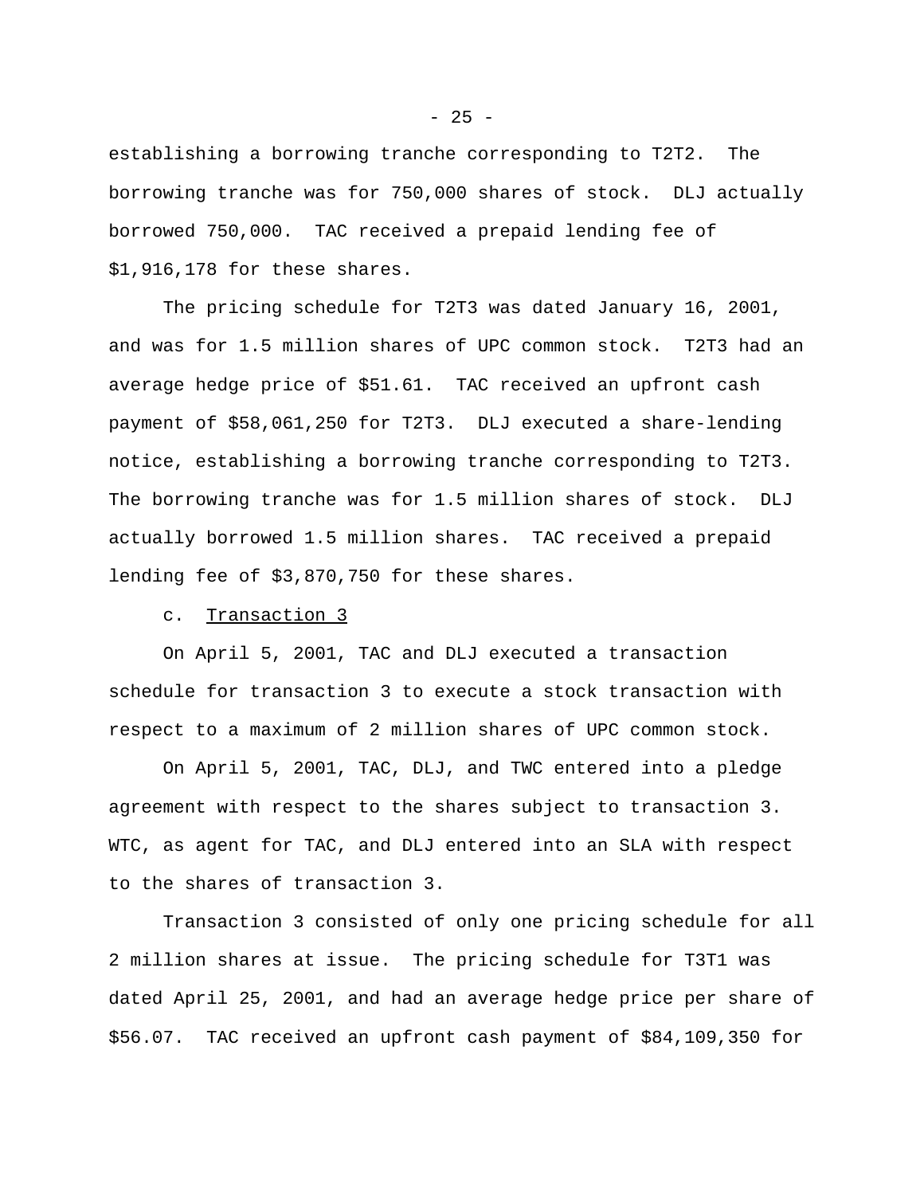establishing a borrowing tranche corresponding to T2T2. The borrowing tranche was for 750,000 shares of stock. DLJ actually borrowed 750,000. TAC received a prepaid lending fee of $1,916,178 for these shares.

The pricing schedule for T2T3 was dated January 16, 2001, and was for 1.5 million shares of UPC common stock. T2T3 had an average hedge price of $51.61. TAC received an upfront cash payment of $58,061,250 for T2T3. DLJ executed a share-lending notice, establishing a borrowing tranche corresponding to T2T3. The borrowing tranche was for 1.5 million shares of stock. DLJ actually borrowed 1.5 million shares. TAC received a prepaid lending fee of $3,870,750 for these shares.

c. Transaction 3

On April 5, 2001, TAC and DLJ executed a transaction schedule for transaction 3 to execute a stock transaction with respect to a maximum of 2 million shares of UPC common stock.

On April 5, 2001, TAC, DLJ, and TWC entered into a pledge agreement with respect to the shares subject to transaction 3. WTC, as agent for TAC, and DLJ entered into an SLA with respect to the shares of transaction 3.

Transaction 3 consisted of only one pricing schedule for all 2 million shares at issue. The pricing schedule for T3T1 was dated April 25, 2001, and had an average hedge price per share of $56.07. TAC received an upfront cash payment of $84,109,350 for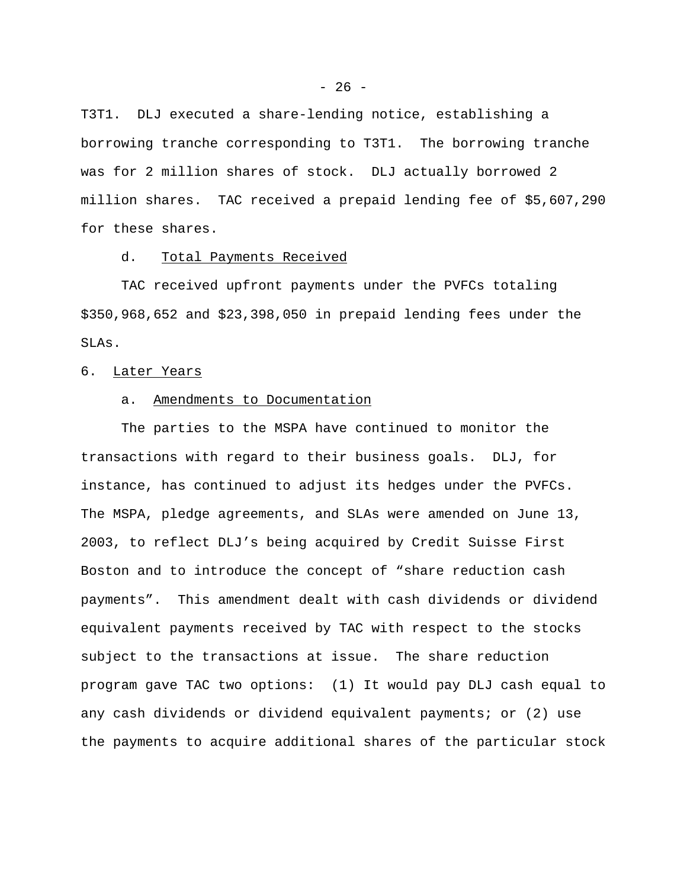T3T1. DLJ executed a share-lending notice, establishing a borrowing tranche corresponding to T3T1. The borrowing tranche was for 2 million shares of stock. DLJ actually borrowed 2 million shares. TAC received a prepaid lending fee of $5,607,290 for these shares.

d. Total Payments Received

TAC received upfront payments under the PVFCs totaling $350,968,652 and $23,398,050 in prepaid lending fees under the SLAs.

6. Later Years

a. Amendments to Documentation

The parties to the MSPA have continued to monitor the transactions with regard to their business goals. DLJ, for instance, has continued to adjust its hedges under the PVFCs. The MSPA, pledge agreements, and SLAs were amended on June 13, 2003, to reflect DLJ's being acquired by Credit Suisse First Boston and to introduce the concept of "share reduction cash payments". This amendment dealt with cash dividends or dividend equivalent payments received by TAC with respect to the stocks subject to the transactions at issue. The share reduction program gave TAC two options: (1) It would pay DLJ cash equal to any cash dividends or dividend equivalent payments; or (2) use the payments to acquire additional shares of the particular stock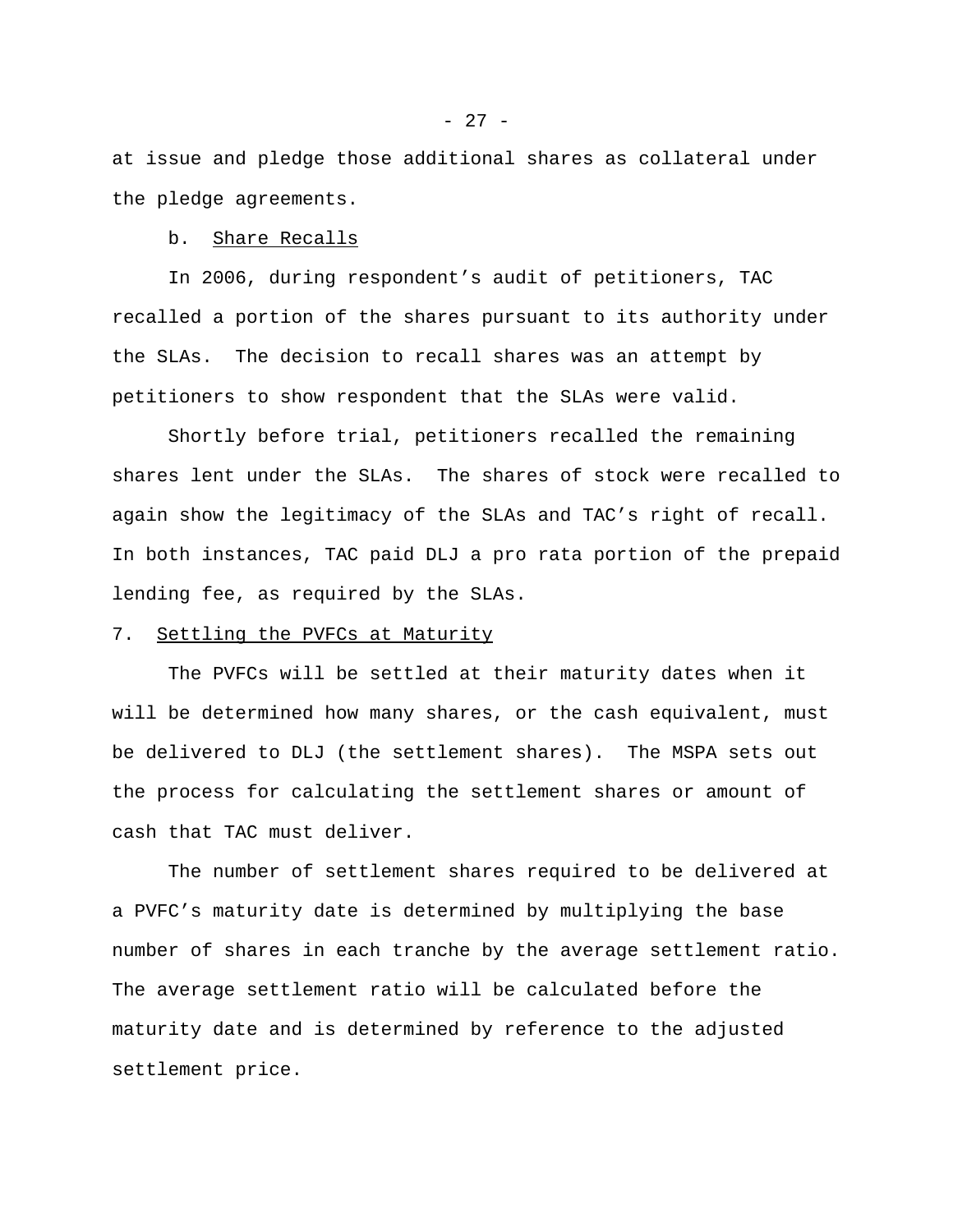at issue and pledge those additional shares as collateral under the pledge agreements.

b. Share Recalls

In 2006, during respondent's audit of petitioners, TAC recalled a portion of the shares pursuant to its authority under the SLAs. The decision to recall shares was an attempt by petitioners to show respondent that the SLAs were valid.

Shortly before trial, petitioners recalled the remaining shares lent under the SLAs. The shares of stock were recalled to again show the legitimacy of the SLAs and TAC's right of recall. In both instances, TAC paid DLJ a pro rata portion of the prepaid lending fee, as required by the SLAs.

7. Settling the PVFCs at Maturity

The PVFCs will be settled at their maturity dates when it will be determined how many shares, or the cash equivalent, must be delivered to DLJ (the settlement shares). The MSPA sets out the process for calculating the settlement shares or amount of cash that TAC must deliver.

The number of settlement shares required to be delivered at a PVFC's maturity date is determined by multiplying the base number of shares in each tranche by the average settlement ratio. The average settlement ratio will be calculated before the maturity date and is determined by reference to the adjusted settlement price.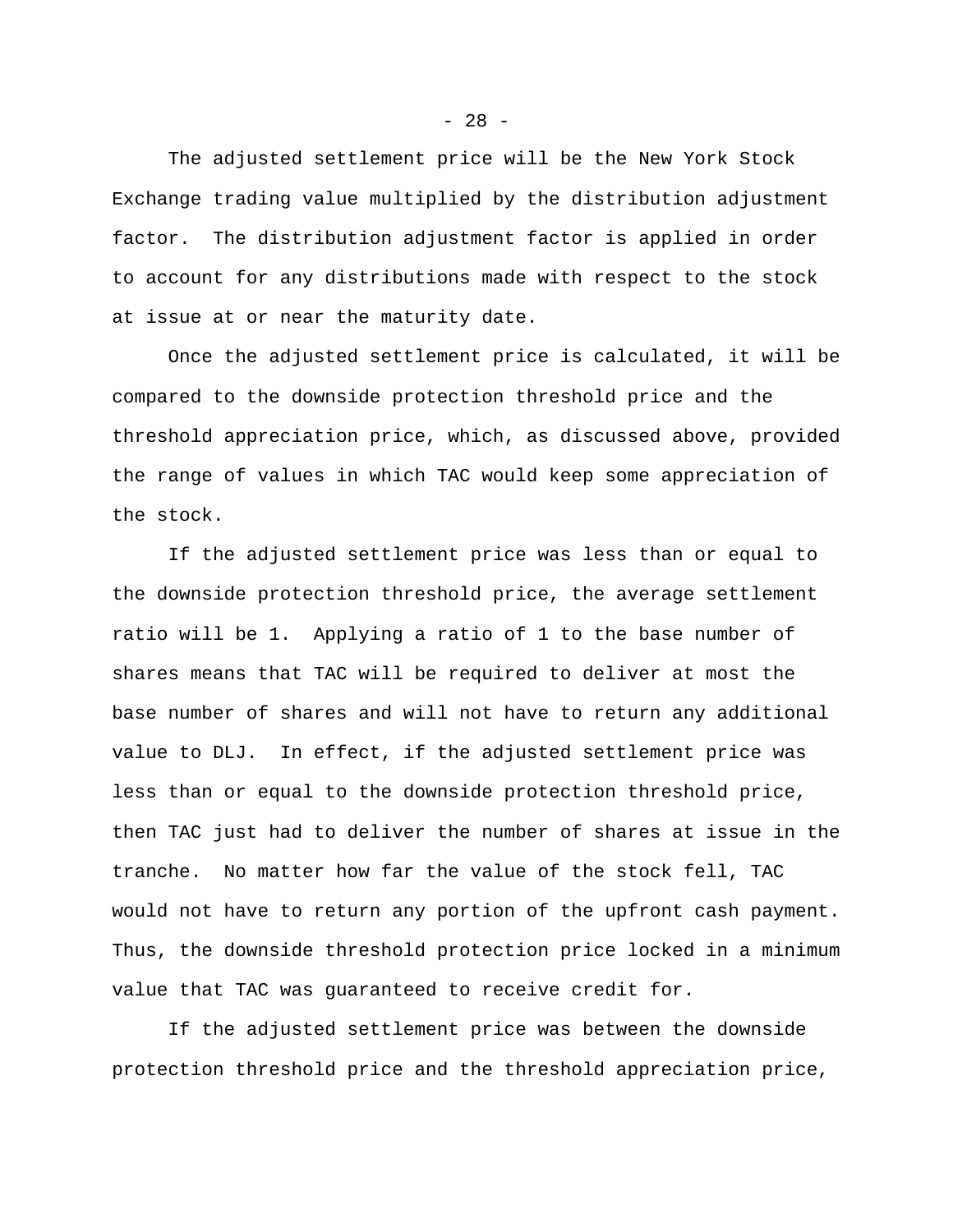The adjusted settlement price will be the New York Stock Exchange trading value multiplied by the distribution adjustment factor. The distribution adjustment factor is applied in order to account for any distributions made with respect to the stock at issue at or near the maturity date.

Once the adjusted settlement price is calculated, it will be compared to the downside protection threshold price and the threshold appreciation price, which, as discussed above, provided the range of values in which TAC would keep some appreciation of the stock.

If the adjusted settlement price was less than or equal to the downside protection threshold price, the average settlement ratio will be 1. Applying a ratio of 1 to the base number of shares means that TAC will be required to deliver at most the base number of shares and will not have to return any additional value to DLJ. In effect, if the adjusted settlement price was less than or equal to the downside protection threshold price, then TAC just had to deliver the number of shares at issue in the tranche. No matter how far the value of the stock fell, TAC would not have to return any portion of the upfront cash payment. Thus, the downside threshold protection price locked in a minimum value that TAC was guaranteed to receive credit for.

If the adjusted settlement price was between the downside protection threshold price and the threshold appreciation price,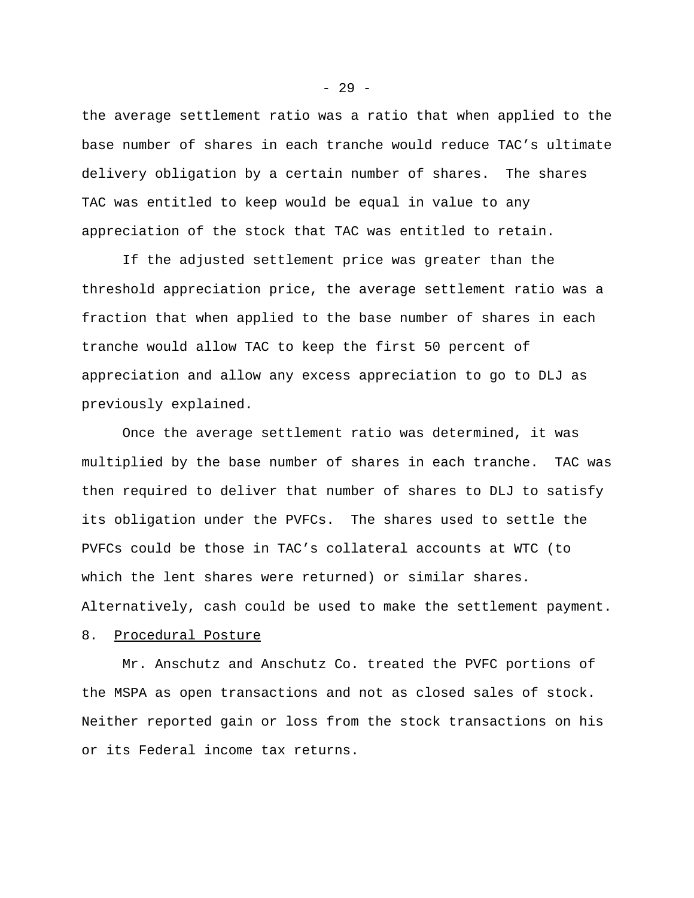the average settlement ratio was a ratio that when applied to the base number of shares in each tranche would reduce TAC's ultimate delivery obligation by a certain number of shares. The shares TAC was entitled to keep would be equal in value to any appreciation of the stock that TAC was entitled to retain.

If the adjusted settlement price was greater than the threshold appreciation price, the average settlement ratio was a fraction that when applied to the base number of shares in each tranche would allow TAC to keep the first 50 percent of appreciation and allow any excess appreciation to go to DLJ as previously explained.

Once the average settlement ratio was determined, it was multiplied by the base number of shares in each tranche. TAC was then required to deliver that number of shares to DLJ to satisfy its obligation under the PVFCs. The shares used to settle the PVFCs could be those in TAC's collateral accounts at WTC (to which the lent shares were returned) or similar shares. Alternatively, cash could be used to make the settlement payment.

8. <u>Procedural Posture</u>

Mr. Anschutz and Anschutz Co. treated the PVFC portions of the MSPA as open transactions and not as closed sales of stock. Neither reported gain or loss from the stock transactions on his or its Federal income tax returns.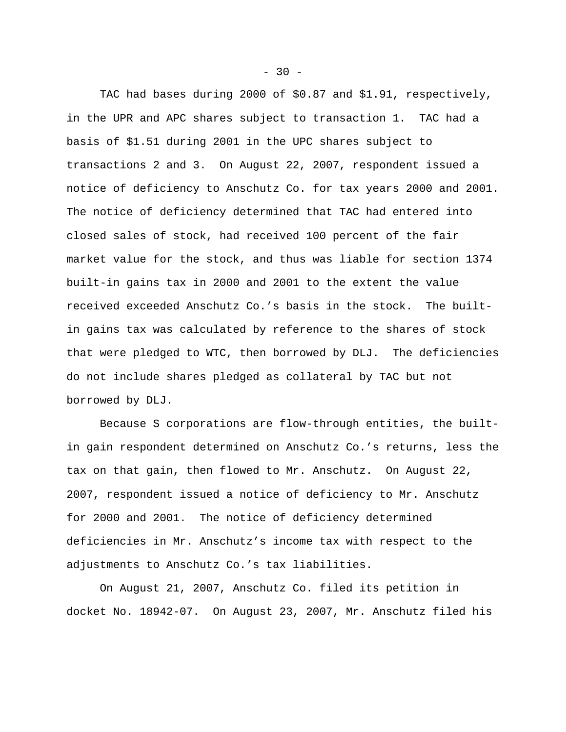TAC had bases during 2000 of $0.87 and $1.91, respectively, in the UPR and APC shares subject to transaction 1. TAC had a basis of $1.51 during 2001 in the UPC shares subject to transactions 2 and 3. On August 22, 2007, respondent issued a notice of deficiency to Anschutz Co. for tax years 2000 and 2001. The notice of deficiency determined that TAC had entered into closed sales of stock, had received 100 percent of the fair market value for the stock, and thus was liable for section 1374 built-in gains tax in 2000 and 2001 to the extent the value received exceeded Anschutz Co.'s basis in the stock. The built-in gains tax was calculated by reference to the shares of stock that were pledged to WTC, then borrowed by DLJ. The deficiencies do not include shares pledged as collateral by TAC but not borrowed by DLJ.

Because S corporations are flow-through entities, the built-in gain respondent determined on Anschutz Co.'s returns, less the tax on that gain, then flowed to Mr. Anschutz. On August 22, 2007, respondent issued a notice of deficiency to Mr. Anschutz for 2000 and 2001. The notice of deficiency determined deficiencies in Mr. Anschutz's income tax with respect to the adjustments to Anschutz Co.'s tax liabilities.

On August 21, 2007, Anschutz Co. filed its petition in docket No. 18942-07. On August 23, 2007, Mr. Anschutz filed his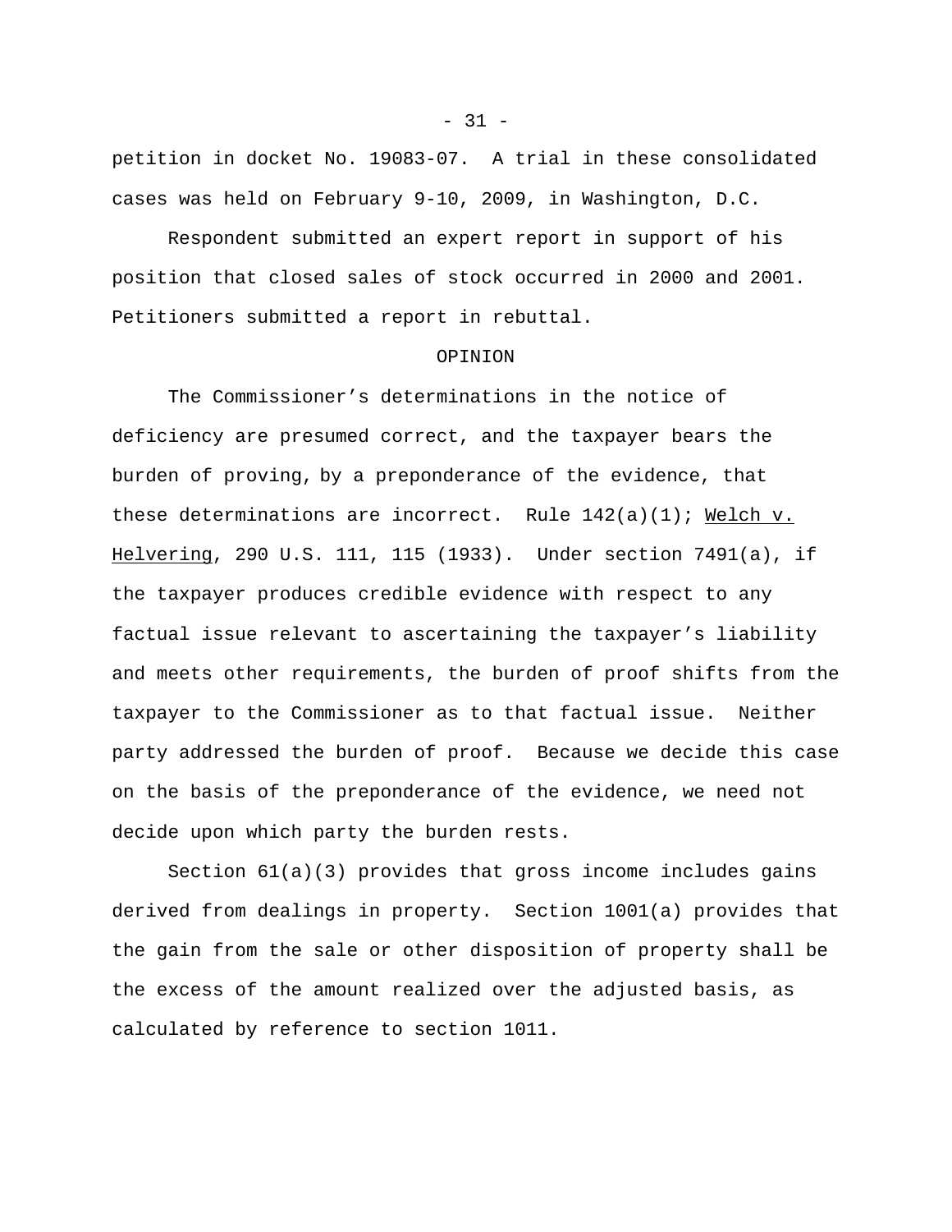petition in docket No. 19083-07. A trial in these consolidated cases was held on February 9-10, 2009, in Washington, D.C.

Respondent submitted an expert report in support of his position that closed sales of stock occurred in 2000 and 2001. Petitioners submitted a report in rebuttal.

## OPINION

The Commissioner's determinations in the notice of deficiency are presumed correct, and the taxpayer bears the burden of proving, by a preponderance of the evidence, that these determinations are incorrect. Rule 142(a)(1); Welch v. Helvering, 290 U.S. 111, 115 (1933). Under section 7491(a), if the taxpayer produces credible evidence with respect to any factual issue relevant to ascertaining the taxpayer's liability and meets other requirements, the burden of proof shifts from the taxpayer to the Commissioner as to that factual issue. Neither party addressed the burden of proof. Because we decide this case on the basis of the preponderance of the evidence, we need not decide upon which party the burden rests.

Section 61(a)(3) provides that gross income includes gains derived from dealings in property. Section 1001(a) provides that the gain from the sale or other disposition of property shall be the excess of the amount realized over the adjusted basis, as calculated by reference to section 1011.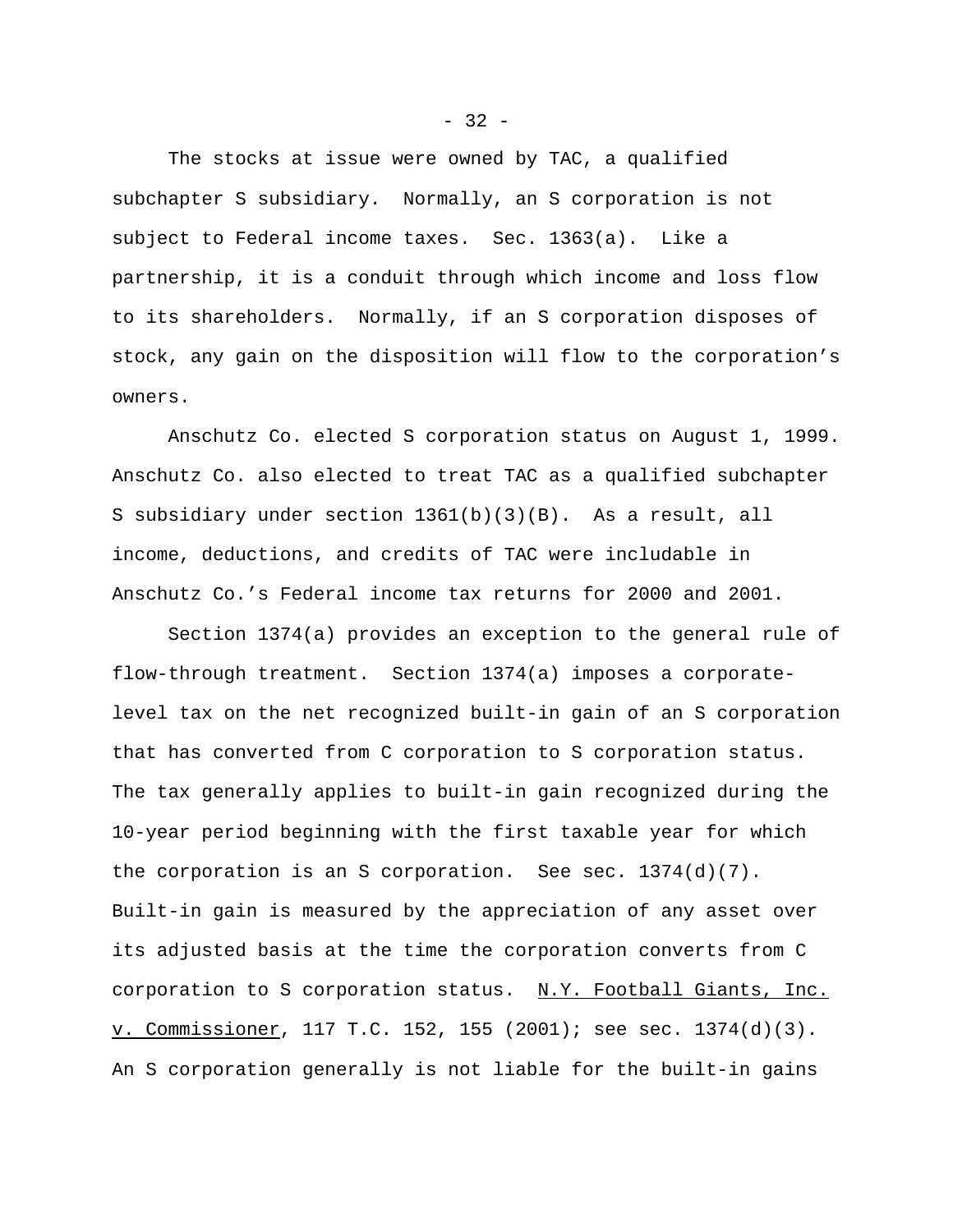The stocks at issue were owned by TAC, a qualified subchapter S subsidiary. Normally, an S corporation is not subject to Federal income taxes. Sec. 1363(a). Like a partnership, it is a conduit through which income and loss flow to its shareholders. Normally, if an S corporation disposes of stock, any gain on the disposition will flow to the corporation's owners.

Anschutz Co. elected S corporation status on August 1, 1999. Anschutz Co. also elected to treat TAC as a qualified subchapter S subsidiary under section 1361(b)(3)(B). As a result, all income, deductions, and credits of TAC were includable in Anschutz Co.'s Federal income tax returns for 2000 and 2001.

Section 1374(a) provides an exception to the general rule of flow-through treatment. Section 1374(a) imposes a corporate-level tax on the net recognized built-in gain of an S corporation that has converted from C corporation to S corporation status. The tax generally applies to built-in gain recognized during the 10-year period beginning with the first taxable year for which the corporation is an S corporation. See sec. 1374(d)(7). Built-in gain is measured by the appreciation of any asset over its adjusted basis at the time the corporation converts from C corporation to S corporation status. <u>N.Y. Football Giants, Inc. v. Commissioner</u>, 117 T.C. 152, 155 (2001); see sec. 1374(d)(3). An S corporation generally is not liable for the built-in gains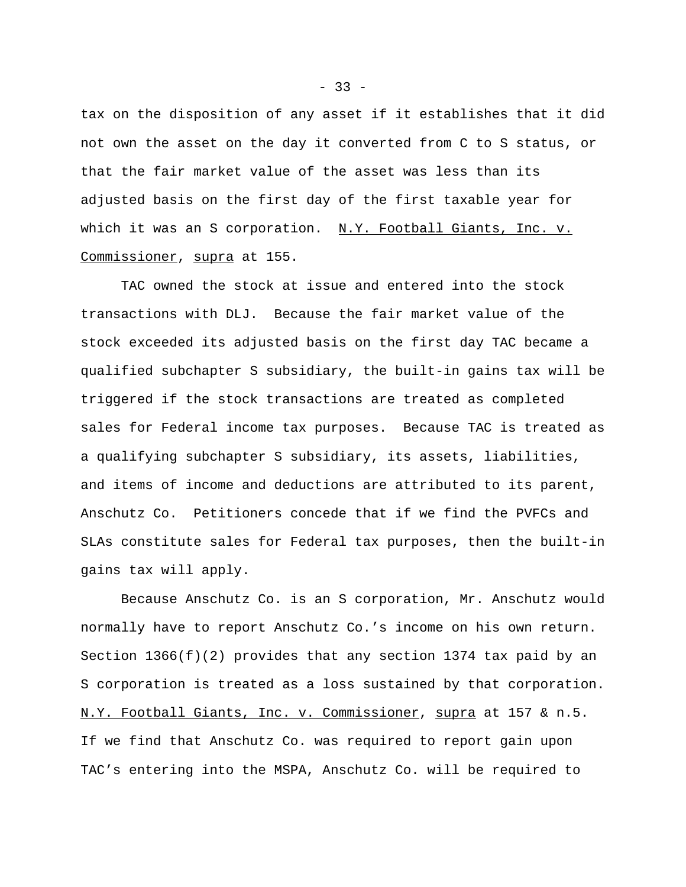tax on the disposition of any asset if it establishes that it did not own the asset on the day it converted from C to S status, or that the fair market value of the asset was less than its adjusted basis on the first day of the first taxable year for which it was an S corporation. N.Y. Football Giants, Inc. v. Commissioner, supra at 155.

TAC owned the stock at issue and entered into the stock transactions with DLJ. Because the fair market value of the stock exceeded its adjusted basis on the first day TAC became a qualified subchapter S subsidiary, the built-in gains tax will be triggered if the stock transactions are treated as completed sales for Federal income tax purposes. Because TAC is treated as a qualifying subchapter S subsidiary, its assets, liabilities, and items of income and deductions are attributed to its parent, Anschutz Co. Petitioners concede that if we find the PVFCs and SLAs constitute sales for Federal tax purposes, then the built-in gains tax will apply.

Because Anschutz Co. is an S corporation, Mr. Anschutz would normally have to report Anschutz Co.'s income on his own return. Section 1366(f)(2) provides that any section 1374 tax paid by an S corporation is treated as a loss sustained by that corporation. N.Y. Football Giants, Inc. v. Commissioner, supra at 157 & n.5. If we find that Anschutz Co. was required to report gain upon TAC's entering into the MSPA, Anschutz Co. will be required to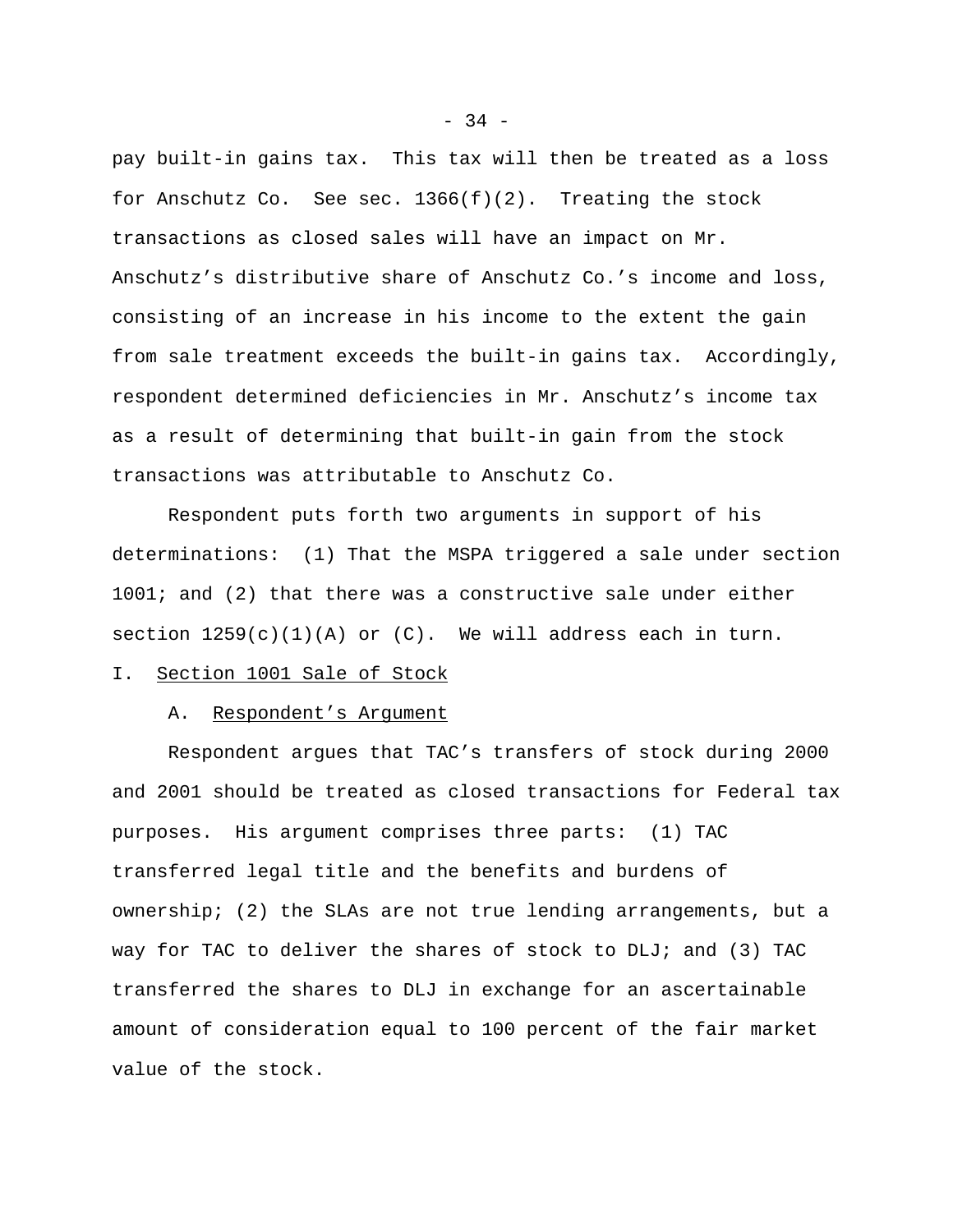pay built-in gains tax. This tax will then be treated as a loss for Anschutz Co. See sec. 1366(f)(2). Treating the stock transactions as closed sales will have an impact on Mr. Anschutz's distributive share of Anschutz Co.'s income and loss, consisting of an increase in his income to the extent the gain from sale treatment exceeds the built-in gains tax. Accordingly, respondent determined deficiencies in Mr. Anschutz's income tax as a result of determining that built-in gain from the stock transactions was attributable to Anschutz Co.

Respondent puts forth two arguments in support of his determinations: (1) That the MSPA triggered a sale under section 1001; and (2) that there was a constructive sale under either section 1259(c)(1)(A) or (C). We will address each in turn.

## I. Section 1001 Sale of Stock

### A. Respondent's Argument

Respondent argues that TAC's transfers of stock during 2000 and 2001 should be treated as closed transactions for Federal tax purposes. His argument comprises three parts: (1) TAC transferred legal title and the benefits and burdens of ownership; (2) the SLAs are not true lending arrangements, but a way for TAC to deliver the shares of stock to DLJ; and (3) TAC transferred the shares to DLJ in exchange for an ascertainable amount of consideration equal to 100 percent of the fair market value of the stock.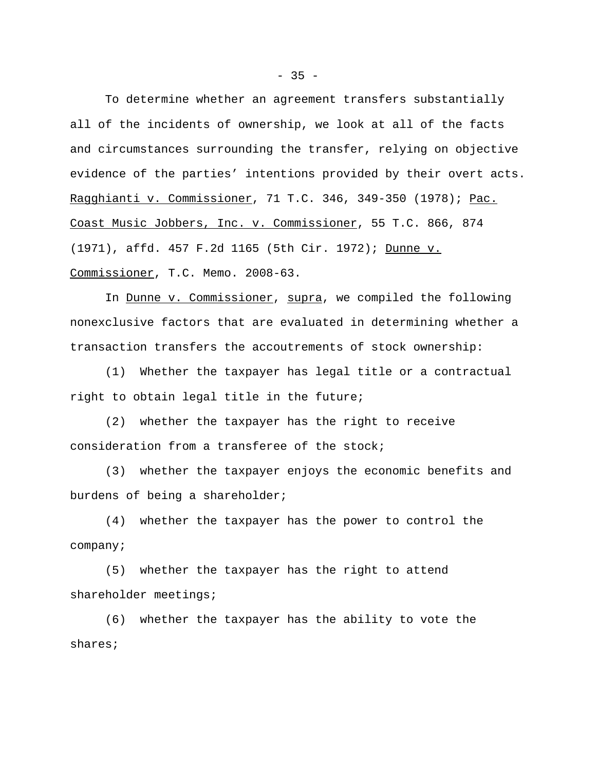To determine whether an agreement transfers substantially all of the incidents of ownership, we look at all of the facts and circumstances surrounding the transfer, relying on objective evidence of the parties' intentions provided by their overt acts. Ragghianti v. Commissioner, 71 T.C. 346, 349-350 (1978); Pac. Coast Music Jobbers, Inc. v. Commissioner, 55 T.C. 866, 874 (1971), affd. 457 F.2d 1165 (5th Cir. 1972); Dunne v. Commissioner, T.C. Memo. 2008-63.

In Dunne v. Commissioner, supra, we compiled the following nonexclusive factors that are evaluated in determining whether a transaction transfers the accoutrements of stock ownership:

(1) Whether the taxpayer has legal title or a contractual right to obtain legal title in the future;

(2) whether the taxpayer has the right to receive consideration from a transferee of the stock;

(3) whether the taxpayer enjoys the economic benefits and burdens of being a shareholder;

(4) whether the taxpayer has the power to control the company;

(5) whether the taxpayer has the right to attend shareholder meetings;

(6) whether the taxpayer has the ability to vote the shares;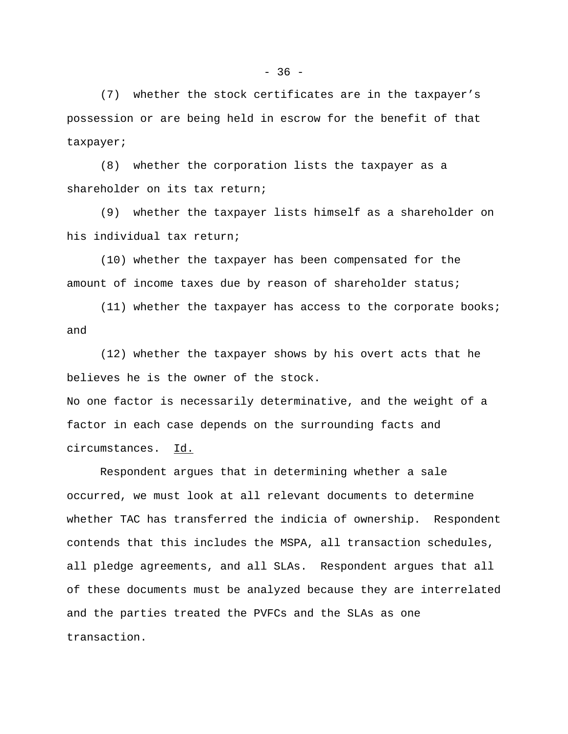(7) whether the stock certificates are in the taxpayer's possession or are being held in escrow for the benefit of that taxpayer;

(8) whether the corporation lists the taxpayer as a shareholder on its tax return;

(9) whether the taxpayer lists himself as a shareholder on his individual tax return;

(10) whether the taxpayer has been compensated for the amount of income taxes due by reason of shareholder status;

(11) whether the taxpayer has access to the corporate books; and

(12) whether the taxpayer shows by his overt acts that he believes he is the owner of the stock.

No one factor is necessarily determinative, and the weight of a factor in each case depends on the surrounding facts and circumstances. Id.

Respondent argues that in determining whether a sale occurred, we must look at all relevant documents to determine whether TAC has transferred the indicia of ownership. Respondent contends that this includes the MSPA, all transaction schedules, all pledge agreements, and all SLAs. Respondent argues that all of these documents must be analyzed because they are interrelated and the parties treated the PVFCs and the SLAs as one transaction.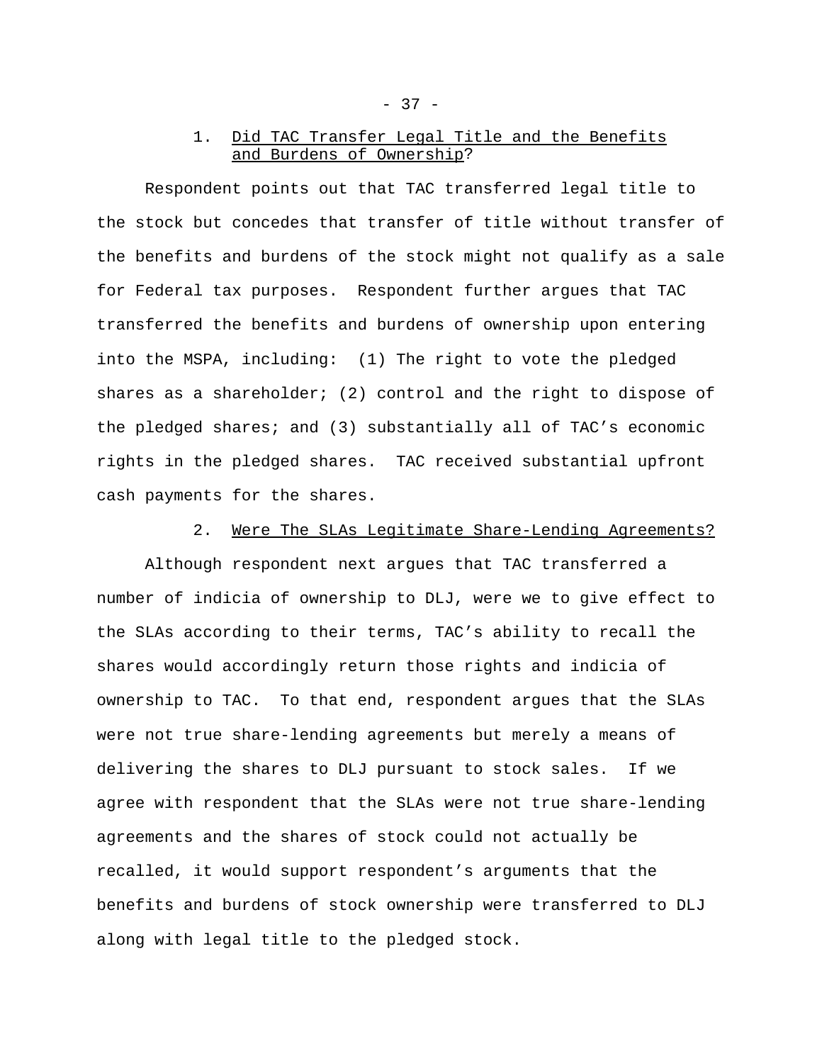### 1. Did TAC Transfer Legal Title and the Benefits and Burdens of Ownership?

Respondent points out that TAC transferred legal title to the stock but concedes that transfer of title without transfer of the benefits and burdens of the stock might not qualify as a sale for Federal tax purposes. Respondent further argues that TAC transferred the benefits and burdens of ownership upon entering into the MSPA, including: (1) The right to vote the pledged shares as a shareholder; (2) control and the right to dispose of the pledged shares; and (3) substantially all of TAC's economic rights in the pledged shares. TAC received substantial upfront cash payments for the shares.

### 2. Were The SLAs Legitimate Share-Lending Agreements?

Although respondent next argues that TAC transferred a number of indicia of ownership to DLJ, were we to give effect to the SLAs according to their terms, TAC's ability to recall the shares would accordingly return those rights and indicia of ownership to TAC. To that end, respondent argues that the SLAs were not true share-lending agreements but merely a means of delivering the shares to DLJ pursuant to stock sales. If we agree with respondent that the SLAs were not true share-lending agreements and the shares of stock could not actually be recalled, it would support respondent's arguments that the benefits and burdens of stock ownership were transferred to DLJ along with legal title to the pledged stock.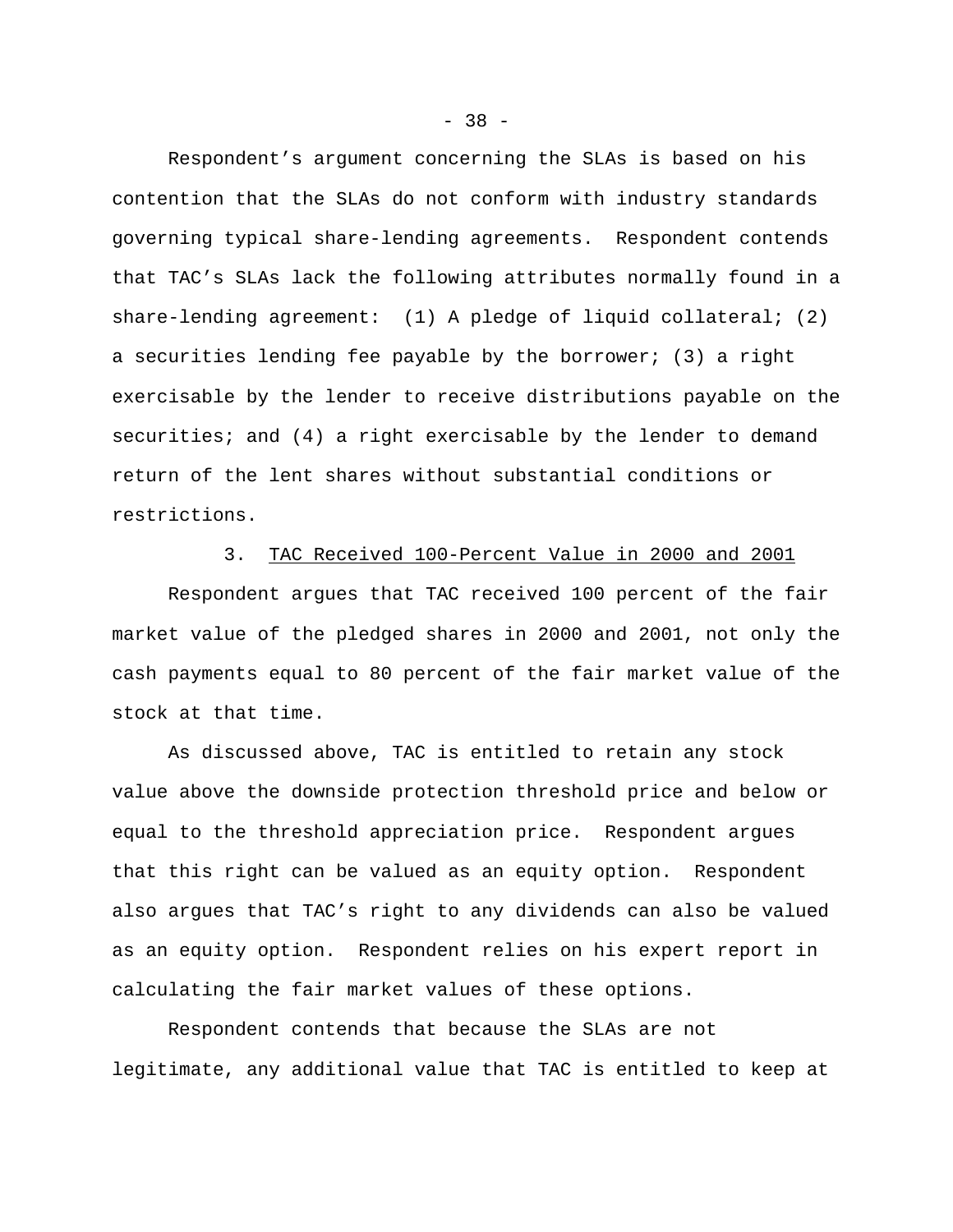Respondent's argument concerning the SLAs is based on his contention that the SLAs do not conform with industry standards governing typical share-lending agreements. Respondent contends that TAC's SLAs lack the following attributes normally found in a share-lending agreement: (1) A pledge of liquid collateral; (2) a securities lending fee payable by the borrower; (3) a right exercisable by the lender to receive distributions payable on the securities; and (4) a right exercisable by the lender to demand return of the lent shares without substantial conditions or restrictions.

### 3. <u>TAC Received 100-Percent Value in 2000 and 2001</u>

Respondent argues that TAC received 100 percent of the fair market value of the pledged shares in 2000 and 2001, not only the cash payments equal to 80 percent of the fair market value of the stock at that time.

As discussed above, TAC is entitled to retain any stock value above the downside protection threshold price and below or equal to the threshold appreciation price. Respondent argues that this right can be valued as an equity option. Respondent also argues that TAC's right to any dividends can also be valued as an equity option. Respondent relies on his expert report in calculating the fair market values of these options.

Respondent contends that because the SLAs are not legitimate, any additional value that TAC is entitled to keep at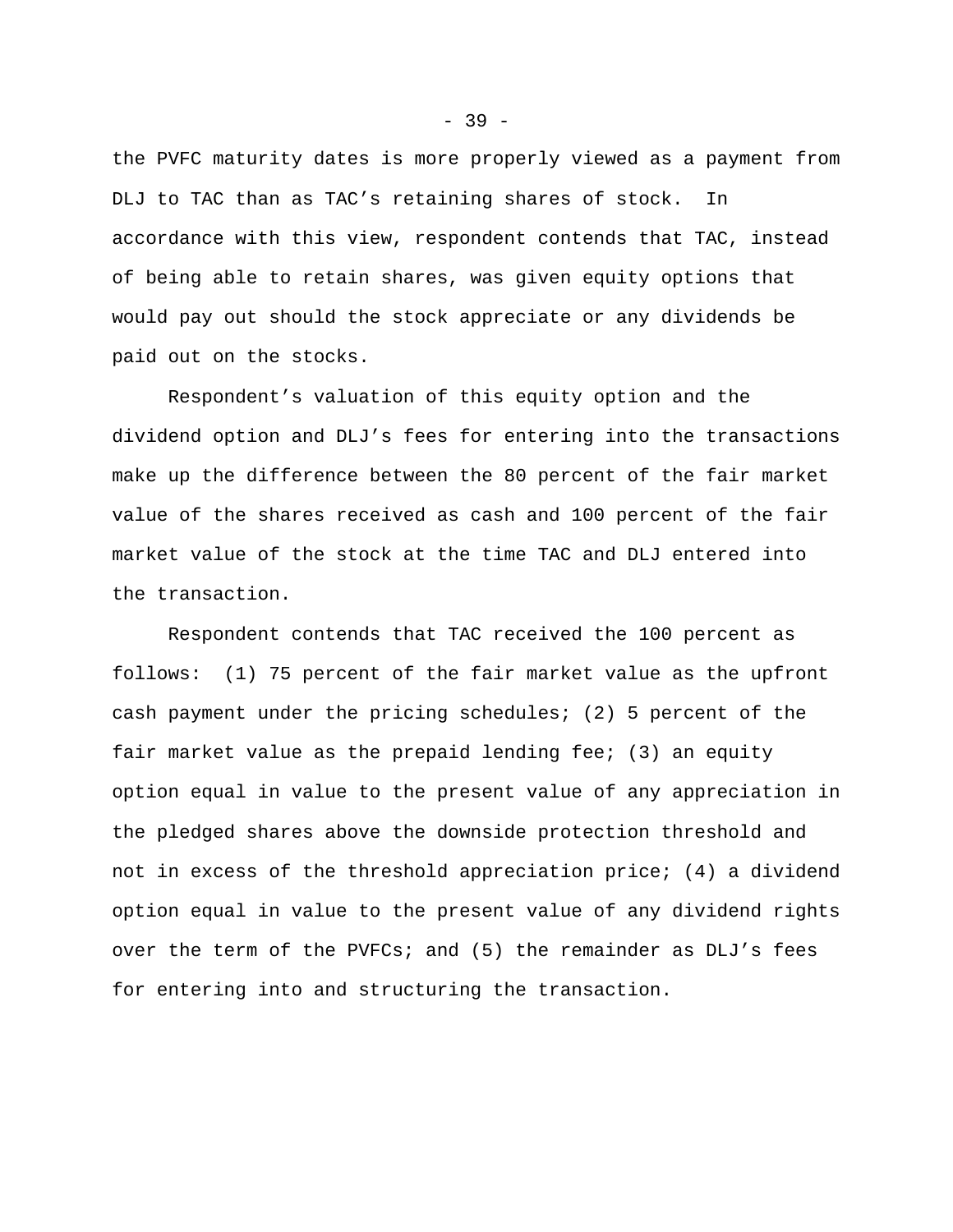the PVFC maturity dates is more properly viewed as a payment from DLJ to TAC than as TAC's retaining shares of stock. In accordance with this view, respondent contends that TAC, instead of being able to retain shares, was given equity options that would pay out should the stock appreciate or any dividends be paid out on the stocks.

Respondent's valuation of this equity option and the dividend option and DLJ's fees for entering into the transactions make up the difference between the 80 percent of the fair market value of the shares received as cash and 100 percent of the fair market value of the stock at the time TAC and DLJ entered into the transaction.

Respondent contends that TAC received the 100 percent as follows: (1) 75 percent of the fair market value as the upfront cash payment under the pricing schedules; (2) 5 percent of the fair market value as the prepaid lending fee; (3) an equity option equal in value to the present value of any appreciation in the pledged shares above the downside protection threshold and not in excess of the threshold appreciation price; (4) a dividend option equal in value to the present value of any dividend rights over the term of the PVFCs; and (5) the remainder as DLJ's fees for entering into and structuring the transaction.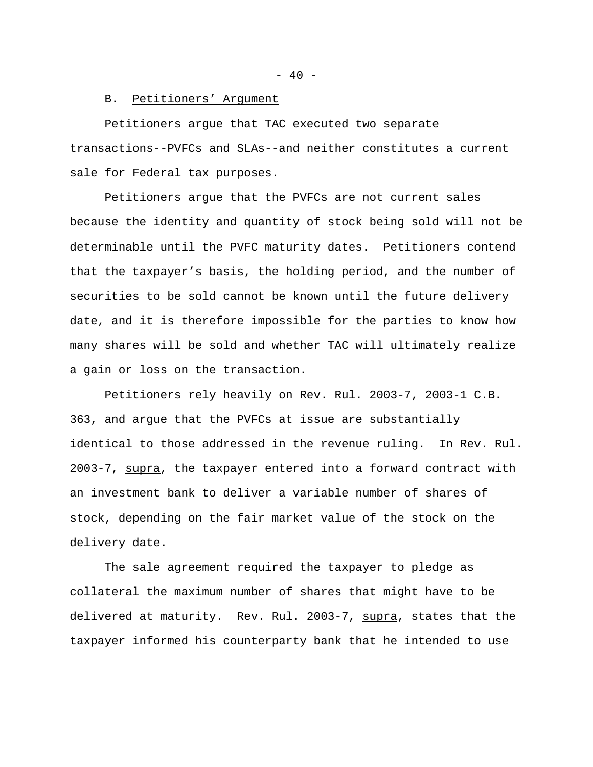### B. Petitioners' Argument

Petitioners argue that TAC executed two separate transactions--PVFCs and SLAs--and neither constitutes a current sale for Federal tax purposes.

Petitioners argue that the PVFCs are not current sales because the identity and quantity of stock being sold will not be determinable until the PVFC maturity dates. Petitioners contend that the taxpayer's basis, the holding period, and the number of securities to be sold cannot be known until the future delivery date, and it is therefore impossible for the parties to know how many shares will be sold and whether TAC will ultimately realize a gain or loss on the transaction.

Petitioners rely heavily on Rev. Rul. 2003-7, 2003-1 C.B. 363, and argue that the PVFCs at issue are substantially identical to those addressed in the revenue ruling. In Rev. Rul. 2003-7, supra, the taxpayer entered into a forward contract with an investment bank to deliver a variable number of shares of stock, depending on the fair market value of the stock on the delivery date.

The sale agreement required the taxpayer to pledge as collateral the maximum number of shares that might have to be delivered at maturity. Rev. Rul. 2003-7, supra, states that the taxpayer informed his counterparty bank that he intended to use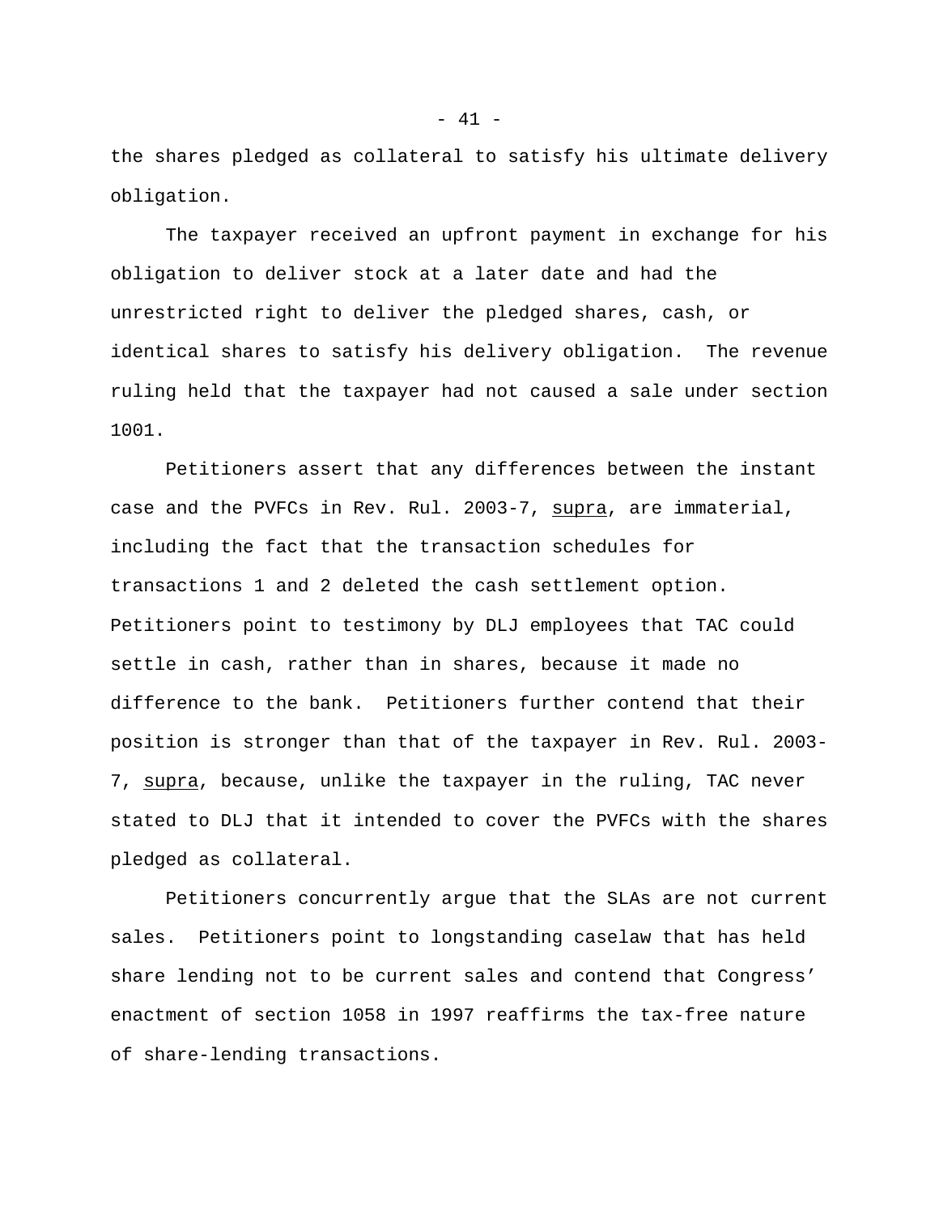the shares pledged as collateral to satisfy his ultimate delivery obligation.

The taxpayer received an upfront payment in exchange for his obligation to deliver stock at a later date and had the unrestricted right to deliver the pledged shares, cash, or identical shares to satisfy his delivery obligation. The revenue ruling held that the taxpayer had not caused a sale under section 1001.

Petitioners assert that any differences between the instant case and the PVFCs in Rev. Rul. 2003-7, supra, are immaterial, including the fact that the transaction schedules for transactions 1 and 2 deleted the cash settlement option. Petitioners point to testimony by DLJ employees that TAC could settle in cash, rather than in shares, because it made no difference to the bank. Petitioners further contend that their position is stronger than that of the taxpayer in Rev. Rul. 2003-7, supra, because, unlike the taxpayer in the ruling, TAC never stated to DLJ that it intended to cover the PVFCs with the shares pledged as collateral.

Petitioners concurrently argue that the SLAs are not current sales. Petitioners point to longstanding caselaw that has held share lending not to be current sales and contend that Congress' enactment of section 1058 in 1997 reaffirms the tax-free nature of share-lending transactions.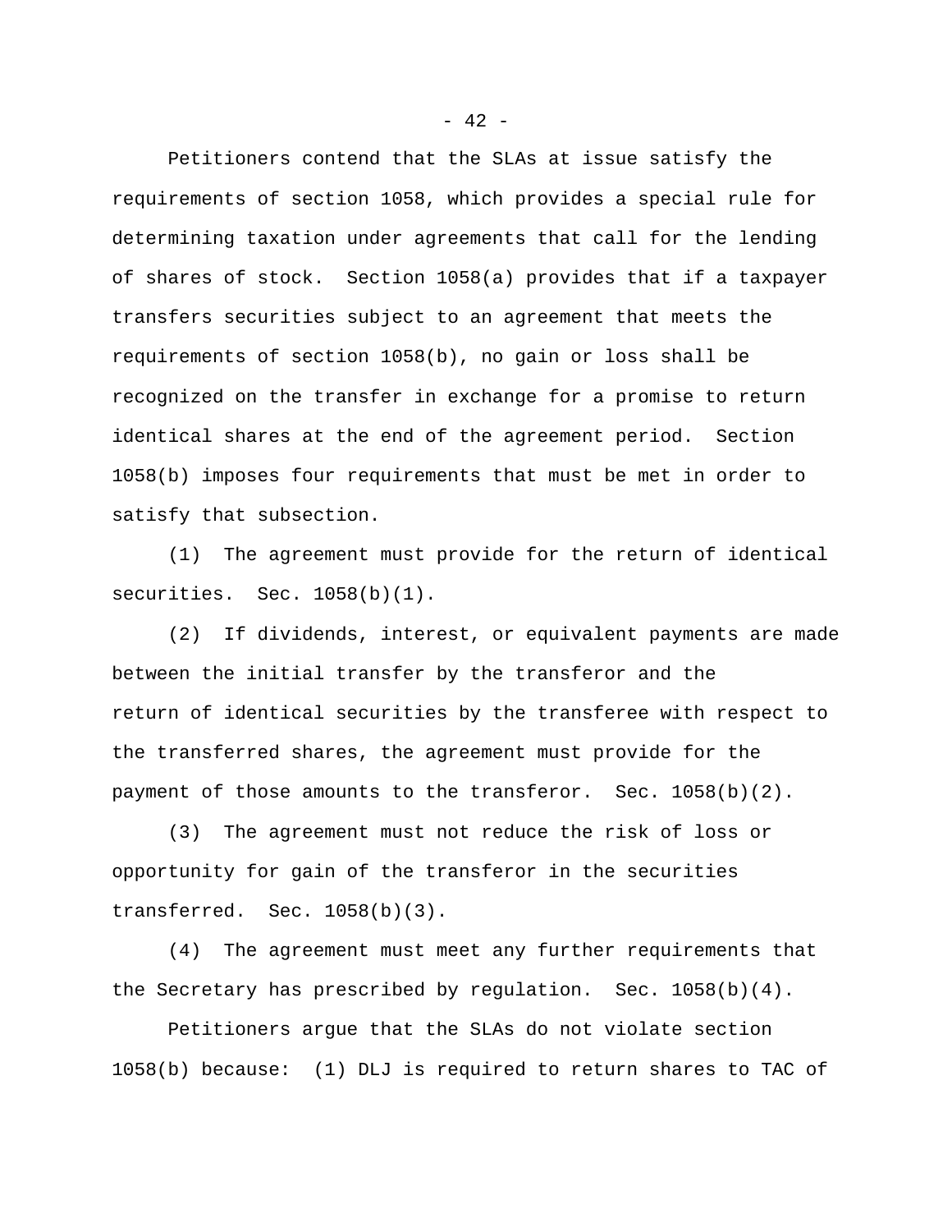Petitioners contend that the SLAs at issue satisfy the requirements of section 1058, which provides a special rule for determining taxation under agreements that call for the lending of shares of stock. Section 1058(a) provides that if a taxpayer transfers securities subject to an agreement that meets the requirements of section 1058(b), no gain or loss shall be recognized on the transfer in exchange for a promise to return identical shares at the end of the agreement period. Section 1058(b) imposes four requirements that must be met in order to satisfy that subsection.

(1) The agreement must provide for the return of identical securities. Sec. 1058(b)(1).

(2) If dividends, interest, or equivalent payments are made between the initial transfer by the transferor and the return of identical securities by the transferee with respect to the transferred shares, the agreement must provide for the payment of those amounts to the transferor. Sec. 1058(b)(2).

(3) The agreement must not reduce the risk of loss or opportunity for gain of the transferor in the securities transferred. Sec. 1058(b)(3).

(4) The agreement must meet any further requirements that the Secretary has prescribed by regulation. Sec. 1058(b)(4).

Petitioners argue that the SLAs do not violate section 1058(b) because: (1) DLJ is required to return shares to TAC of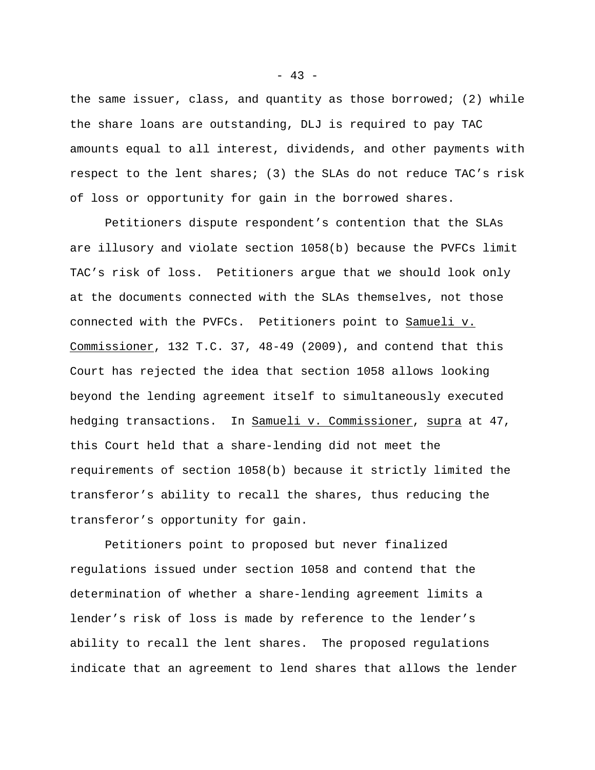the same issuer, class, and quantity as those borrowed; (2) while the share loans are outstanding, DLJ is required to pay TAC amounts equal to all interest, dividends, and other payments with respect to the lent shares; (3) the SLAs do not reduce TAC's risk of loss or opportunity for gain in the borrowed shares.

Petitioners dispute respondent's contention that the SLAs are illusory and violate section 1058(b) because the PVFCs limit TAC's risk of loss. Petitioners argue that we should look only at the documents connected with the SLAs themselves, not those connected with the PVFCs. Petitioners point to Samueli v. Commissioner, 132 T.C. 37, 48-49 (2009), and contend that this Court has rejected the idea that section 1058 allows looking beyond the lending agreement itself to simultaneously executed hedging transactions. In Samueli v. Commissioner, supra at 47, this Court held that a share-lending did not meet the requirements of section 1058(b) because it strictly limited the transferor's ability to recall the shares, thus reducing the transferor's opportunity for gain.

Petitioners point to proposed but never finalized regulations issued under section 1058 and contend that the determination of whether a share-lending agreement limits a lender's risk of loss is made by reference to the lender's ability to recall the lent shares. The proposed regulations indicate that an agreement to lend shares that allows the lender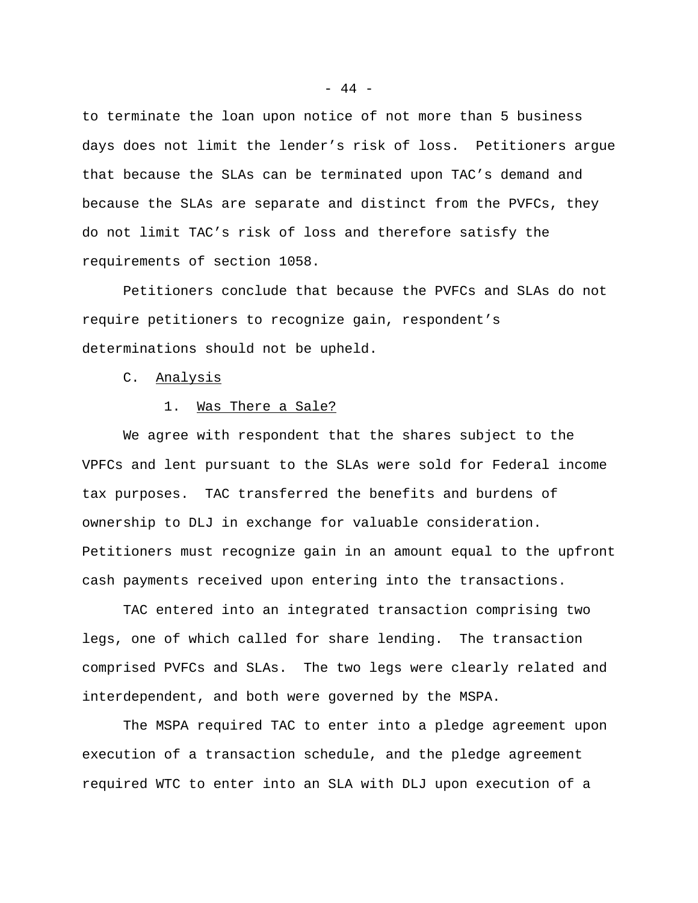to terminate the loan upon notice of not more than 5 business days does not limit the lender’s risk of loss. Petitioners argue that because the SLAs can be terminated upon TAC’s demand and because the SLAs are separate and distinct from the PVFCs, they do not limit TAC’s risk of loss and therefore satisfy the requirements of section 1058.

Petitioners conclude that because the PVFCs and SLAs do not require petitioners to recognize gain, respondent’s determinations should not be upheld.

C. Analysis

1. Was There a Sale?

We agree with respondent that the shares subject to the VPFCs and lent pursuant to the SLAs were sold for Federal income tax purposes. TAC transferred the benefits and burdens of ownership to DLJ in exchange for valuable consideration. Petitioners must recognize gain in an amount equal to the upfront cash payments received upon entering into the transactions.

TAC entered into an integrated transaction comprising two legs, one of which called for share lending. The transaction comprised PVFCs and SLAs. The two legs were clearly related and interdependent, and both were governed by the MSPA.

The MSPA required TAC to enter into a pledge agreement upon execution of a transaction schedule, and the pledge agreement required WTC to enter into an SLA with DLJ upon execution of a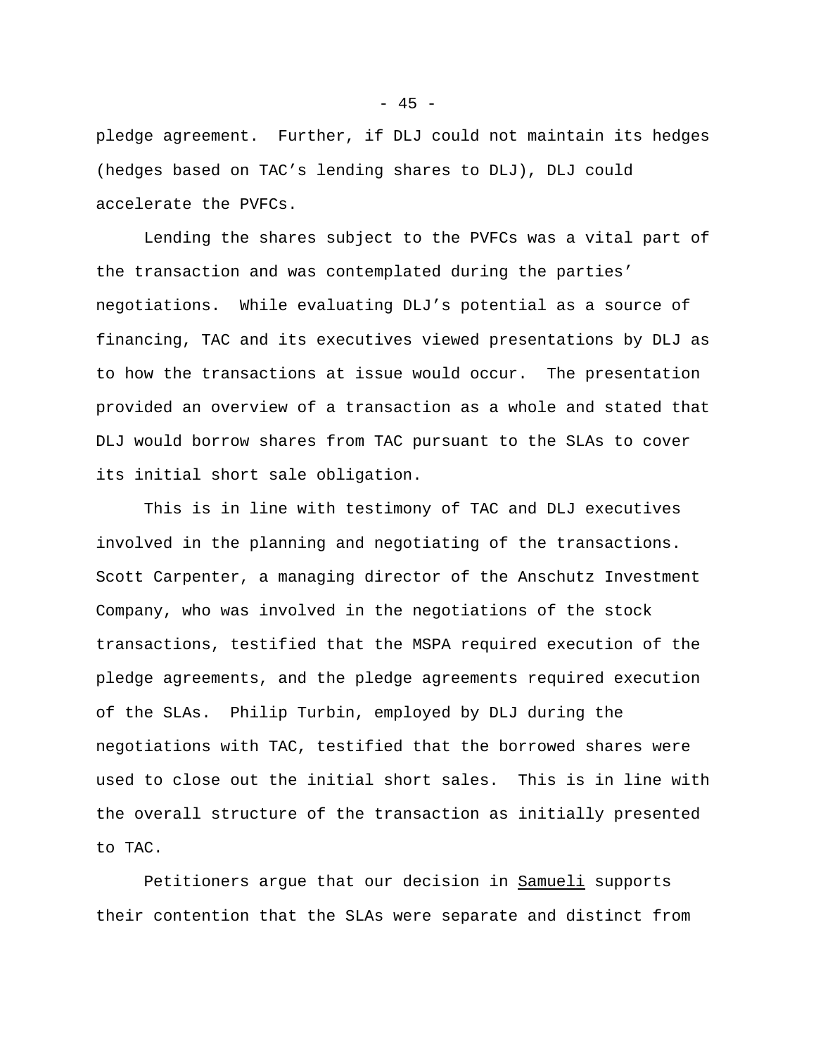pledge agreement. Further, if DLJ could not maintain its hedges (hedges based on TAC's lending shares to DLJ), DLJ could accelerate the PVFCs.

Lending the shares subject to the PVFCs was a vital part of the transaction and was contemplated during the parties' negotiations. While evaluating DLJ's potential as a source of financing, TAC and its executives viewed presentations by DLJ as to how the transactions at issue would occur. The presentation provided an overview of a transaction as a whole and stated that DLJ would borrow shares from TAC pursuant to the SLAs to cover its initial short sale obligation.

This is in line with testimony of TAC and DLJ executives involved in the planning and negotiating of the transactions. Scott Carpenter, a managing director of the Anschutz Investment Company, who was involved in the negotiations of the stock transactions, testified that the MSPA required execution of the pledge agreements, and the pledge agreements required execution of the SLAs. Philip Turbin, employed by DLJ during the negotiations with TAC, testified that the borrowed shares were used to close out the initial short sales. This is in line with the overall structure of the transaction as initially presented to TAC.

Petitioners argue that our decision in Samueli supports their contention that the SLAs were separate and distinct from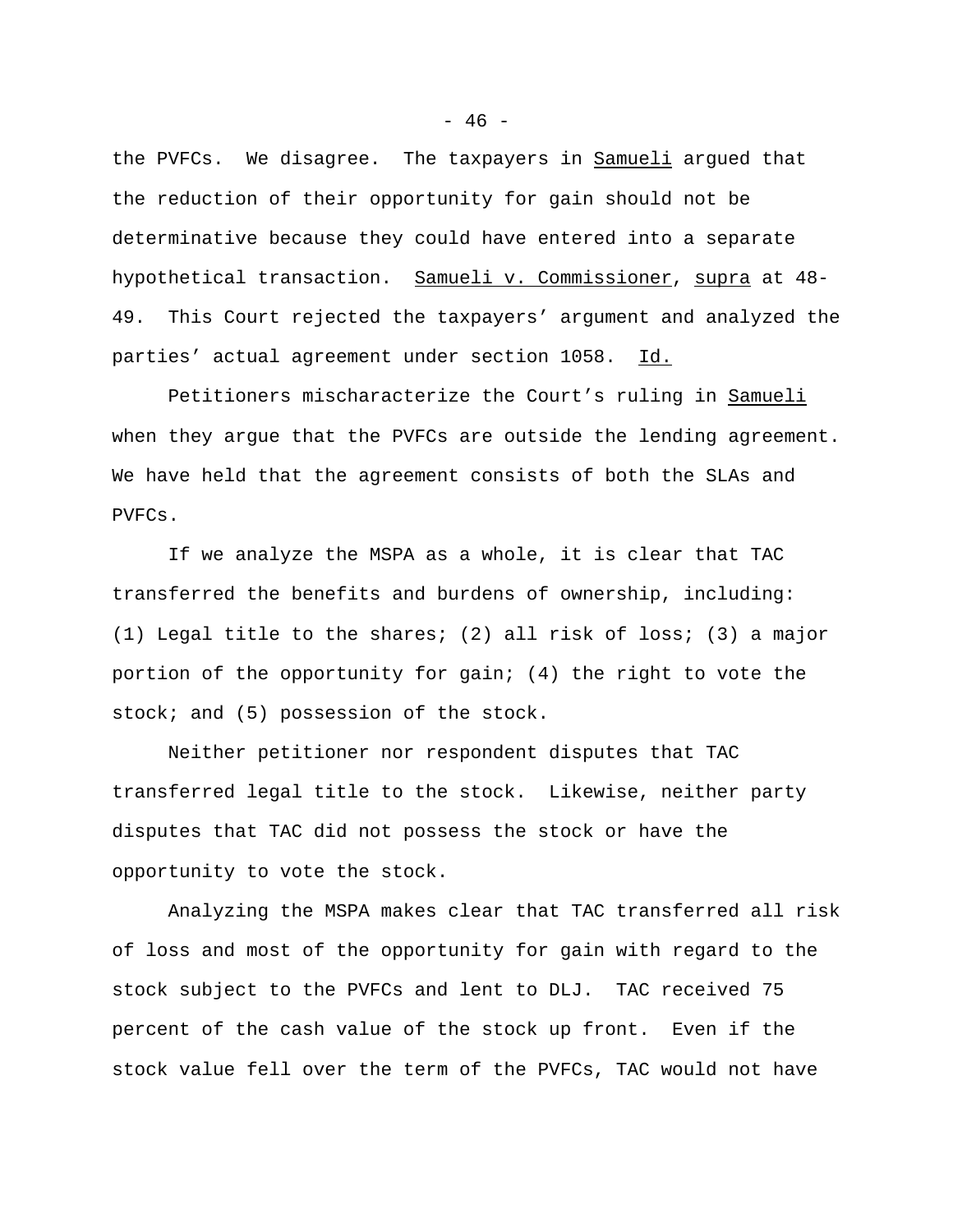the PVFCs. We disagree. The taxpayers in _Samueli_ argued that the reduction of their opportunity for gain should not be determinative because they could have entered into a separate hypothetical transaction. _Samueli v. Commissioner_, _supra_ at 48-49. This Court rejected the taxpayers' argument and analyzed the parties' actual agreement under section 1058. _Id._

Petitioners mischaracterize the Court's ruling in _Samueli_ when they argue that the PVFCs are outside the lending agreement. We have held that the agreement consists of both the SLAs and PVFCs.

If we analyze the MSPA as a whole, it is clear that TAC transferred the benefits and burdens of ownership, including: (1) Legal title to the shares; (2) all risk of loss; (3) a major portion of the opportunity for gain; (4) the right to vote the stock; and (5) possession of the stock.

Neither petitioner nor respondent disputes that TAC transferred legal title to the stock. Likewise, neither party disputes that TAC did not possess the stock or have the opportunity to vote the stock.

Analyzing the MSPA makes clear that TAC transferred all risk of loss and most of the opportunity for gain with regard to the stock subject to the PVFCs and lent to DLJ. TAC received 75 percent of the cash value of the stock up front. Even if the stock value fell over the term of the PVFCs, TAC would not have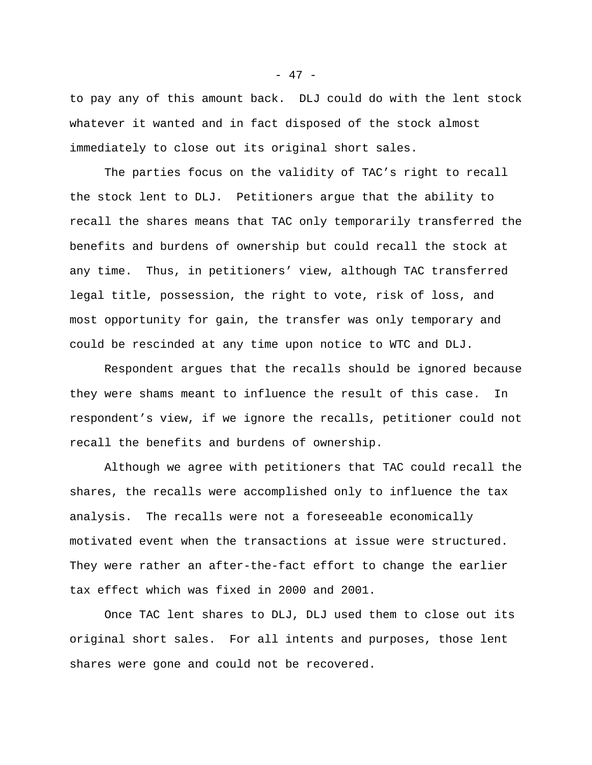to pay any of this amount back. DLJ could do with the lent stock whatever it wanted and in fact disposed of the stock almost immediately to close out its original short sales.

The parties focus on the validity of TAC's right to recall the stock lent to DLJ. Petitioners argue that the ability to recall the shares means that TAC only temporarily transferred the benefits and burdens of ownership but could recall the stock at any time. Thus, in petitioners' view, although TAC transferred legal title, possession, the right to vote, risk of loss, and most opportunity for gain, the transfer was only temporary and could be rescinded at any time upon notice to WTC and DLJ.

Respondent argues that the recalls should be ignored because they were shams meant to influence the result of this case. In respondent's view, if we ignore the recalls, petitioner could not recall the benefits and burdens of ownership.

Although we agree with petitioners that TAC could recall the shares, the recalls were accomplished only to influence the tax analysis. The recalls were not a foreseeable economically motivated event when the transactions at issue were structured. They were rather an after-the-fact effort to change the earlier tax effect which was fixed in 2000 and 2001.

Once TAC lent shares to DLJ, DLJ used them to close out its original short sales. For all intents and purposes, those lent shares were gone and could not be recovered.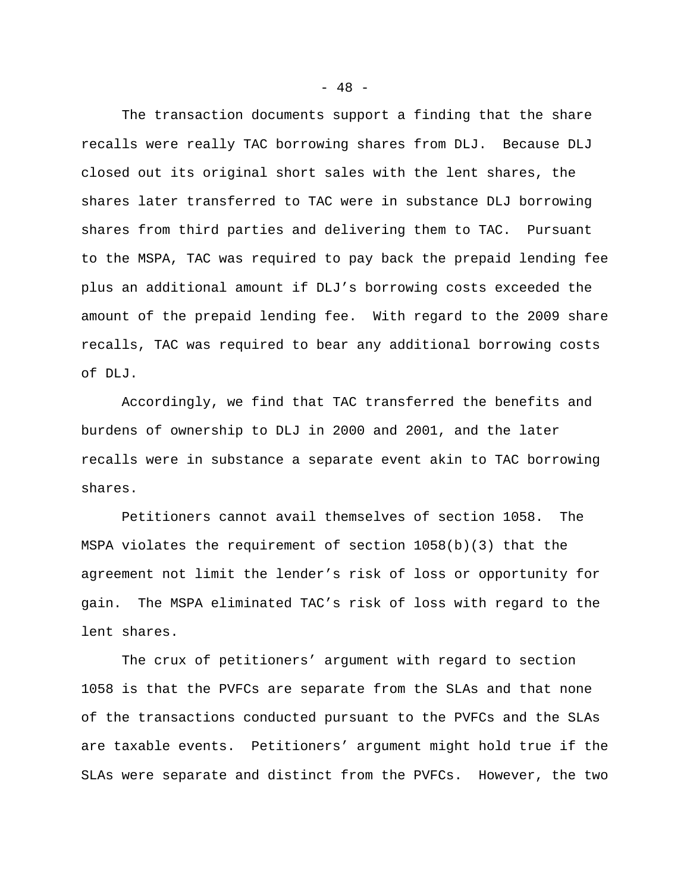The transaction documents support a finding that the share recalls were really TAC borrowing shares from DLJ. Because DLJ closed out its original short sales with the lent shares, the shares later transferred to TAC were in substance DLJ borrowing shares from third parties and delivering them to TAC. Pursuant to the MSPA, TAC was required to pay back the prepaid lending fee plus an additional amount if DLJ's borrowing costs exceeded the amount of the prepaid lending fee. With regard to the 2009 share recalls, TAC was required to bear any additional borrowing costs of DLJ.

Accordingly, we find that TAC transferred the benefits and burdens of ownership to DLJ in 2000 and 2001, and the later recalls were in substance a separate event akin to TAC borrowing shares.

Petitioners cannot avail themselves of section 1058. The MSPA violates the requirement of section 1058(b)(3) that the agreement not limit the lender's risk of loss or opportunity for gain. The MSPA eliminated TAC's risk of loss with regard to the lent shares.

The crux of petitioners' argument with regard to section 1058 is that the PVFCs are separate from the SLAs and that none of the transactions conducted pursuant to the PVFCs and the SLAs are taxable events. Petitioners' argument might hold true if the SLAs were separate and distinct from the PVFCs. However, the two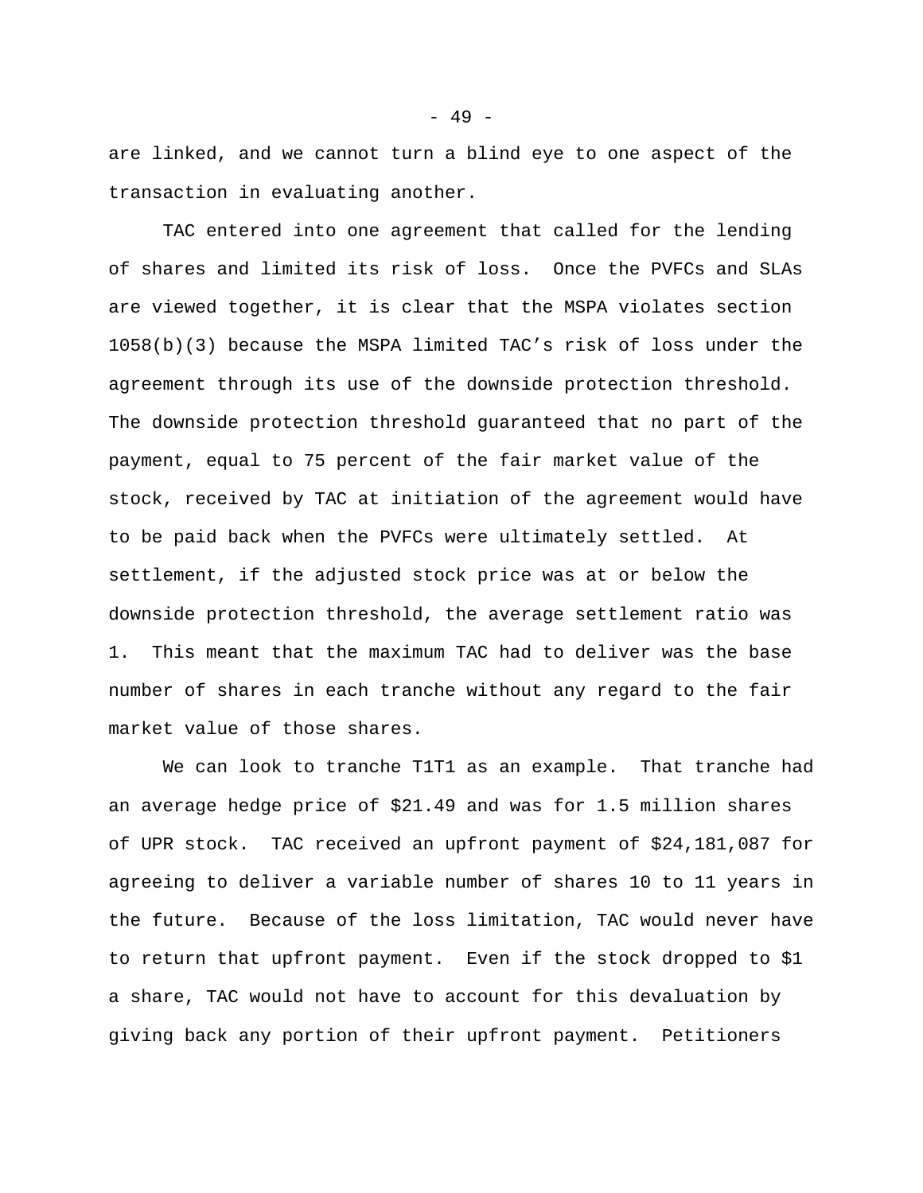are linked, and we cannot turn a blind eye to one aspect of the transaction in evaluating another.

TAC entered into one agreement that called for the lending of shares and limited its risk of loss. Once the PVFCs and SLAs are viewed together, it is clear that the MSPA violates section 1058(b)(3) because the MSPA limited TAC's risk of loss under the agreement through its use of the downside protection threshold. The downside protection threshold guaranteed that no part of the payment, equal to 75 percent of the fair market value of the stock, received by TAC at initiation of the agreement would have to be paid back when the PVFCs were ultimately settled. At settlement, if the adjusted stock price was at or below the downside protection threshold, the average settlement ratio was 1. This meant that the maximum TAC had to deliver was the base number of shares in each tranche without any regard to the fair market value of those shares.

We can look to tranche T1T1 as an example. That tranche had an average hedge price of $21.49 and was for 1.5 million shares of UPR stock. TAC received an upfront payment of $24,181,087 for agreeing to deliver a variable number of shares 10 to 11 years in the future. Because of the loss limitation, TAC would never have to return that upfront payment. Even if the stock dropped to $1 a share, TAC would not have to account for this devaluation by giving back any portion of their upfront payment. Petitioners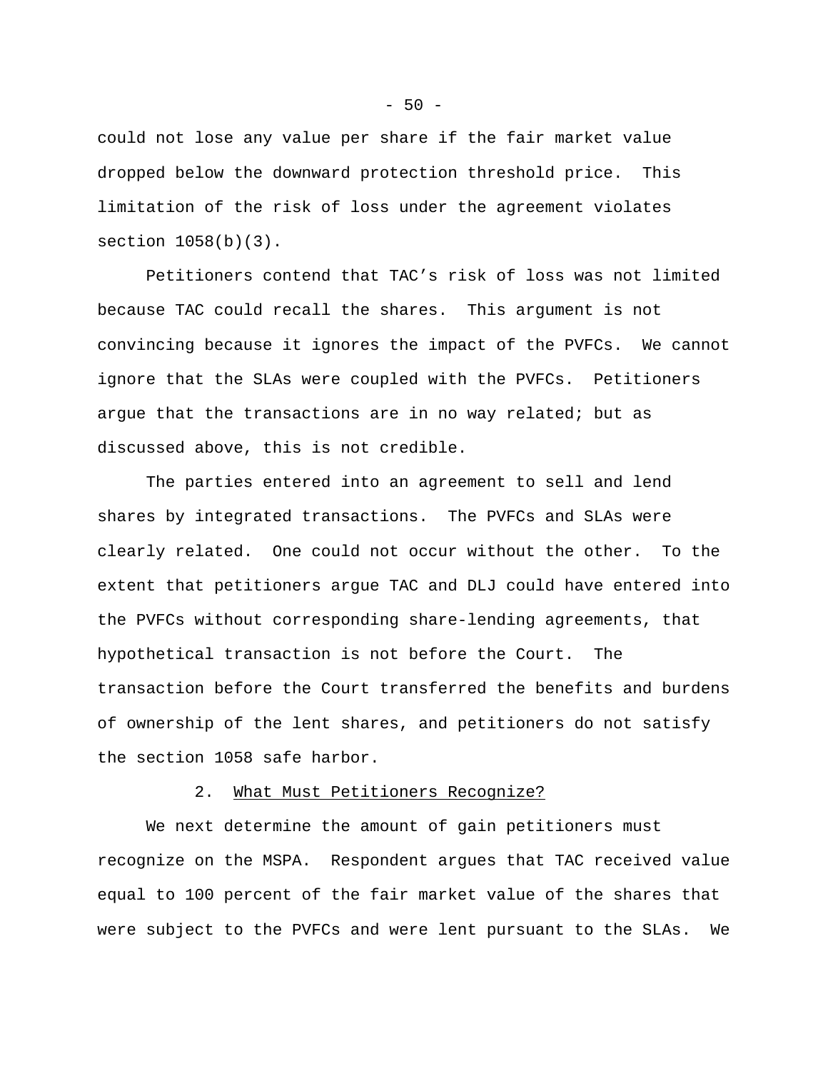could not lose any value per share if the fair market value dropped below the downward protection threshold price. This limitation of the risk of loss under the agreement violates section 1058(b)(3).

Petitioners contend that TAC's risk of loss was not limited because TAC could recall the shares. This argument is not convincing because it ignores the impact of the PVFCs. We cannot ignore that the SLAs were coupled with the PVFCs. Petitioners argue that the transactions are in no way related; but as discussed above, this is not credible.

The parties entered into an agreement to sell and lend shares by integrated transactions. The PVFCs and SLAs were clearly related. One could not occur without the other. To the extent that petitioners argue TAC and DLJ could have entered into the PVFCs without corresponding share-lending agreements, that hypothetical transaction is not before the Court. The transaction before the Court transferred the benefits and burdens of ownership of the lent shares, and petitioners do not satisfy the section 1058 safe harbor.

2. <u>What Must Petitioners Recognize?</u>

We next determine the amount of gain petitioners must recognize on the MSPA. Respondent argues that TAC received value equal to 100 percent of the fair market value of the shares that were subject to the PVFCs and were lent pursuant to the SLAs. We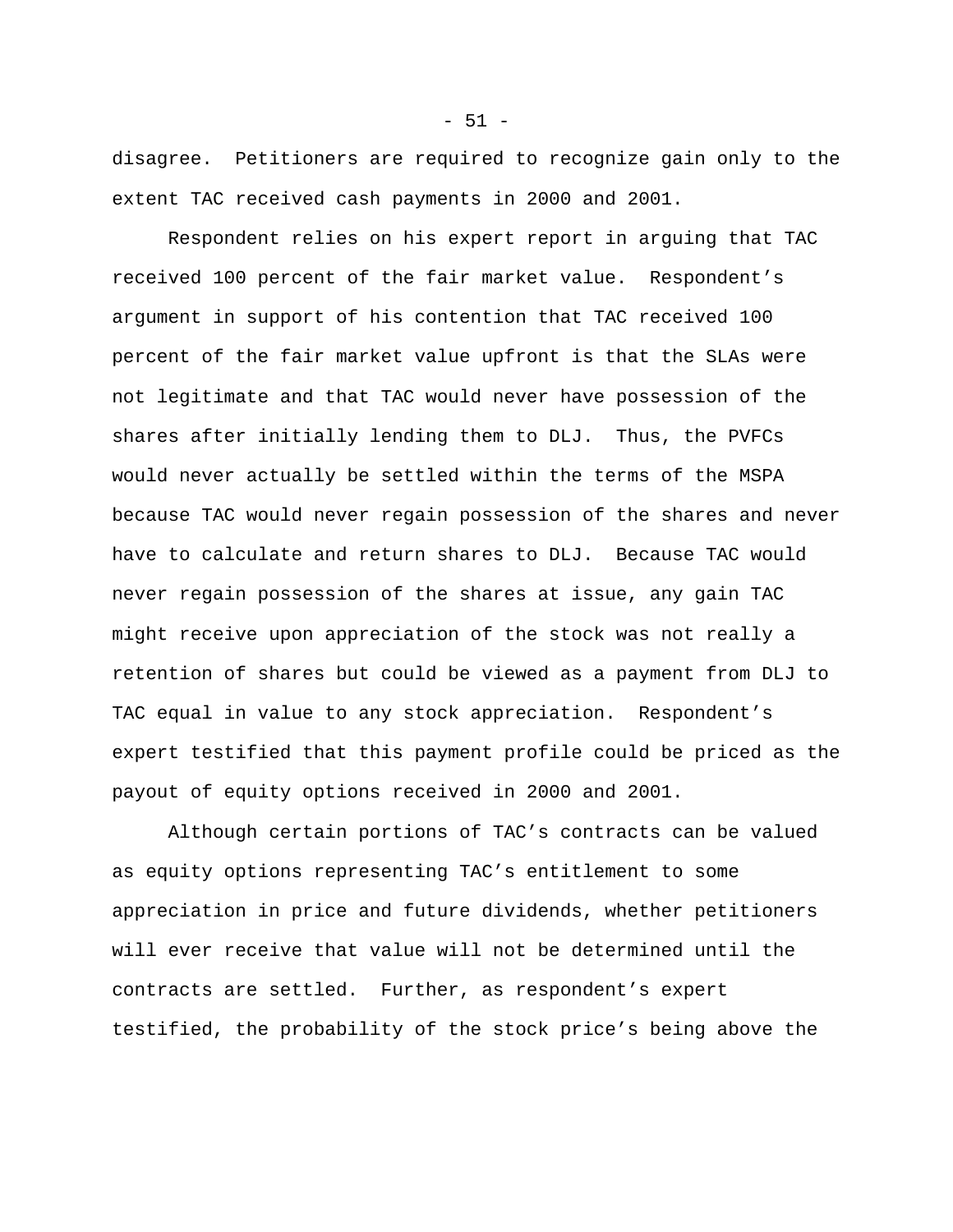disagree. Petitioners are required to recognize gain only to the extent TAC received cash payments in 2000 and 2001.

Respondent relies on his expert report in arguing that TAC received 100 percent of the fair market value. Respondent's argument in support of his contention that TAC received 100 percent of the fair market value upfront is that the SLAs were not legitimate and that TAC would never have possession of the shares after initially lending them to DLJ. Thus, the PVFCs would never actually be settled within the terms of the MSPA because TAC would never regain possession of the shares and never have to calculate and return shares to DLJ. Because TAC would never regain possession of the shares at issue, any gain TAC might receive upon appreciation of the stock was not really a retention of shares but could be viewed as a payment from DLJ to TAC equal in value to any stock appreciation. Respondent's expert testified that this payment profile could be priced as the payout of equity options received in 2000 and 2001.

Although certain portions of TAC's contracts can be valued as equity options representing TAC's entitlement to some appreciation in price and future dividends, whether petitioners will ever receive that value will not be determined until the contracts are settled. Further, as respondent's expert testified, the probability of the stock price's being above the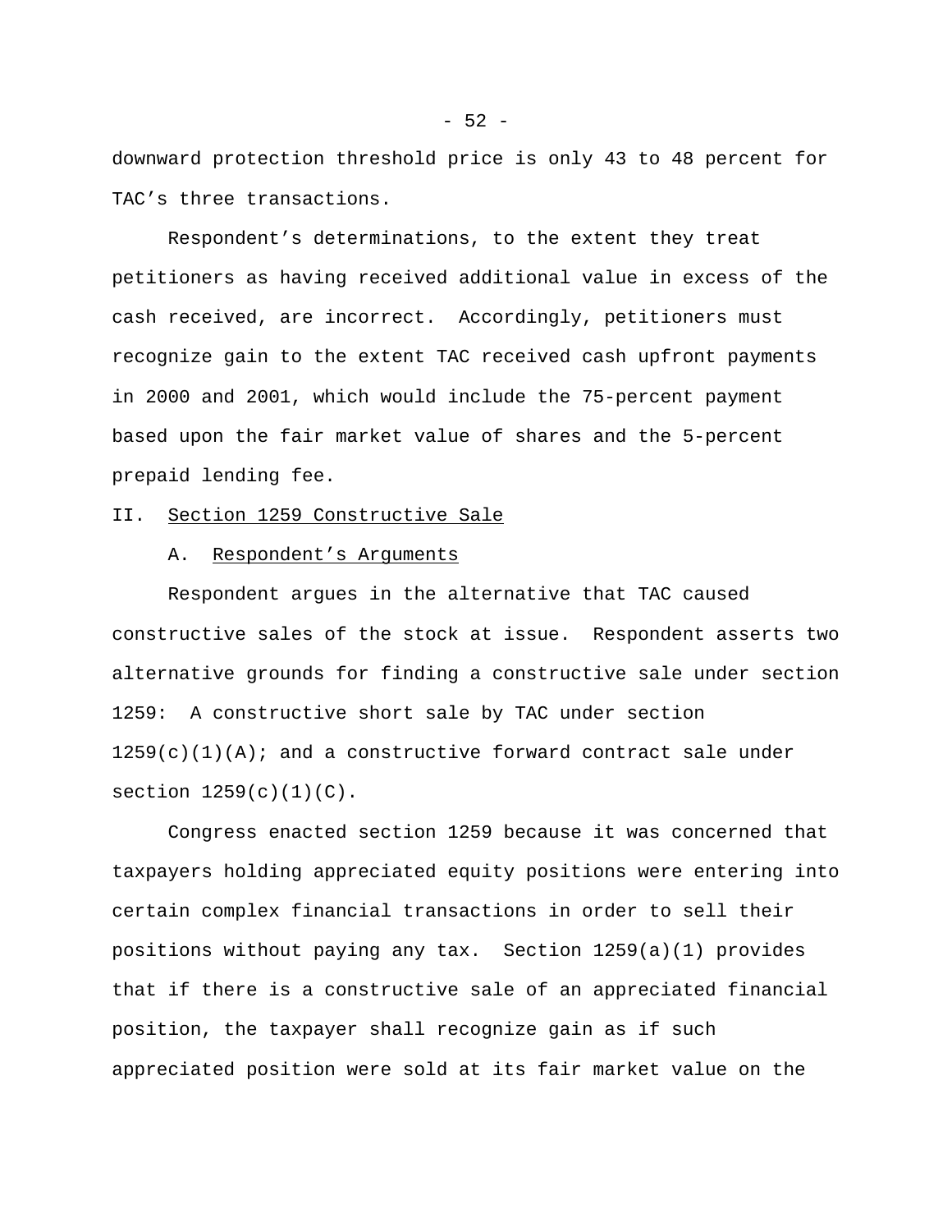downward protection threshold price is only 43 to 48 percent for TAC's three transactions.

Respondent's determinations, to the extent they treat petitioners as having received additional value in excess of the cash received, are incorrect. Accordingly, petitioners must recognize gain to the extent TAC received cash upfront payments in 2000 and 2001, which would include the 75-percent payment based upon the fair market value of shares and the 5-percent prepaid lending fee.

## II. <u>Section 1259 Constructive Sale</u>

### A. <u>Respondent's Arguments</u>

Respondent argues in the alternative that TAC caused constructive sales of the stock at issue. Respondent asserts two alternative grounds for finding a constructive sale under section 1259: A constructive short sale by TAC under section 1259(c)(1)(A); and a constructive forward contract sale under section 1259(c)(1)(C).

Congress enacted section 1259 because it was concerned that taxpayers holding appreciated equity positions were entering into certain complex financial transactions in order to sell their positions without paying any tax. Section 1259(a)(1) provides that if there is a constructive sale of an appreciated financial position, the taxpayer shall recognize gain as if such appreciated position were sold at its fair market value on the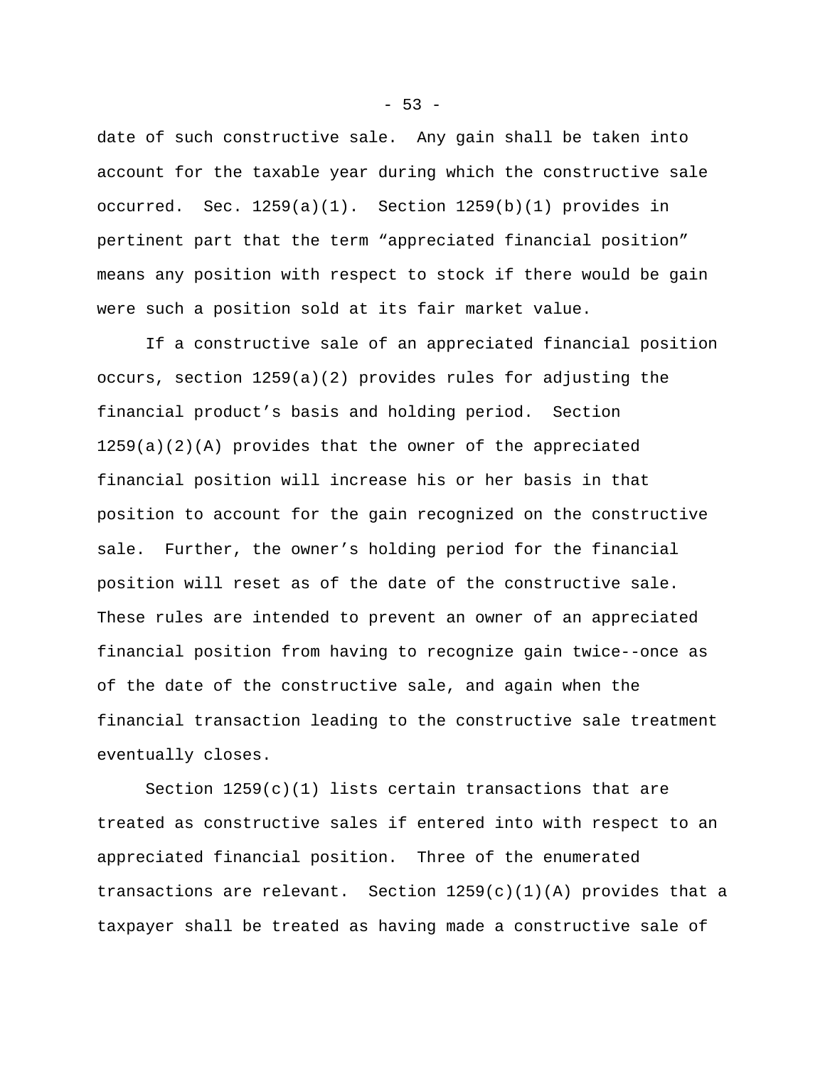date of such constructive sale. Any gain shall be taken into account for the taxable year during which the constructive sale occurred. Sec. 1259(a)(1). Section 1259(b)(1) provides in pertinent part that the term “appreciated financial position” means any position with respect to stock if there would be gain were such a position sold at its fair market value.

If a constructive sale of an appreciated financial position occurs, section 1259(a)(2) provides rules for adjusting the financial product’s basis and holding period. Section 1259(a)(2)(A) provides that the owner of the appreciated financial position will increase his or her basis in that position to account for the gain recognized on the constructive sale. Further, the owner’s holding period for the financial position will reset as of the date of the constructive sale. These rules are intended to prevent an owner of an appreciated financial position from having to recognize gain twice--once as of the date of the constructive sale, and again when the financial transaction leading to the constructive sale treatment eventually closes.

Section 1259(c)(1) lists certain transactions that are treated as constructive sales if entered into with respect to an appreciated financial position. Three of the enumerated transactions are relevant. Section 1259(c)(1)(A) provides that a taxpayer shall be treated as having made a constructive sale of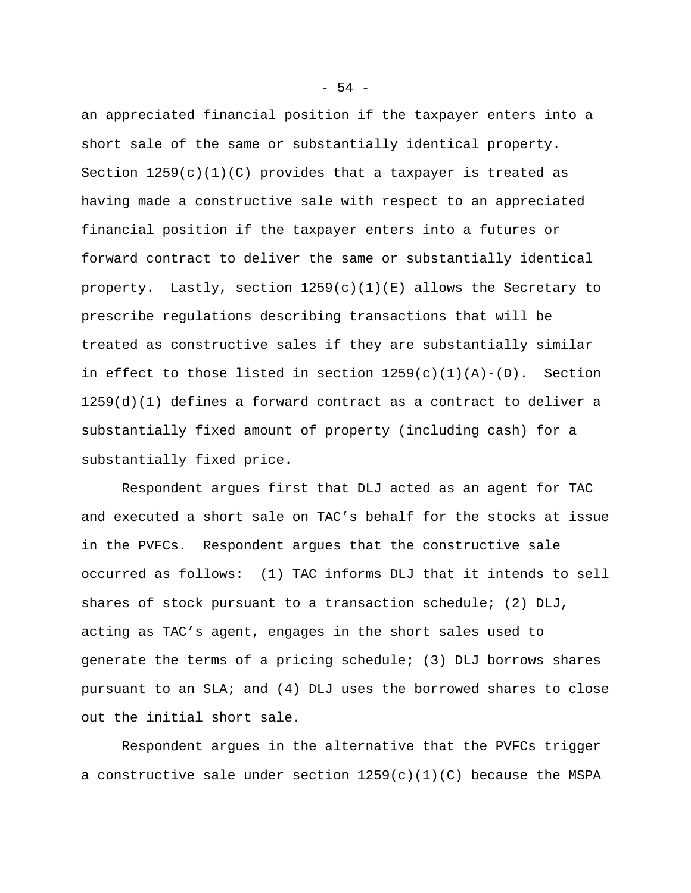an appreciated financial position if the taxpayer enters into a short sale of the same or substantially identical property. Section 1259(c)(1)(C) provides that a taxpayer is treated as having made a constructive sale with respect to an appreciated financial position if the taxpayer enters into a futures or forward contract to deliver the same or substantially identical property. Lastly, section 1259(c)(1)(E) allows the Secretary to prescribe regulations describing transactions that will be treated as constructive sales if they are substantially similar in effect to those listed in section 1259(c)(1)(A)-(D). Section 1259(d)(1) defines a forward contract as a contract to deliver a substantially fixed amount of property (including cash) for a substantially fixed price.

Respondent argues first that DLJ acted as an agent for TAC and executed a short sale on TAC's behalf for the stocks at issue in the PVFCs. Respondent argues that the constructive sale occurred as follows: (1) TAC informs DLJ that it intends to sell shares of stock pursuant to a transaction schedule; (2) DLJ, acting as TAC's agent, engages in the short sales used to generate the terms of a pricing schedule; (3) DLJ borrows shares pursuant to an SLA; and (4) DLJ uses the borrowed shares to close out the initial short sale.

Respondent argues in the alternative that the PVFCs trigger a constructive sale under section 1259(c)(1)(C) because the MSPA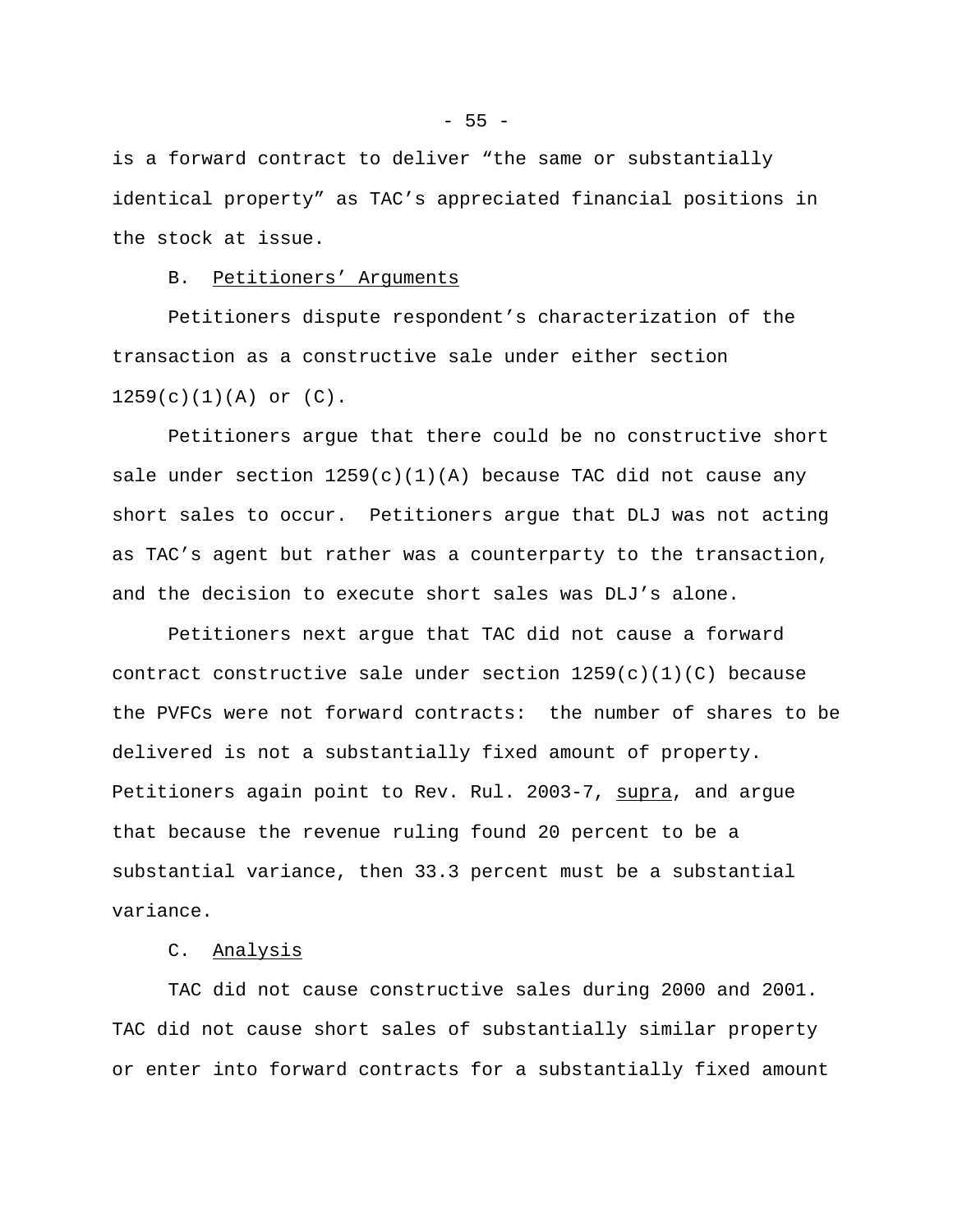is a forward contract to deliver “the same or substantially identical property” as TAC’s appreciated financial positions in the stock at issue.

B. Petitioners’ Arguments

Petitioners dispute respondent’s characterization of the transaction as a constructive sale under either section 1259(c)(1)(A) or (C).

Petitioners argue that there could be no constructive short sale under section 1259(c)(1)(A) because TAC did not cause any short sales to occur. Petitioners argue that DLJ was not acting as TAC’s agent but rather was a counterparty to the transaction, and the decision to execute short sales was DLJ’s alone.

Petitioners next argue that TAC did not cause a forward contract constructive sale under section 1259(c)(1)(C) because the PVFCs were not forward contracts: the number of shares to be delivered is not a substantially fixed amount of property. Petitioners again point to Rev. Rul. 2003-7, supra, and argue that because the revenue ruling found 20 percent to be a substantial variance, then 33.3 percent must be a substantial variance.

C. Analysis

TAC did not cause constructive sales during 2000 and 2001. TAC did not cause short sales of substantially similar property or enter into forward contracts for a substantially fixed amount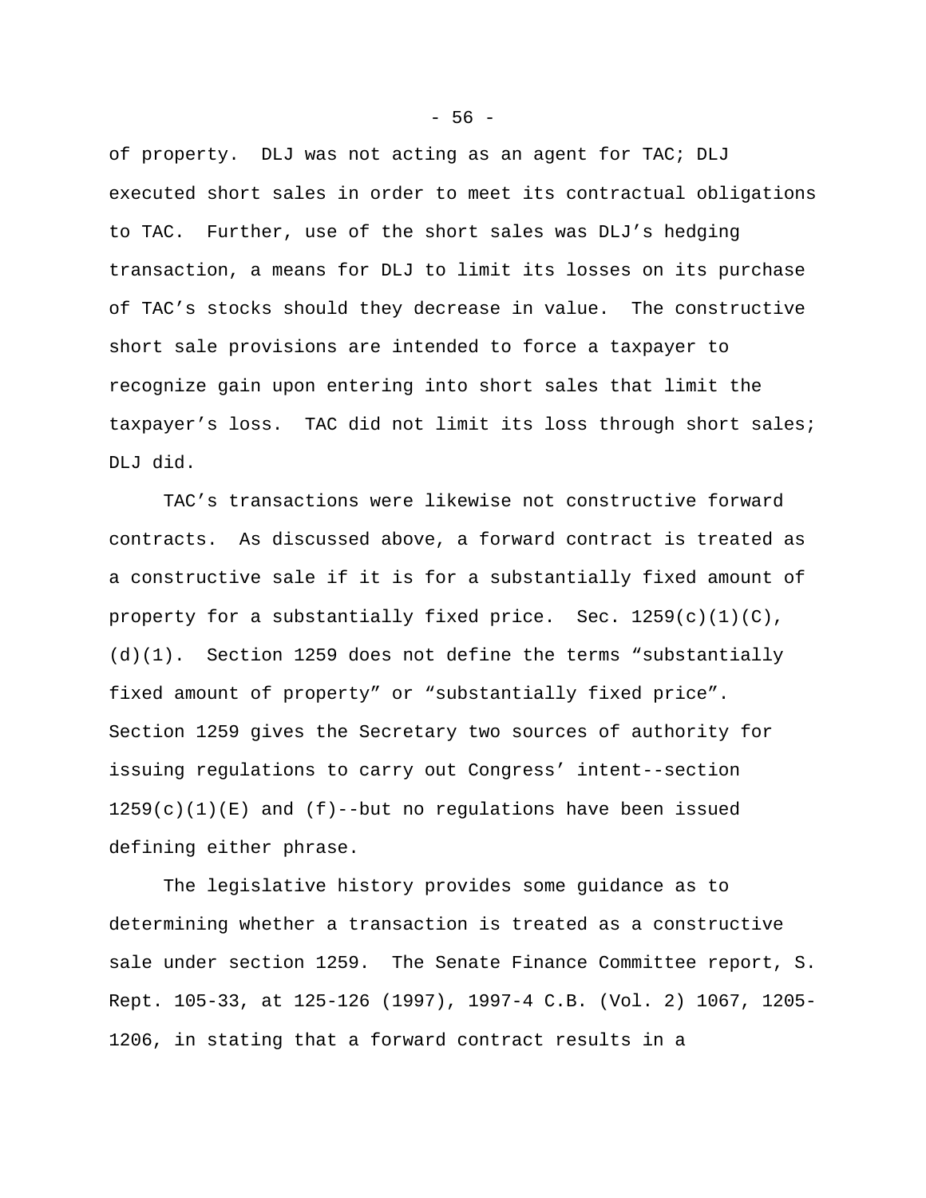of property. DLJ was not acting as an agent for TAC; DLJ executed short sales in order to meet its contractual obligations to TAC. Further, use of the short sales was DLJ's hedging transaction, a means for DLJ to limit its losses on its purchase of TAC's stocks should they decrease in value. The constructive short sale provisions are intended to force a taxpayer to recognize gain upon entering into short sales that limit the taxpayer's loss. TAC did not limit its loss through short sales; DLJ did.

TAC's transactions were likewise not constructive forward contracts. As discussed above, a forward contract is treated as a constructive sale if it is for a substantially fixed amount of property for a substantially fixed price. Sec. 1259(c)(1)(C), (d)(1). Section 1259 does not define the terms "substantially fixed amount of property" or "substantially fixed price". Section 1259 gives the Secretary two sources of authority for issuing regulations to carry out Congress' intent--section 1259(c)(1)(E) and (f)--but no regulations have been issued defining either phrase.

The legislative history provides some guidance as to determining whether a transaction is treated as a constructive sale under section 1259. The Senate Finance Committee report, S. Rept. 105-33, at 125-126 (1997), 1997-4 C.B. (Vol. 2) 1067, 1205-1206, in stating that a forward contract results in a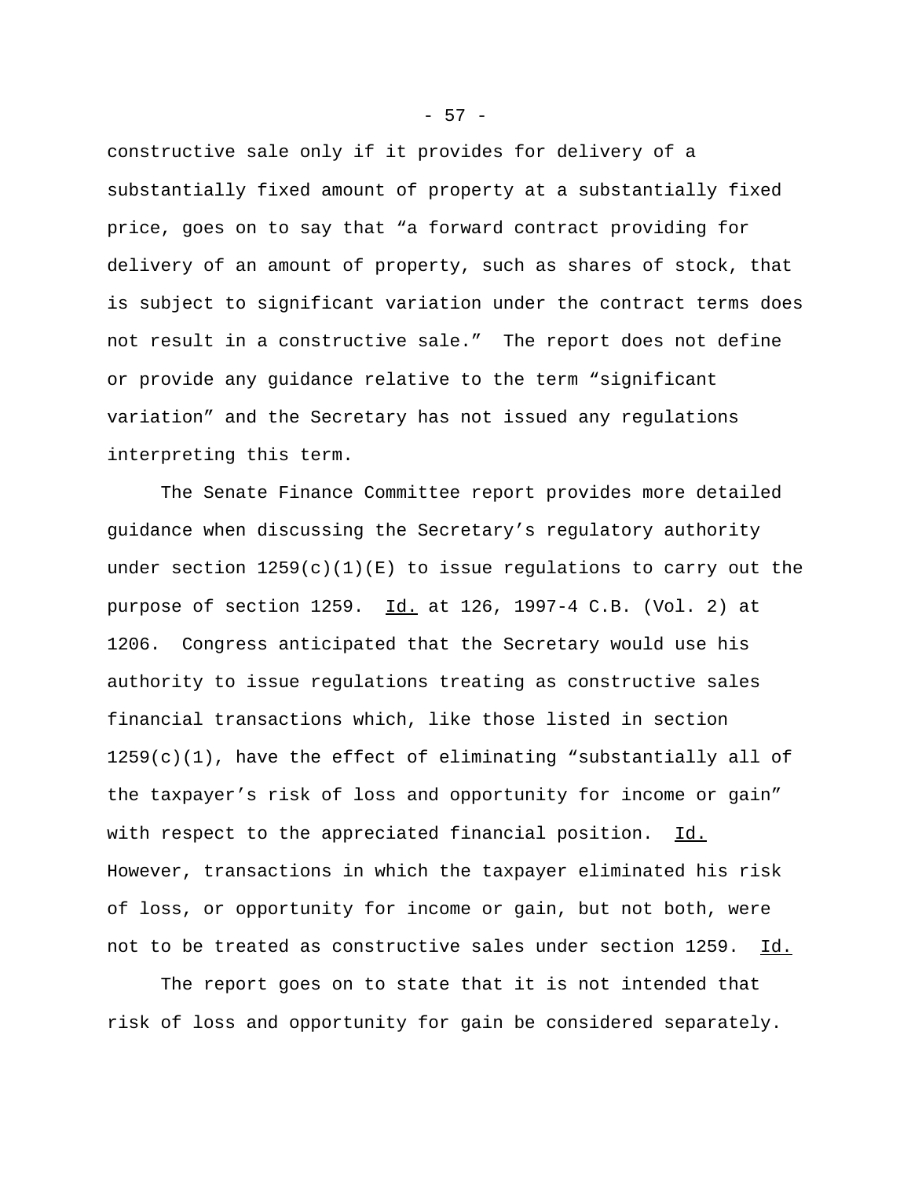constructive sale only if it provides for delivery of a substantially fixed amount of property at a substantially fixed price, goes on to say that “a forward contract providing for delivery of an amount of property, such as shares of stock, that is subject to significant variation under the contract terms does not result in a constructive sale.” The report does not define or provide any guidance relative to the term “significant variation” and the Secretary has not issued any regulations interpreting this term.

The Senate Finance Committee report provides more detailed guidance when discussing the Secretary’s regulatory authority under section 1259(c)(1)(E) to issue regulations to carry out the purpose of section 1259. Id. at 126, 1997-4 C.B. (Vol. 2) at 1206. Congress anticipated that the Secretary would use his authority to issue regulations treating as constructive sales financial transactions which, like those listed in section 1259(c)(1), have the effect of eliminating “substantially all of the taxpayer’s risk of loss and opportunity for income or gain” with respect to the appreciated financial position. Id. However, transactions in which the taxpayer eliminated his risk of loss, or opportunity for income or gain, but not both, were not to be treated as constructive sales under section 1259. Id.

The report goes on to state that it is not intended that risk of loss and opportunity for gain be considered separately.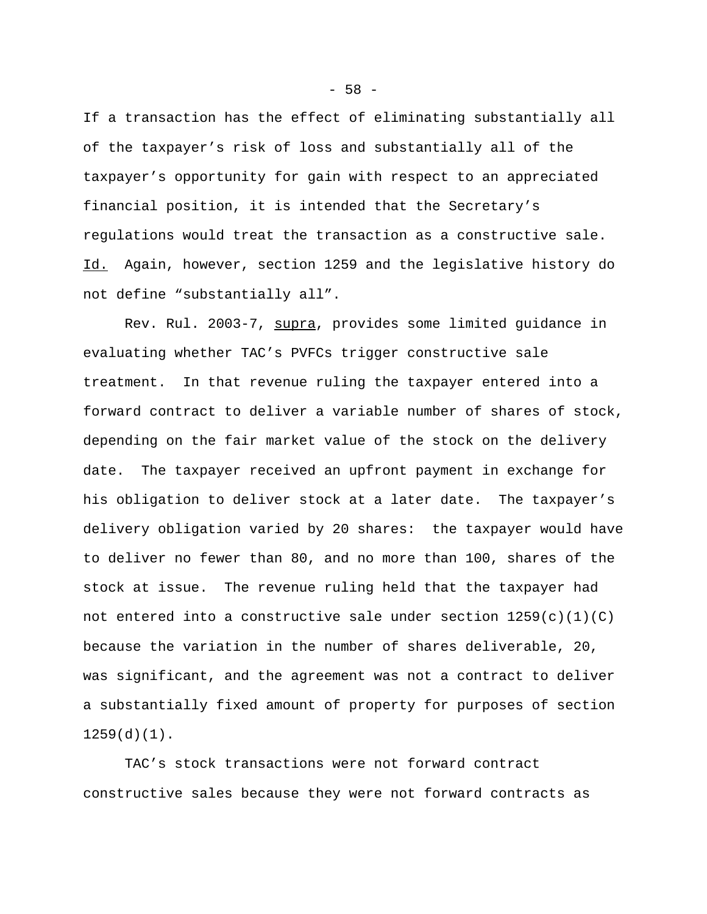If a transaction has the effect of eliminating substantially all of the taxpayer's risk of loss and substantially all of the taxpayer's opportunity for gain with respect to an appreciated financial position, it is intended that the Secretary's regulations would treat the transaction as a constructive sale. Id. Again, however, section 1259 and the legislative history do not define "substantially all".

Rev. Rul. 2003-7, supra, provides some limited guidance in evaluating whether TAC's PVFCs trigger constructive sale treatment. In that revenue ruling the taxpayer entered into a forward contract to deliver a variable number of shares of stock, depending on the fair market value of the stock on the delivery date. The taxpayer received an upfront payment in exchange for his obligation to deliver stock at a later date. The taxpayer's delivery obligation varied by 20 shares: the taxpayer would have to deliver no fewer than 80, and no more than 100, shares of the stock at issue. The revenue ruling held that the taxpayer had not entered into a constructive sale under section 1259(c)(1)(C) because the variation in the number of shares deliverable, 20, was significant, and the agreement was not a contract to deliver a substantially fixed amount of property for purposes of section 1259(d)(1).

TAC's stock transactions were not forward contract constructive sales because they were not forward contracts as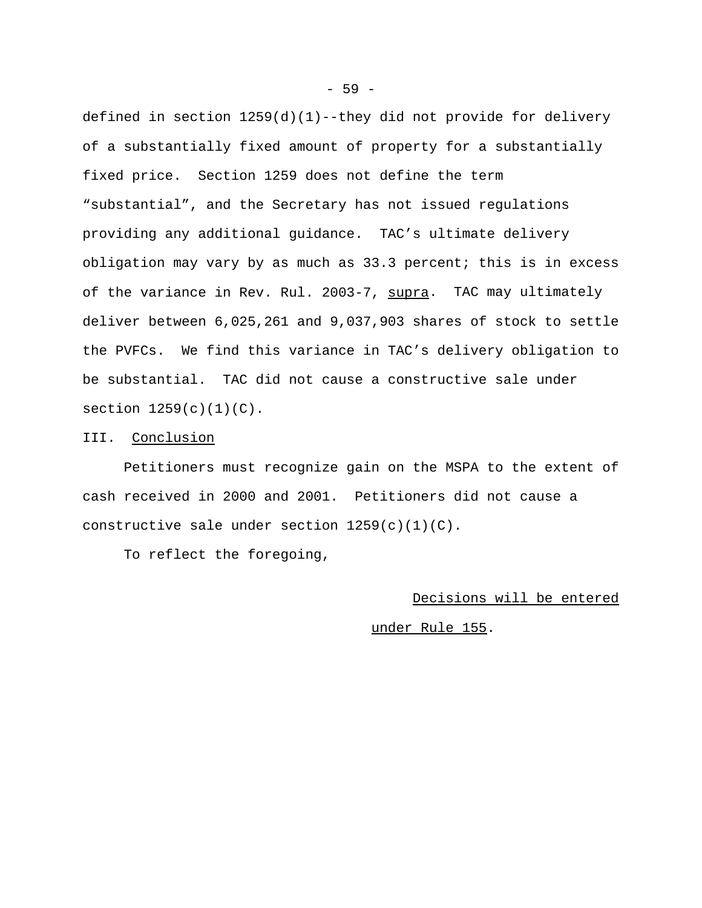defined in section 1259(d)(1)--they did not provide for delivery of a substantially fixed amount of property for a substantially fixed price. Section 1259 does not define the term "substantial", and the Secretary has not issued regulations providing any additional guidance. TAC's ultimate delivery obligation may vary by as much as 33.3 percent; this is in excess of the variance in Rev. Rul. 2003-7, supra. TAC may ultimately deliver between 6,025,261 and 9,037,903 shares of stock to settle the PVFCs. We find this variance in TAC's delivery obligation to be substantial. TAC did not cause a constructive sale under section 1259(c)(1)(C).

## III. Conclusion

Petitioners must recognize gain on the MSPA to the extent of cash received in 2000 and 2001. Petitioners did not cause a constructive sale under section 1259(c)(1)(C).

To reflect the foregoing,

Decisions will be entered under Rule 155.